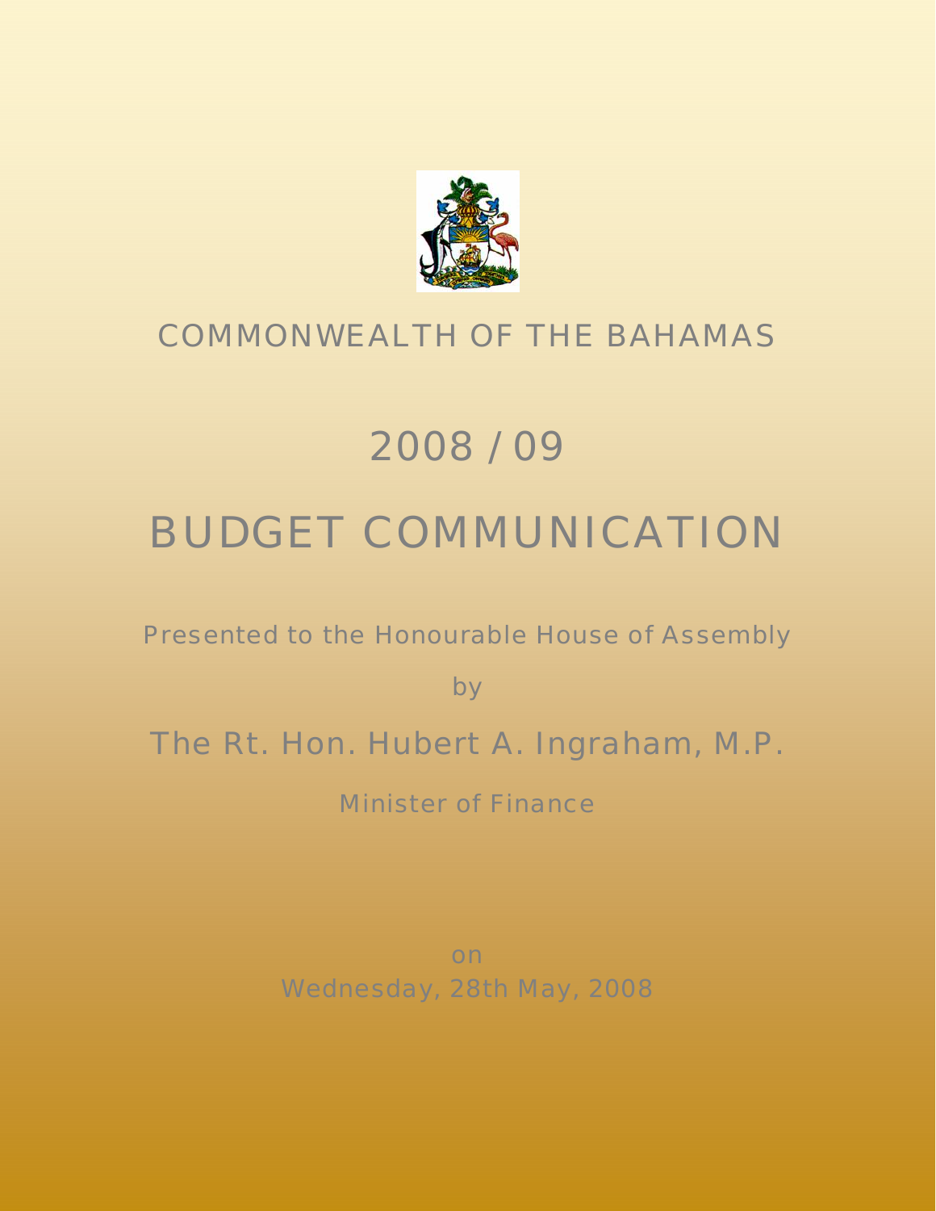COMMONWEALTH OF THE BAHAMAS

# 2008 / 09

# BUDGET COMMUNICATION

Presented to the Honourable House of Assembly

by

The Rt. Hon. Hubert A. Ingraham, M.P.

Minister of Finance

on

Wednesday, 28th May, 2008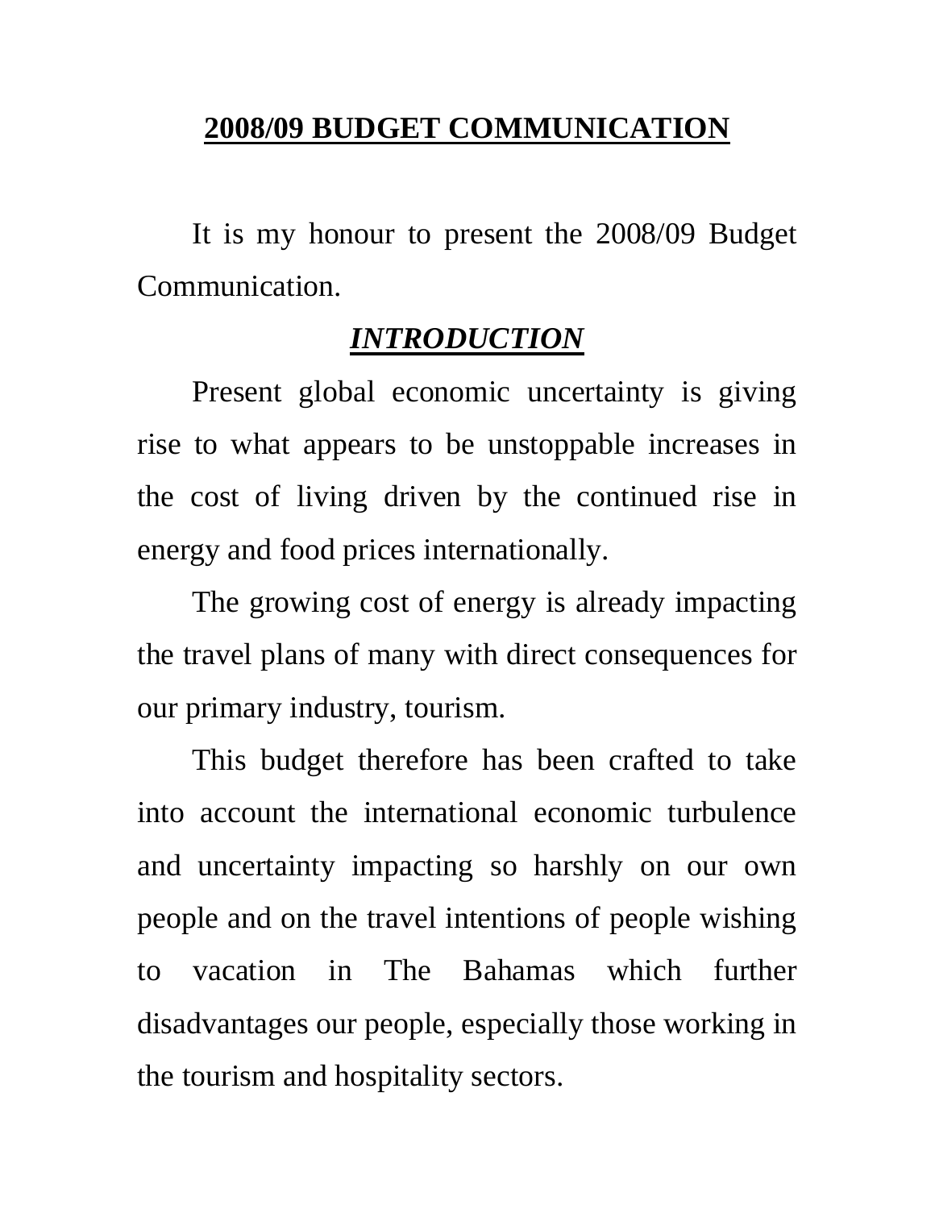# **2008/09 BUDGET COMMUNICATION**

It is my honour to present the 2008/09 Budget Communication.

## ***INTRODUCTION***

Present global economic uncertainty is giving rise to what appears to be unstoppable increases in the cost of living driven by the continued rise in energy and food prices internationally.

The growing cost of energy is already impacting the travel plans of many with direct consequences for our primary industry, tourism.

This budget therefore has been crafted to take into account the international economic turbulence and uncertainty impacting so harshly on our own people and on the travel intentions of people wishing to vacation in The Bahamas which further disadvantages our people, especially those working in the tourism and hospitality sectors.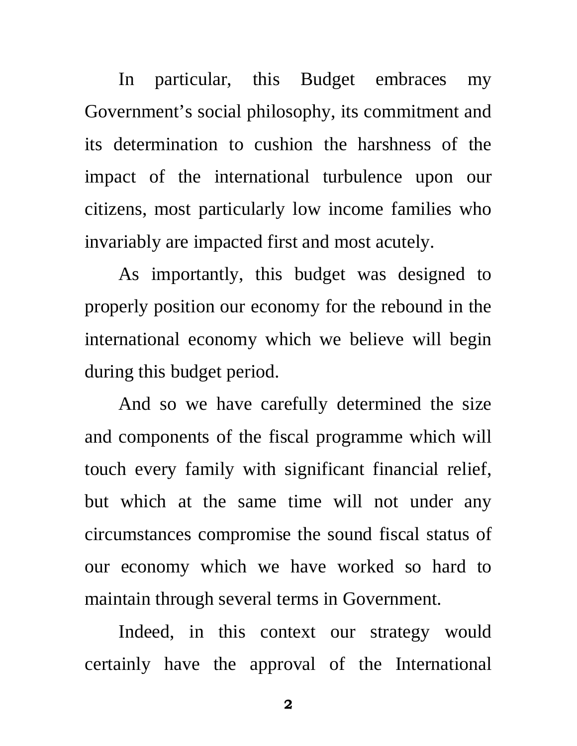In particular, this Budget embraces my Government's social philosophy, its commitment and its determination to cushion the harshness of the impact of the international turbulence upon our citizens, most particularly low income families who invariably are impacted first and most acutely.

As importantly, this budget was designed to properly position our economy for the rebound in the international economy which we believe will begin during this budget period.

And so we have carefully determined the size and components of the fiscal programme which will touch every family with significant financial relief, but which at the same time will not under any circumstances compromise the sound fiscal status of our economy which we have worked so hard to maintain through several terms in Government.

Indeed, in this context our strategy would certainly have the approval of the International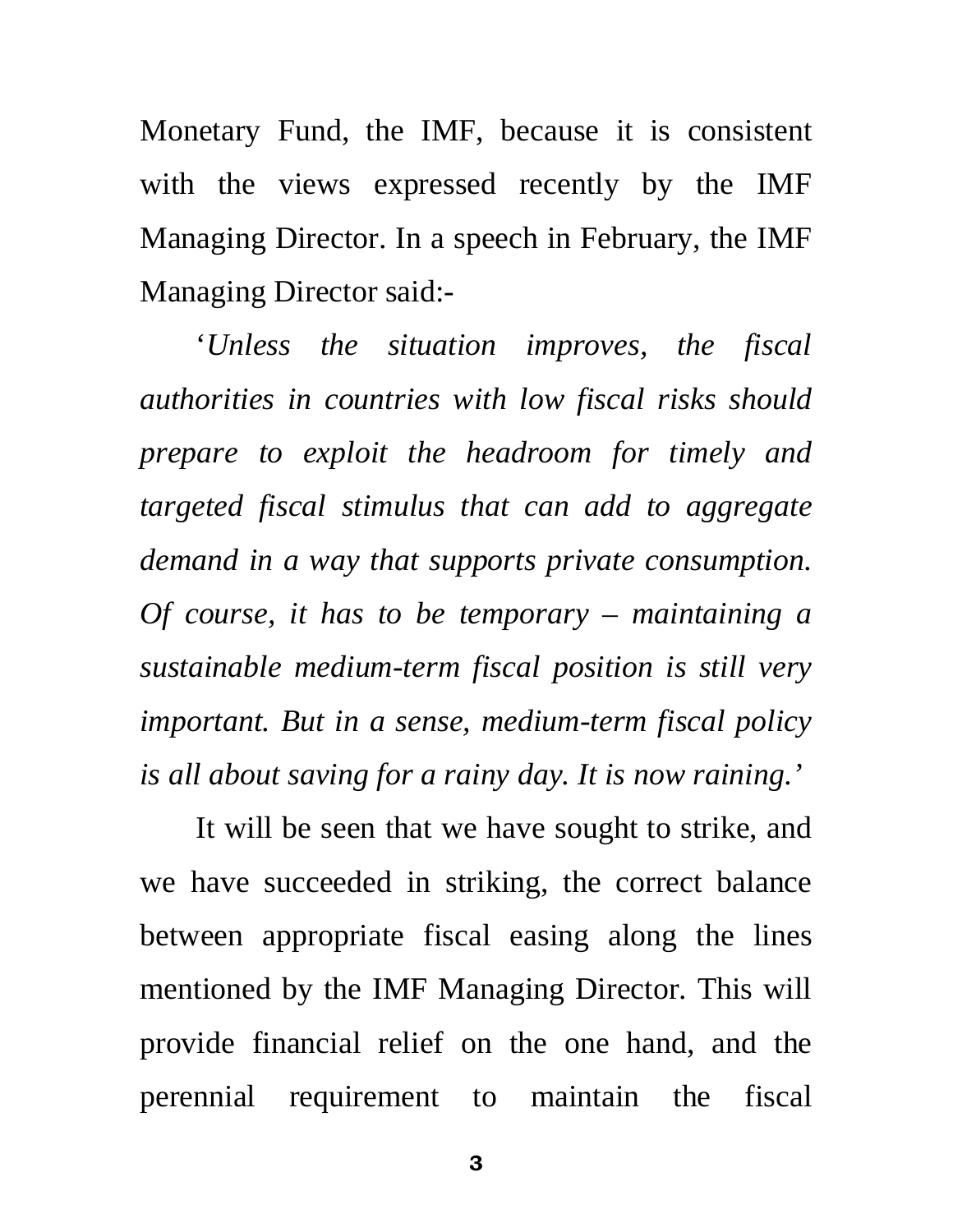Monetary Fund, the IMF, because it is consistent with the views expressed recently by the IMF Managing Director. In a speech in February, the IMF Managing Director said:-

'*Unless the situation improves, the fiscal authorities in countries with low fiscal risks should prepare to exploit the headroom for timely and targeted fiscal stimulus that can add to aggregate demand in a way that supports private consumption. Of course, it has to be temporary – maintaining a sustainable medium-term fiscal position is still very important. But in a sense, medium-term fiscal policy is all about saving for a rainy day. It is now raining.*'

It will be seen that we have sought to strike, and we have succeeded in striking, the correct balance between appropriate fiscal easing along the lines mentioned by the IMF Managing Director. This will provide financial relief on the one hand, and the perennial requirement to maintain the fiscal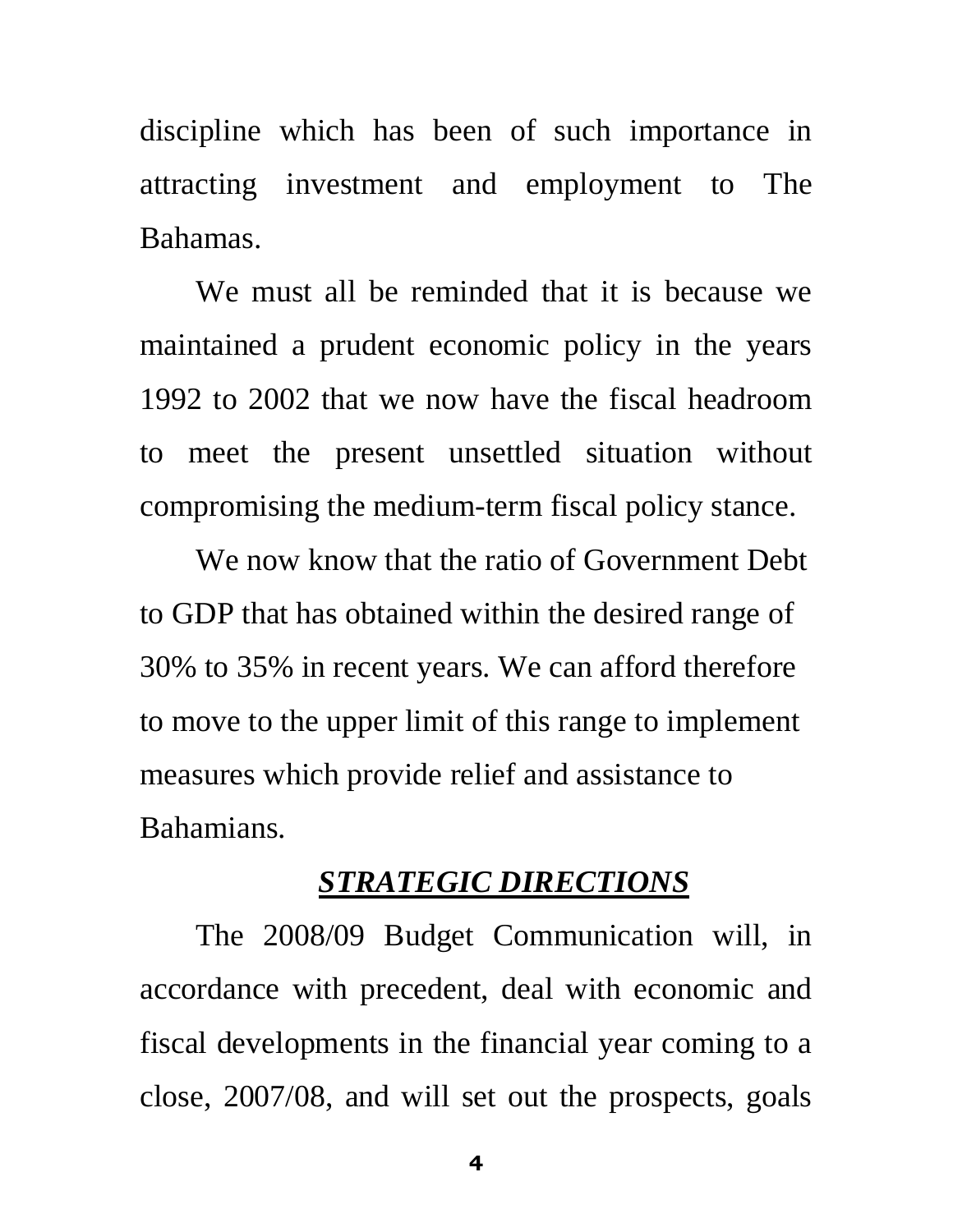discipline which has been of such importance in attracting investment and employment to The Bahamas.

We must all be reminded that it is because we maintained a prudent economic policy in the years 1992 to 2002 that we now have the fiscal headroom to meet the present unsettled situation without compromising the medium-term fiscal policy stance.

We now know that the ratio of Government Debt to GDP that has obtained within the desired range of 30% to 35% in recent years. We can afford therefore to move to the upper limit of this range to implement measures which provide relief and assistance to Bahamians.

## ***STRATEGIC DIRECTIONS***

The 2008/09 Budget Communication will, in accordance with precedent, deal with economic and fiscal developments in the financial year coming to a close, 2007/08, and will set out the prospects, goals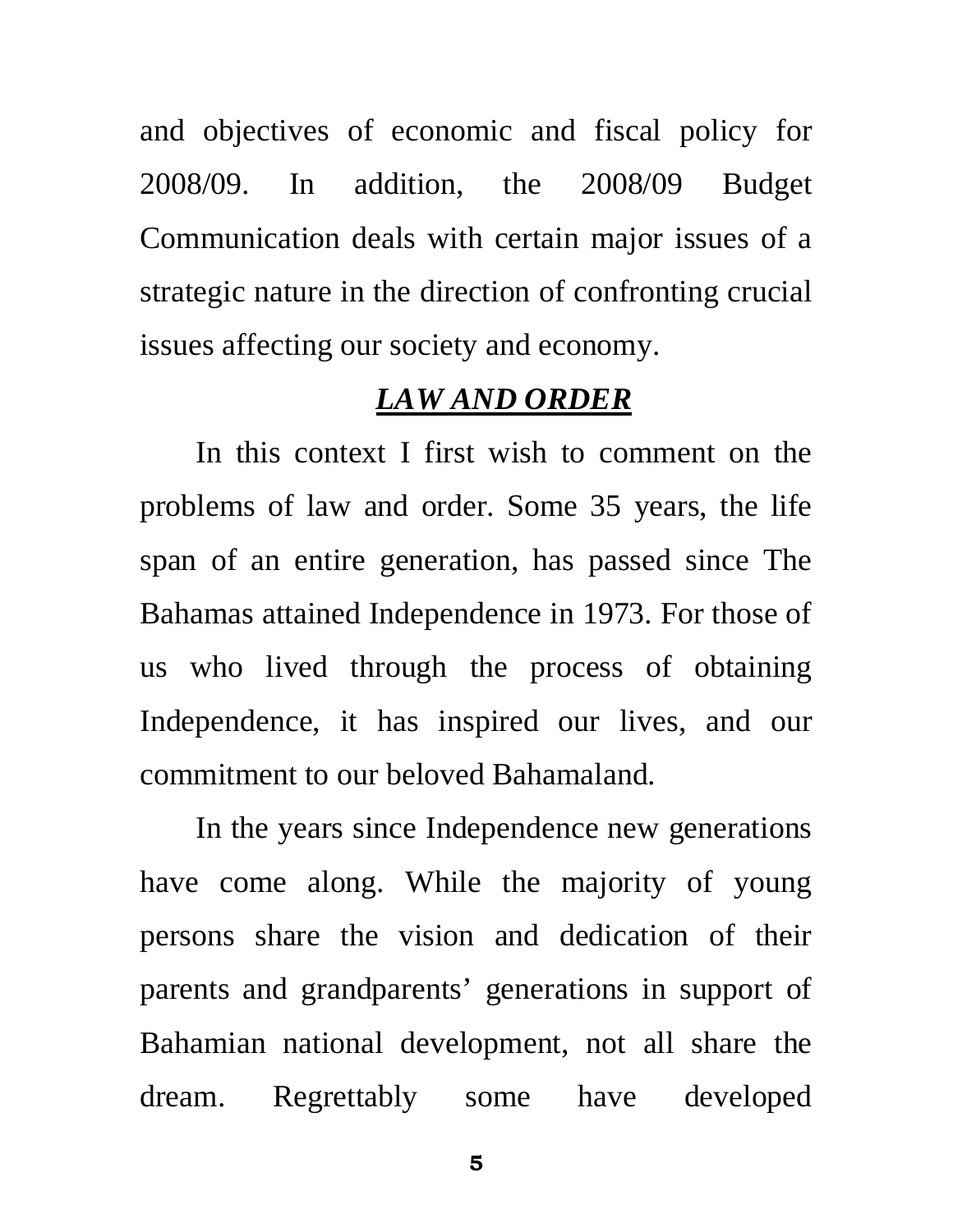and objectives of economic and fiscal policy for 2008/09. In addition, the 2008/09 Budget Communication deals with certain major issues of a strategic nature in the direction of confronting crucial issues affecting our society and economy.

## ***LAW AND ORDER***

In this context I first wish to comment on the problems of law and order. Some 35 years, the life span of an entire generation, has passed since The Bahamas attained Independence in 1973. For those of us who lived through the process of obtaining Independence, it has inspired our lives, and our commitment to our beloved Bahamaland.

In the years since Independence new generations have come along. While the majority of young persons share the vision and dedication of their parents and grandparents' generations in support of Bahamian national development, not all share the dream. Regrettably some have developed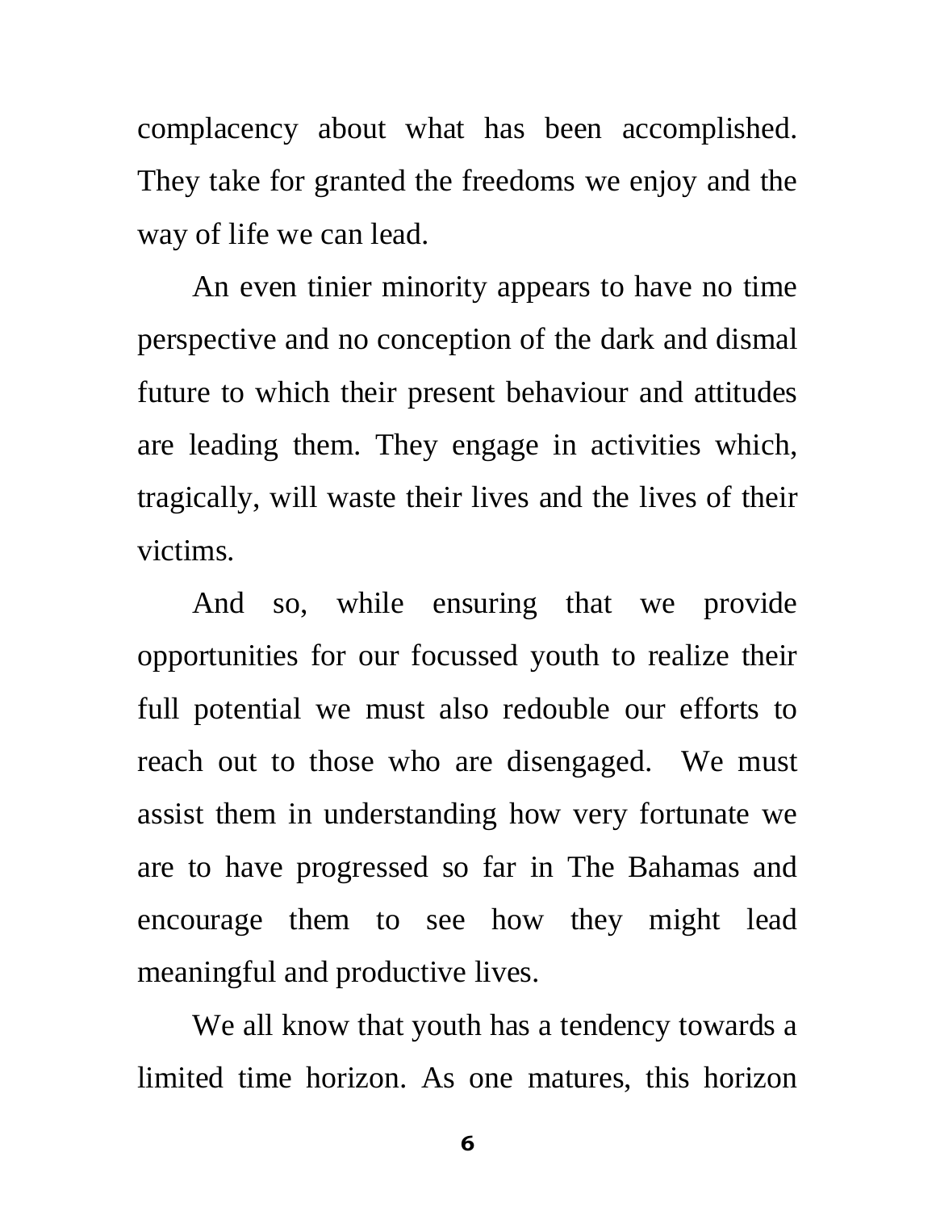complacency about what has been accomplished. They take for granted the freedoms we enjoy and the way of life we can lead.

An even tinier minority appears to have no time perspective and no conception of the dark and dismal future to which their present behaviour and attitudes are leading them. They engage in activities which, tragically, will waste their lives and the lives of their victims.

And so, while ensuring that we provide opportunities for our focussed youth to realize their full potential we must also redouble our efforts to reach out to those who are disengaged. We must assist them in understanding how very fortunate we are to have progressed so far in The Bahamas and encourage them to see how they might lead meaningful and productive lives.

We all know that youth has a tendency towards a limited time horizon. As one matures, this horizon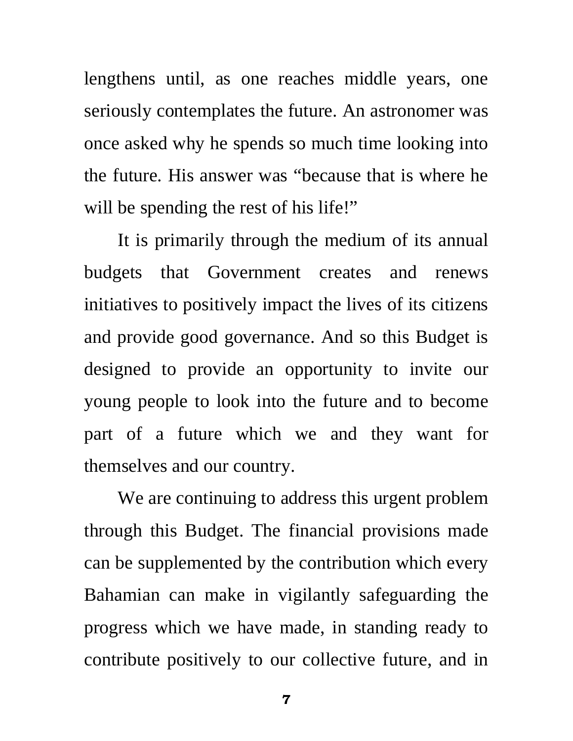lengthens until, as one reaches middle years, one seriously contemplates the future. An astronomer was once asked why he spends so much time looking into the future. His answer was "because that is where he will be spending the rest of his life!"

It is primarily through the medium of its annual budgets that Government creates and renews initiatives to positively impact the lives of its citizens and provide good governance. And so this Budget is designed to provide an opportunity to invite our young people to look into the future and to become part of a future which we and they want for themselves and our country.

We are continuing to address this urgent problem through this Budget. The financial provisions made can be supplemented by the contribution which every Bahamian can make in vigilantly safeguarding the progress which we have made, in standing ready to contribute positively to our collective future, and in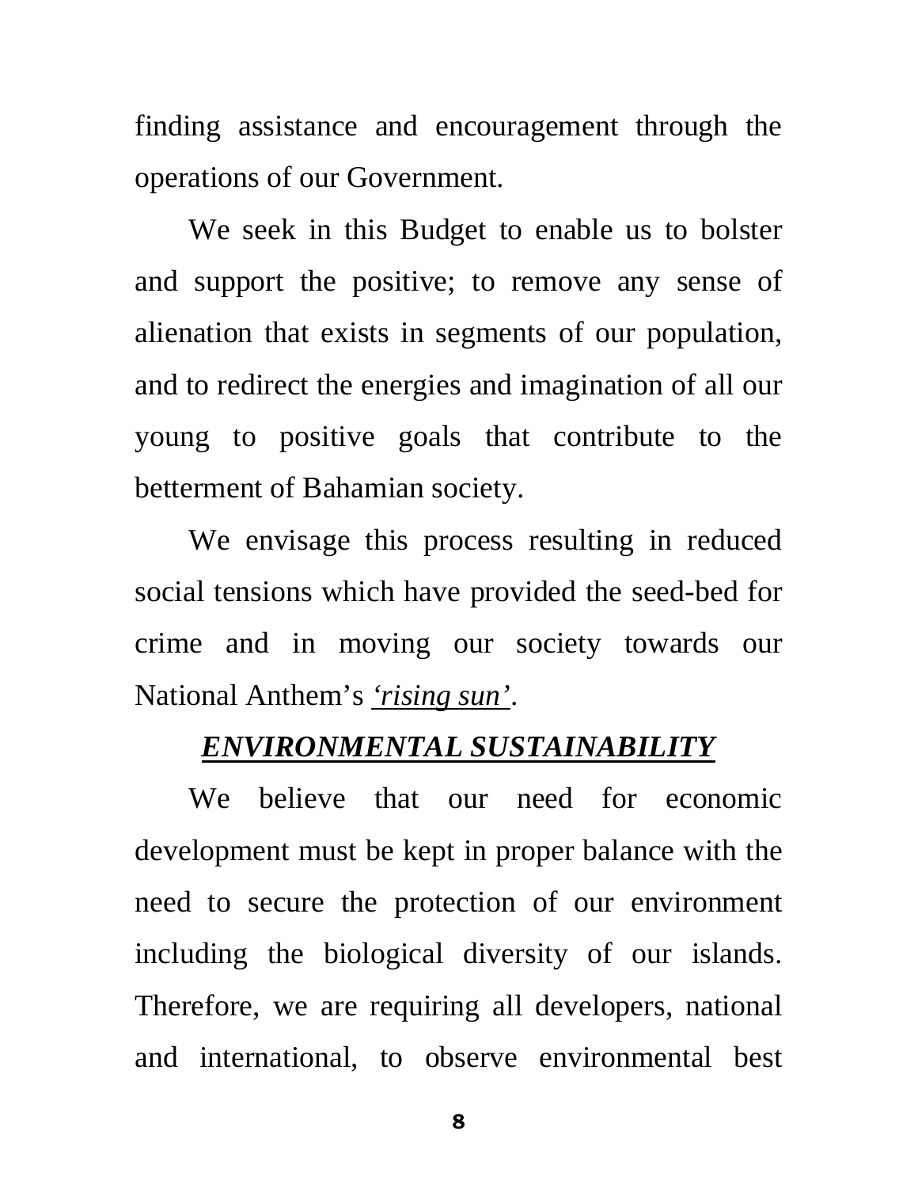finding assistance and encouragement through the operations of our Government.

We seek in this Budget to enable us to bolster and support the positive; to remove any sense of alienation that exists in segments of our population, and to redirect the energies and imagination of all our young to positive goals that contribute to the betterment of Bahamian society.

We envisage this process resulting in reduced social tensions which have provided the seed-bed for crime and in moving our society towards our National Anthem's *<u>'rising sun'</u>*.

## ***<u>ENVIRONMENTAL SUSTAINABILITY</u>***

We believe that our need for economic development must be kept in proper balance with the need to secure the protection of our environment including the biological diversity of our islands. Therefore, we are requiring all developers, national and international, to observe environmental best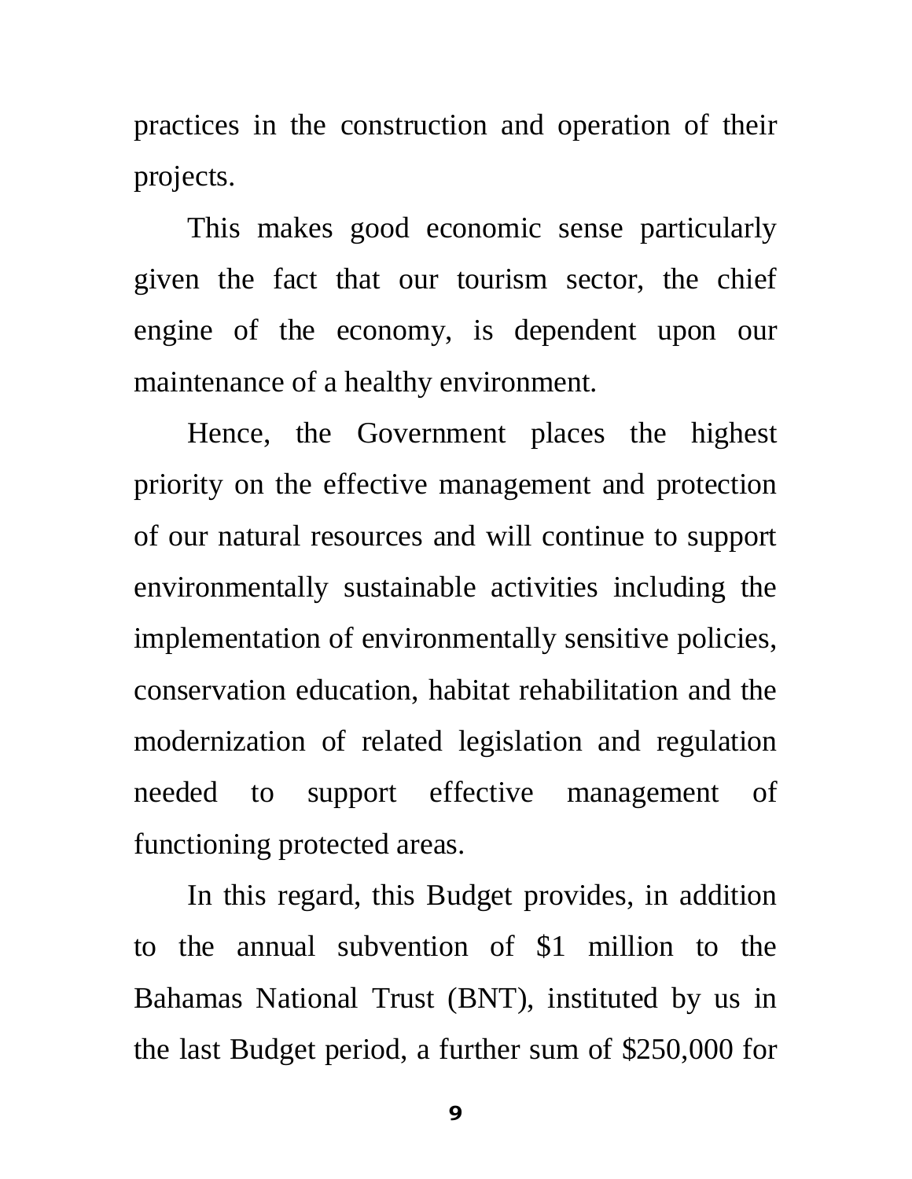practices in the construction and operation of their projects.

This makes good economic sense particularly given the fact that our tourism sector, the chief engine of the economy, is dependent upon our maintenance of a healthy environment.

Hence, the Government places the highest priority on the effective management and protection of our natural resources and will continue to support environmentally sustainable activities including the implementation of environmentally sensitive policies, conservation education, habitat rehabilitation and the modernization of related legislation and regulation needed to support effective management of functioning protected areas.

In this regard, this Budget provides, in addition to the annual subvention of $1 million to the Bahamas National Trust (BNT), instituted by us in the last Budget period, a further sum of $250,000 for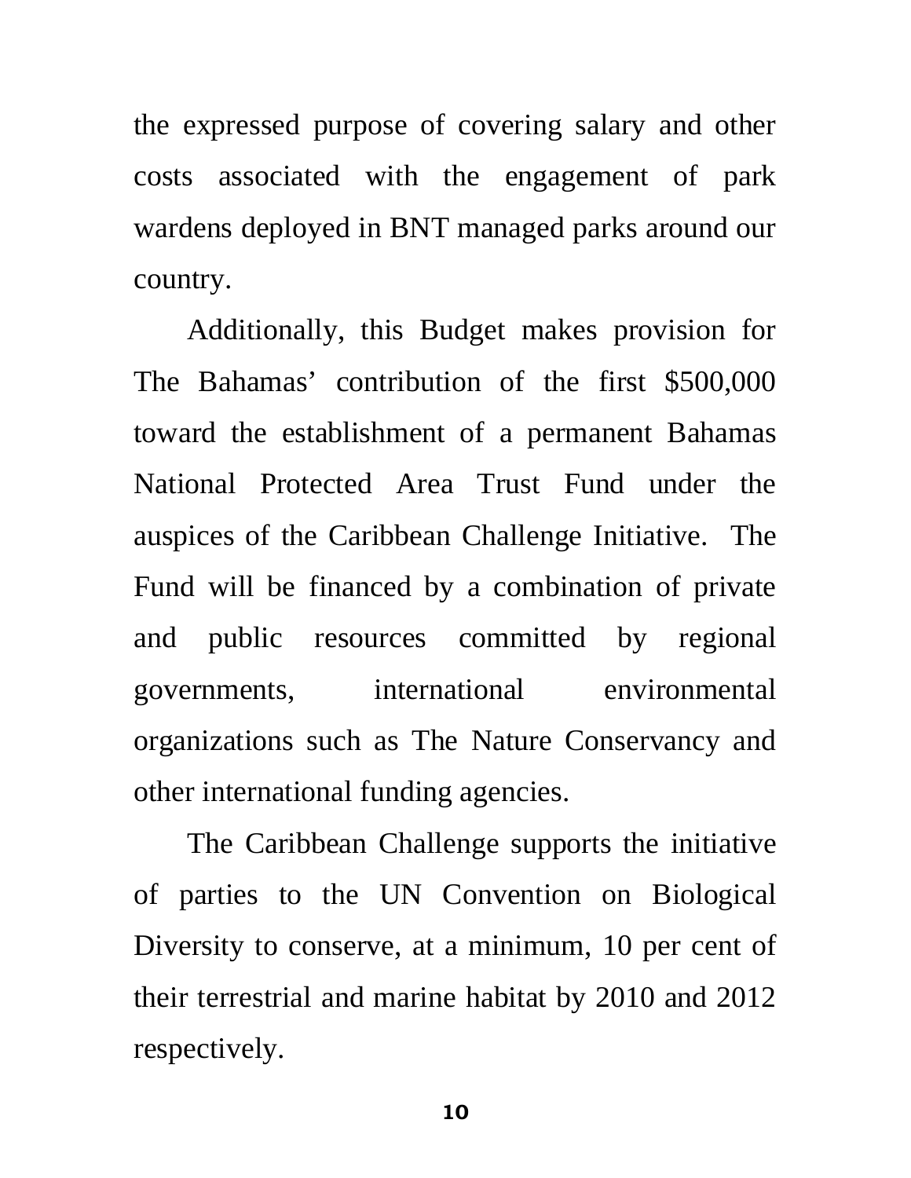the expressed purpose of covering salary and other costs associated with the engagement of park wardens deployed in BNT managed parks around our country.

Additionally, this Budget makes provision for The Bahamas' contribution of the first $500,000 toward the establishment of a permanent Bahamas National Protected Area Trust Fund under the auspices of the Caribbean Challenge Initiative. The Fund will be financed by a combination of private and public resources committed by regional governments, international environmental organizations such as The Nature Conservancy and other international funding agencies.

The Caribbean Challenge supports the initiative of parties to the UN Convention on Biological Diversity to conserve, at a minimum, 10 per cent of their terrestrial and marine habitat by 2010 and 2012 respectively.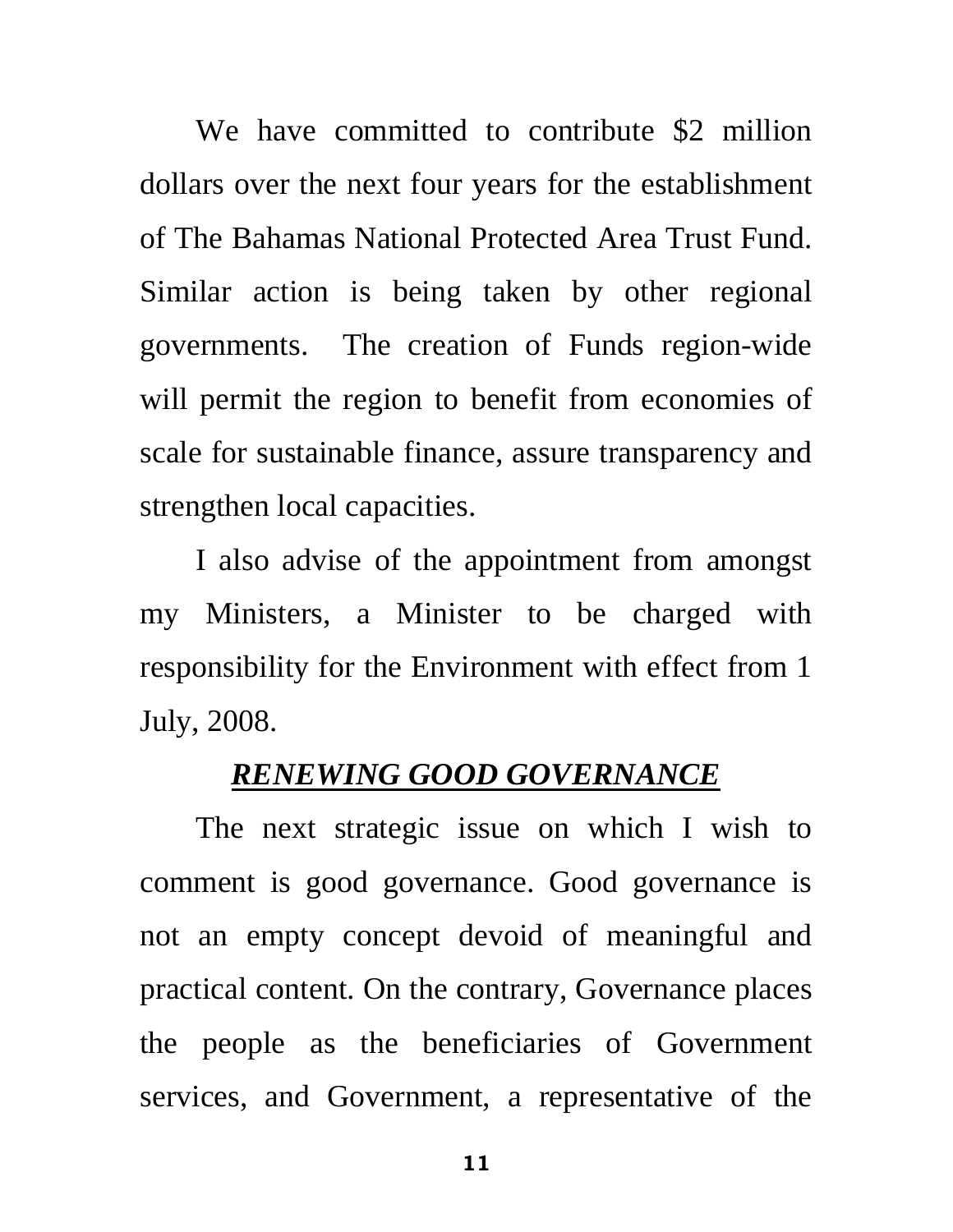We have committed to contribute $2 million dollars over the next four years for the establishment of The Bahamas National Protected Area Trust Fund. Similar action is being taken by other regional governments. The creation of Funds region-wide will permit the region to benefit from economies of scale for sustainable finance, assure transparency and strengthen local capacities.

I also advise of the appointment from amongst my Ministers, a Minister to be charged with responsibility for the Environment with effect from 1 July, 2008.

## ***RENEWING GOOD GOVERNANCE***

The next strategic issue on which I wish to comment is good governance. Good governance is not an empty concept devoid of meaningful and practical content. On the contrary, Governance places the people as the beneficiaries of Government services, and Government, a representative of the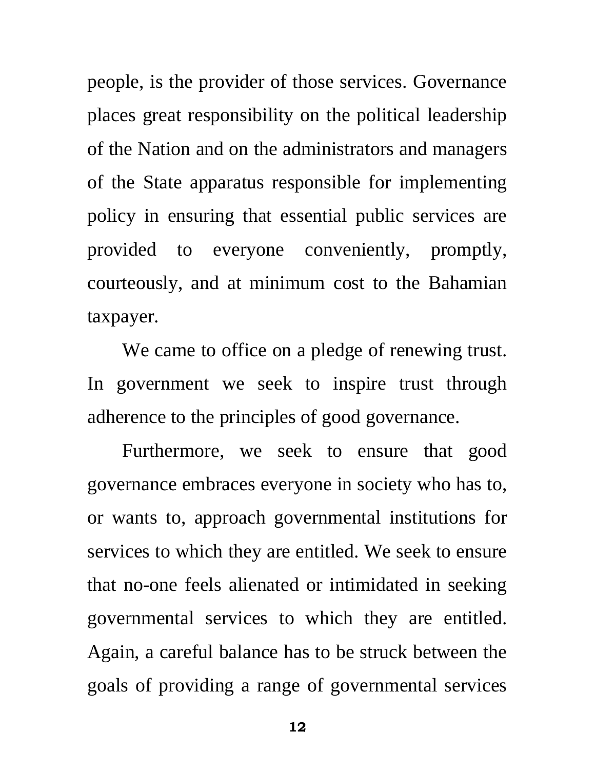people, is the provider of those services. Governance places great responsibility on the political leadership of the Nation and on the administrators and managers of the State apparatus responsible for implementing policy in ensuring that essential public services are provided to everyone conveniently, promptly, courteously, and at minimum cost to the Bahamian taxpayer.

We came to office on a pledge of renewing trust. In government we seek to inspire trust through adherence to the principles of good governance.

Furthermore, we seek to ensure that good governance embraces everyone in society who has to, or wants to, approach governmental institutions for services to which they are entitled. We seek to ensure that no-one feels alienated or intimidated in seeking governmental services to which they are entitled. Again, a careful balance has to be struck between the goals of providing a range of governmental services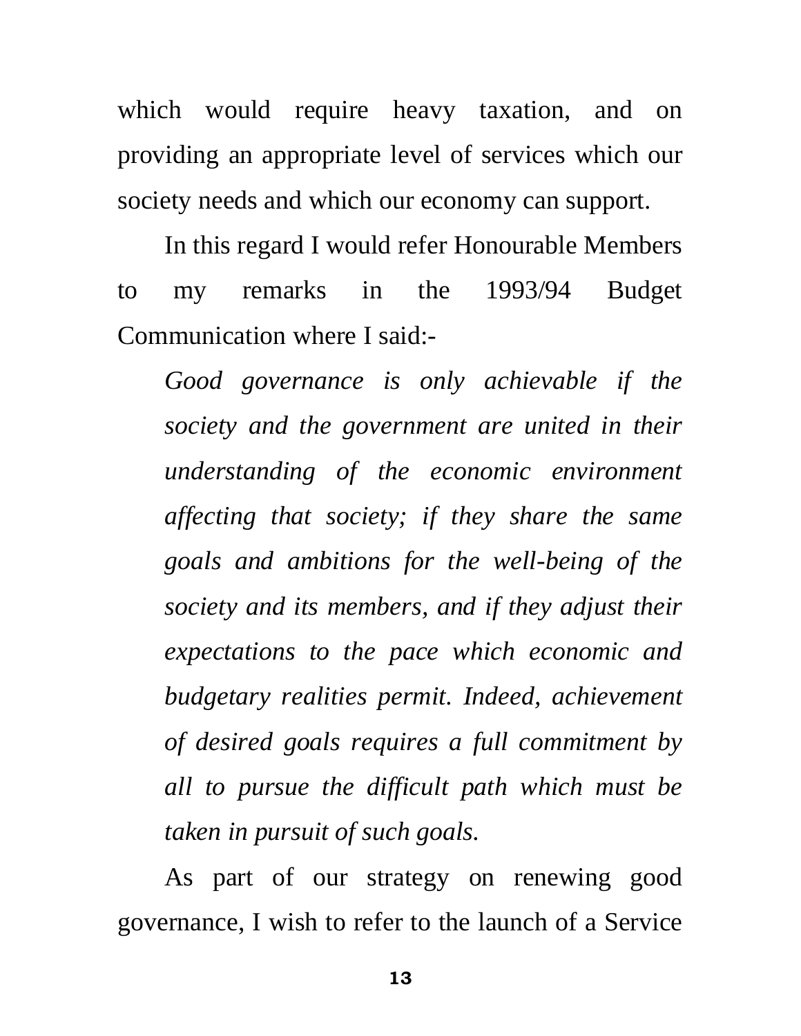which would require heavy taxation, and on providing an appropriate level of services which our society needs and which our economy can support.

In this regard I would refer Honourable Members to my remarks in the 1993/94 Budget Communication where I said:-

> *Good governance is only achievable if the society and the government are united in their understanding of the economic environment affecting that society; if they share the same goals and ambitions for the well-being of the society and its members, and if they adjust their expectations to the pace which economic and budgetary realities permit. Indeed, achievement of desired goals requires a full commitment by all to pursue the difficult path which must be taken in pursuit of such goals.*

As part of our strategy on renewing good governance, I wish to refer to the launch of a Service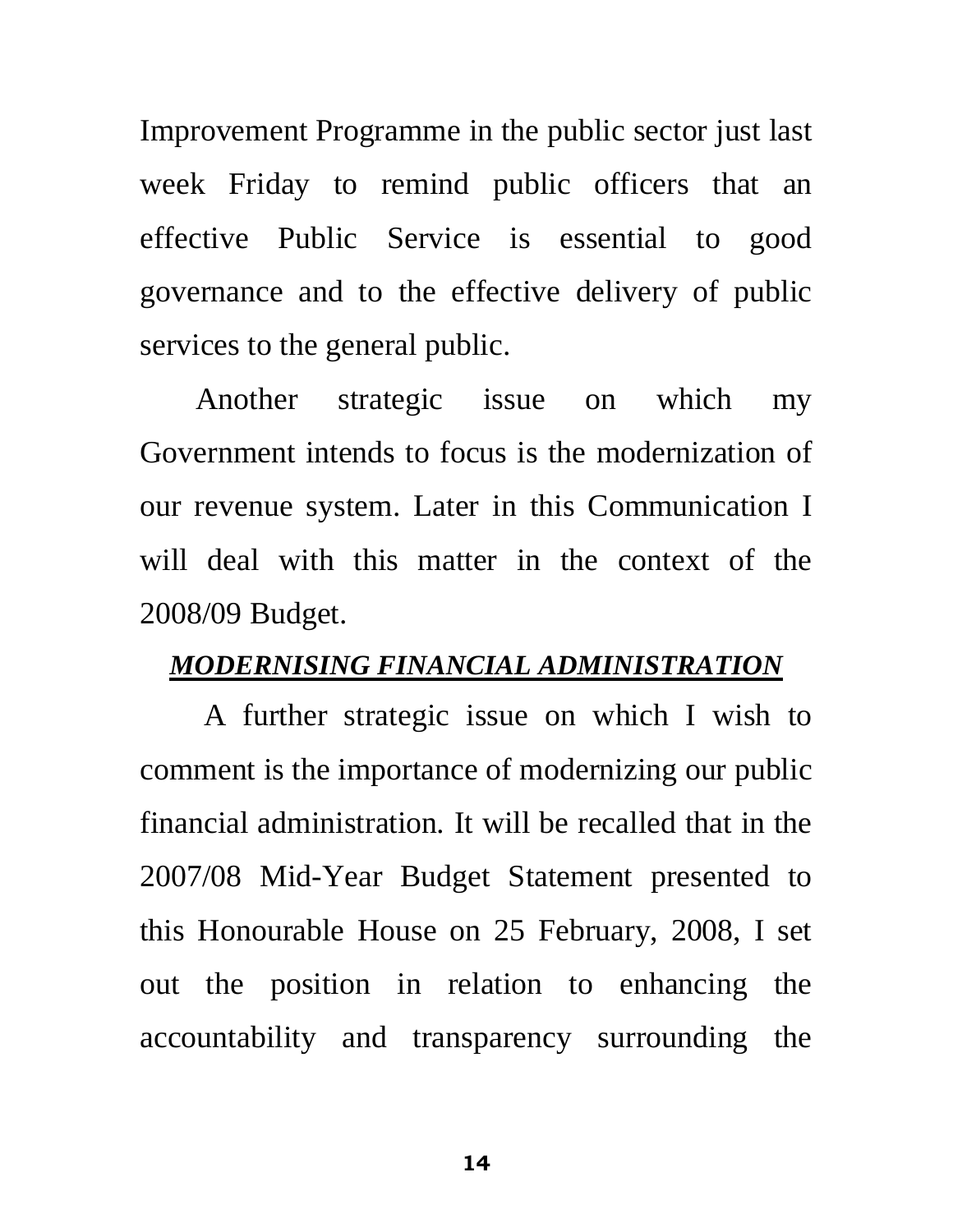Improvement Programme in the public sector just last week Friday to remind public officers that an effective Public Service is essential to good governance and to the effective delivery of public services to the general public.

Another strategic issue on which my Government intends to focus is the modernization of our revenue system. Later in this Communication I will deal with this matter in the context of the 2008/09 Budget.

***MODERNISING FINANCIAL ADMINISTRATION***

A further strategic issue on which I wish to comment is the importance of modernizing our public financial administration. It will be recalled that in the 2007/08 Mid-Year Budget Statement presented to this Honourable House on 25 February, 2008, I set out the position in relation to enhancing the accountability and transparency surrounding the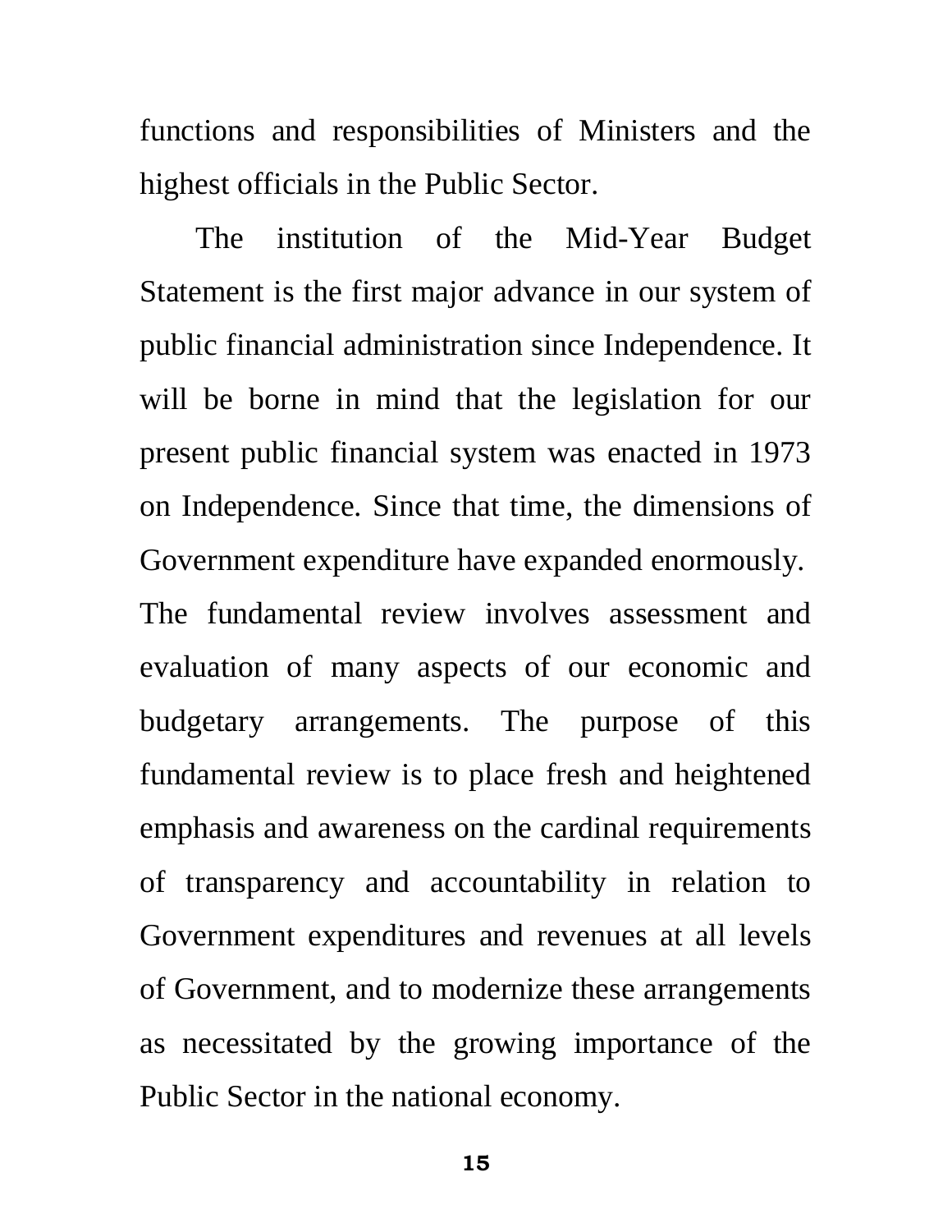functions and responsibilities of Ministers and the highest officials in the Public Sector.

The institution of the Mid-Year Budget Statement is the first major advance in our system of public financial administration since Independence. It will be borne in mind that the legislation for our present public financial system was enacted in 1973 on Independence. Since that time, the dimensions of Government expenditure have expanded enormously. The fundamental review involves assessment and evaluation of many aspects of our economic and budgetary arrangements. The purpose of this fundamental review is to place fresh and heightened emphasis and awareness on the cardinal requirements of transparency and accountability in relation to Government expenditures and revenues at all levels of Government, and to modernize these arrangements as necessitated by the growing importance of the Public Sector in the national economy.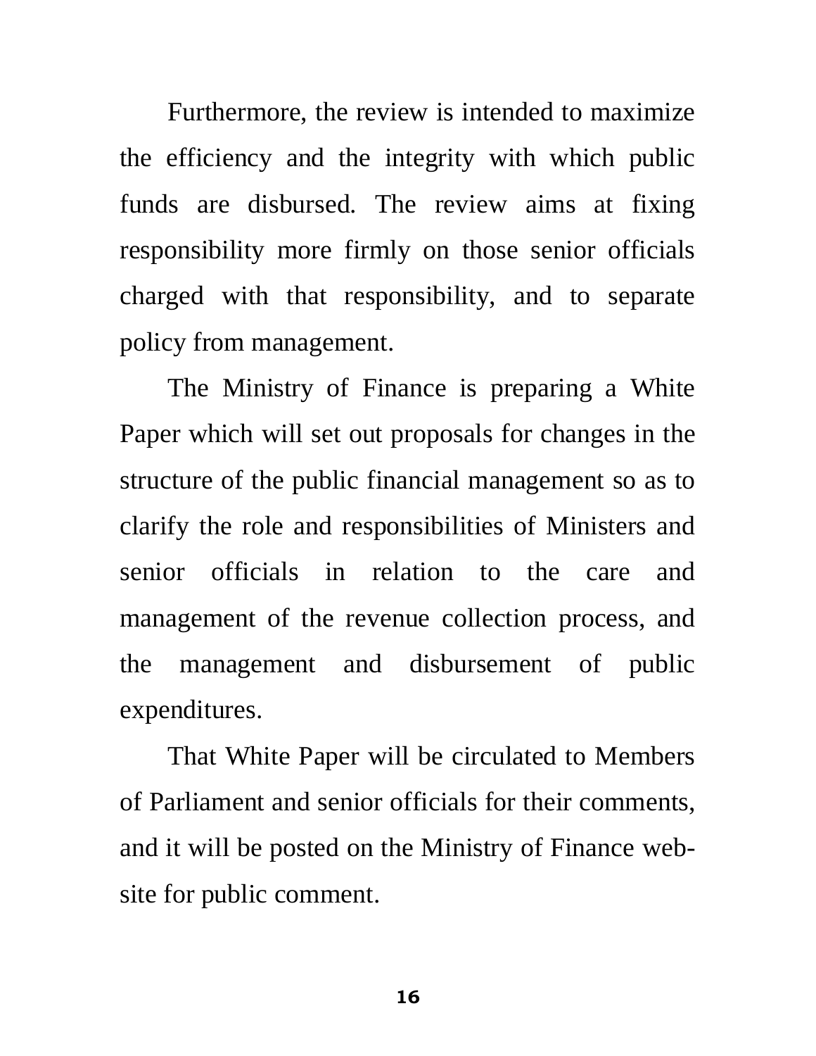Furthermore, the review is intended to maximize the efficiency and the integrity with which public funds are disbursed. The review aims at fixing responsibility more firmly on those senior officials charged with that responsibility, and to separate policy from management.

The Ministry of Finance is preparing a White Paper which will set out proposals for changes in the structure of the public financial management so as to clarify the role and responsibilities of Ministers and senior officials in relation to the care and management of the revenue collection process, and the management and disbursement of public expenditures.

That White Paper will be circulated to Members of Parliament and senior officials for their comments, and it will be posted on the Ministry of Finance web-site for public comment.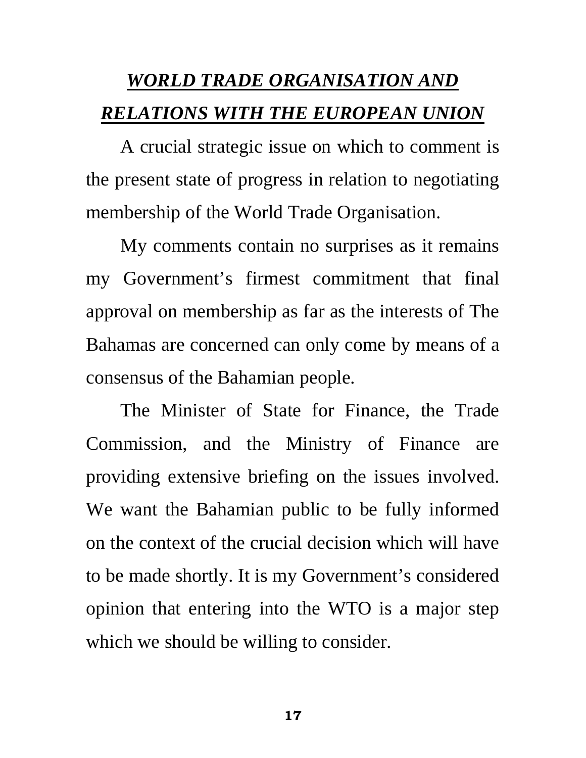## ***WORLD TRADE ORGANISATION AND RELATIONS WITH THE EUROPEAN UNION***

A crucial strategic issue on which to comment is the present state of progress in relation to negotiating membership of the World Trade Organisation.

My comments contain no surprises as it remains my Government's firmest commitment that final approval on membership as far as the interests of The Bahamas are concerned can only come by means of a consensus of the Bahamian people.

The Minister of State for Finance, the Trade Commission, and the Ministry of Finance are providing extensive briefing on the issues involved. We want the Bahamian public to be fully informed on the context of the crucial decision which will have to be made shortly. It is my Government's considered opinion that entering into the WTO is a major step which we should be willing to consider.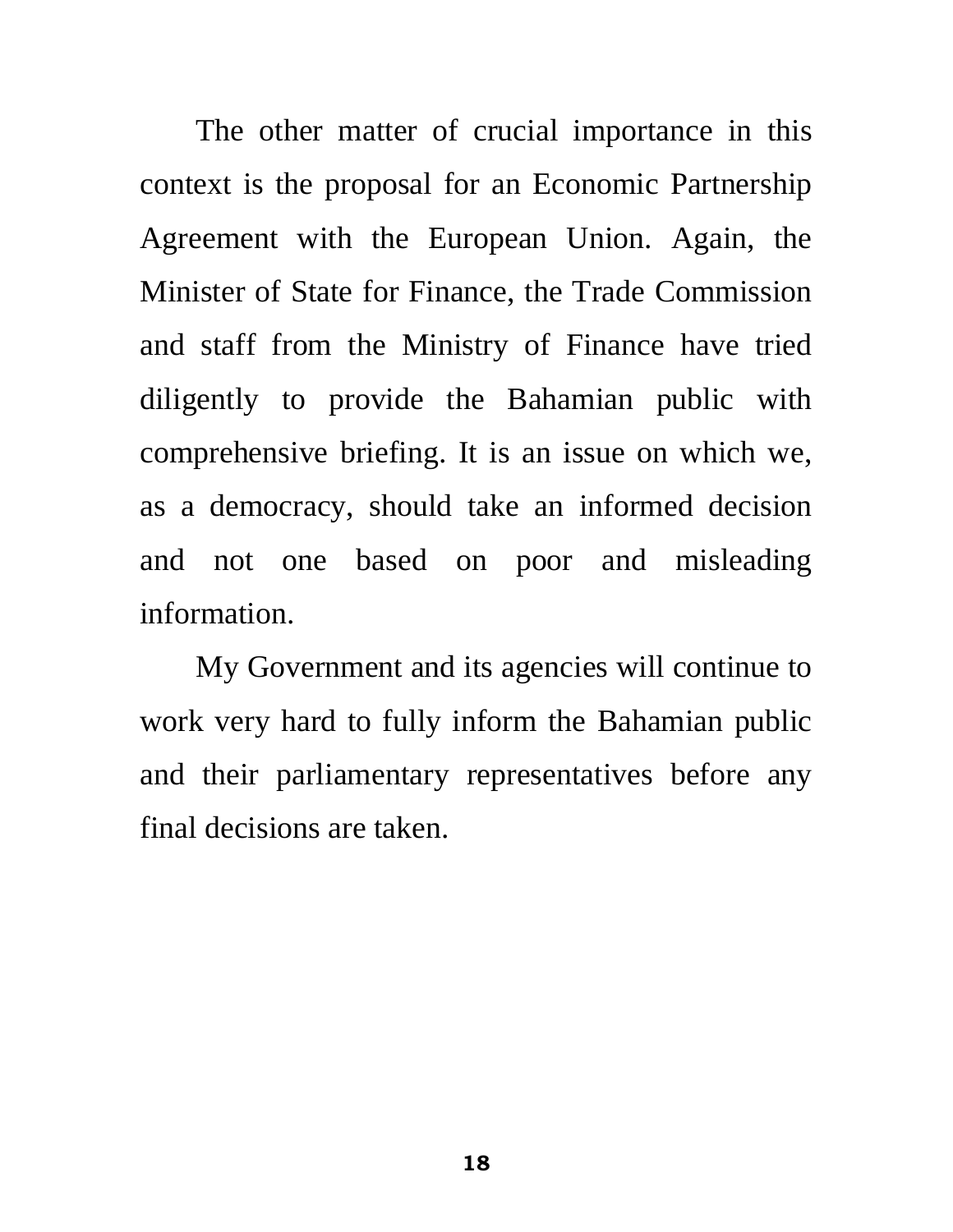The other matter of crucial importance in this context is the proposal for an Economic Partnership Agreement with the European Union. Again, the Minister of State for Finance, the Trade Commission and staff from the Ministry of Finance have tried diligently to provide the Bahamian public with comprehensive briefing. It is an issue on which we, as a democracy, should take an informed decision and not one based on poor and misleading information.

My Government and its agencies will continue to work very hard to fully inform the Bahamian public and their parliamentary representatives before any final decisions are taken.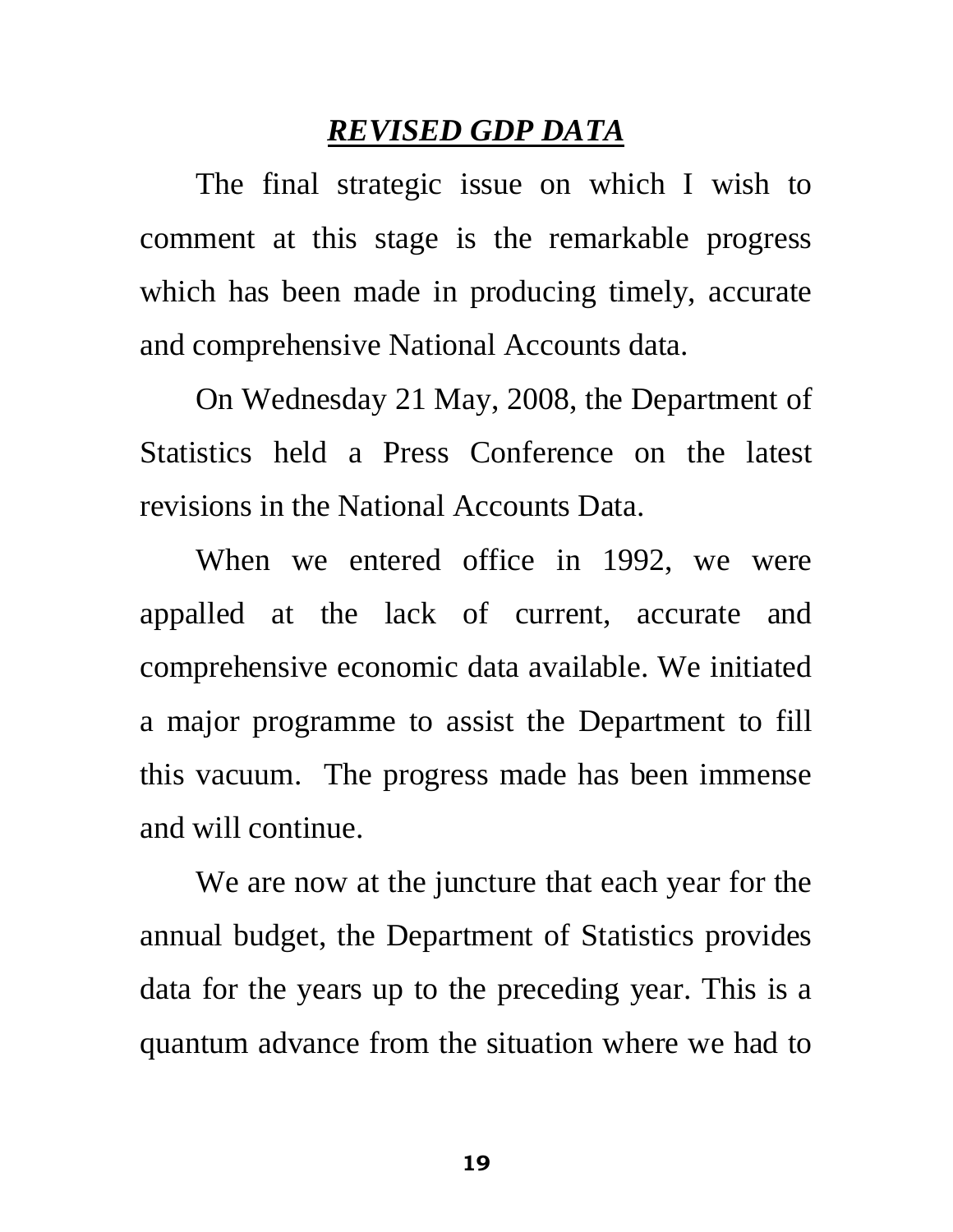## ***REVISED GDP DATA***

The final strategic issue on which I wish to comment at this stage is the remarkable progress which has been made in producing timely, accurate and comprehensive National Accounts data.

On Wednesday 21 May, 2008, the Department of Statistics held a Press Conference on the latest revisions in the National Accounts Data.

When we entered office in 1992, we were appalled at the lack of current, accurate and comprehensive economic data available. We initiated a major programme to assist the Department to fill this vacuum. The progress made has been immense and will continue.

We are now at the juncture that each year for the annual budget, the Department of Statistics provides data for the years up to the preceding year. This is a quantum advance from the situation where we had to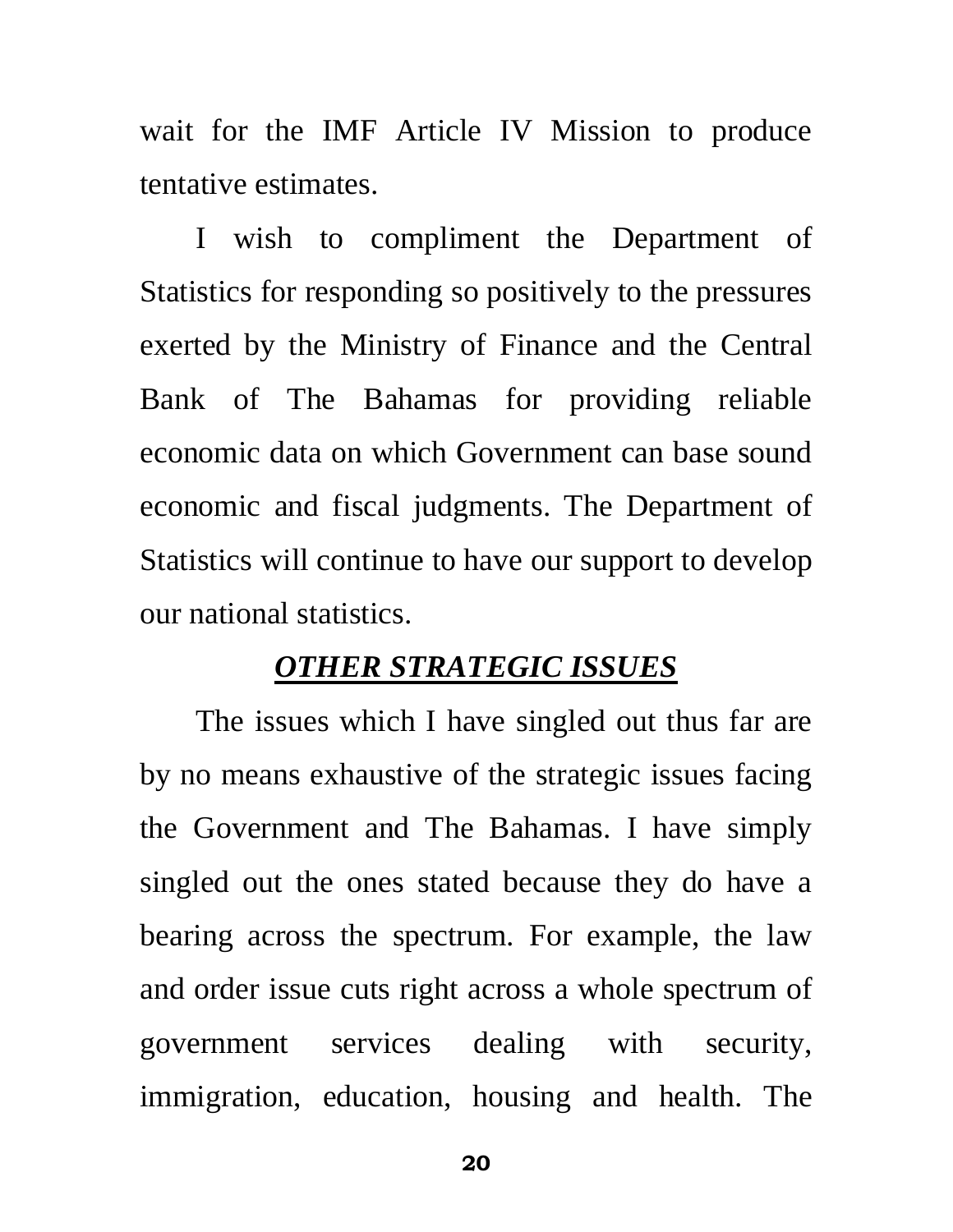wait for the IMF Article IV Mission to produce tentative estimates.

I wish to compliment the Department of Statistics for responding so positively to the pressures exerted by the Ministry of Finance and the Central Bank of The Bahamas for providing reliable economic data on which Government can base sound economic and fiscal judgments. The Department of Statistics will continue to have our support to develop our national statistics.

## ***OTHER STRATEGIC ISSUES***

The issues which I have singled out thus far are by no means exhaustive of the strategic issues facing the Government and The Bahamas. I have simply singled out the ones stated because they do have a bearing across the spectrum. For example, the law and order issue cuts right across a whole spectrum of government services dealing with security, immigration, education, housing and health. The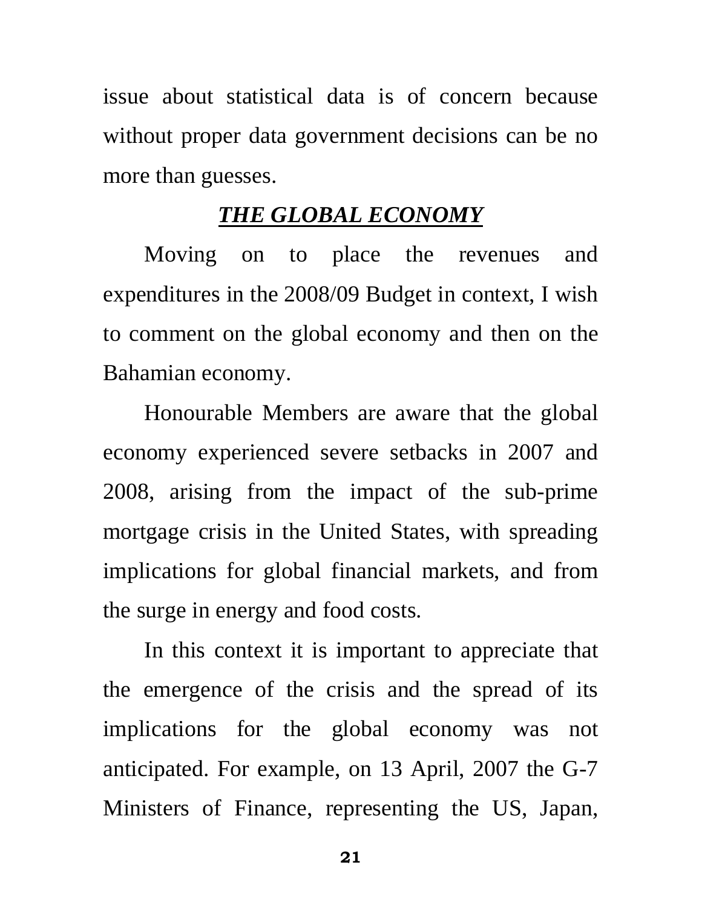issue about statistical data is of concern because without proper data government decisions can be no more than guesses.

## ***THE GLOBAL ECONOMY***

Moving on to place the revenues and expenditures in the 2008/09 Budget in context, I wish to comment on the global economy and then on the Bahamian economy.

Honourable Members are aware that the global economy experienced severe setbacks in 2007 and 2008, arising from the impact of the sub-prime mortgage crisis in the United States, with spreading implications for global financial markets, and from the surge in energy and food costs.

In this context it is important to appreciate that the emergence of the crisis and the spread of its implications for the global economy was not anticipated. For example, on 13 April, 2007 the G-7 Ministers of Finance, representing the US, Japan,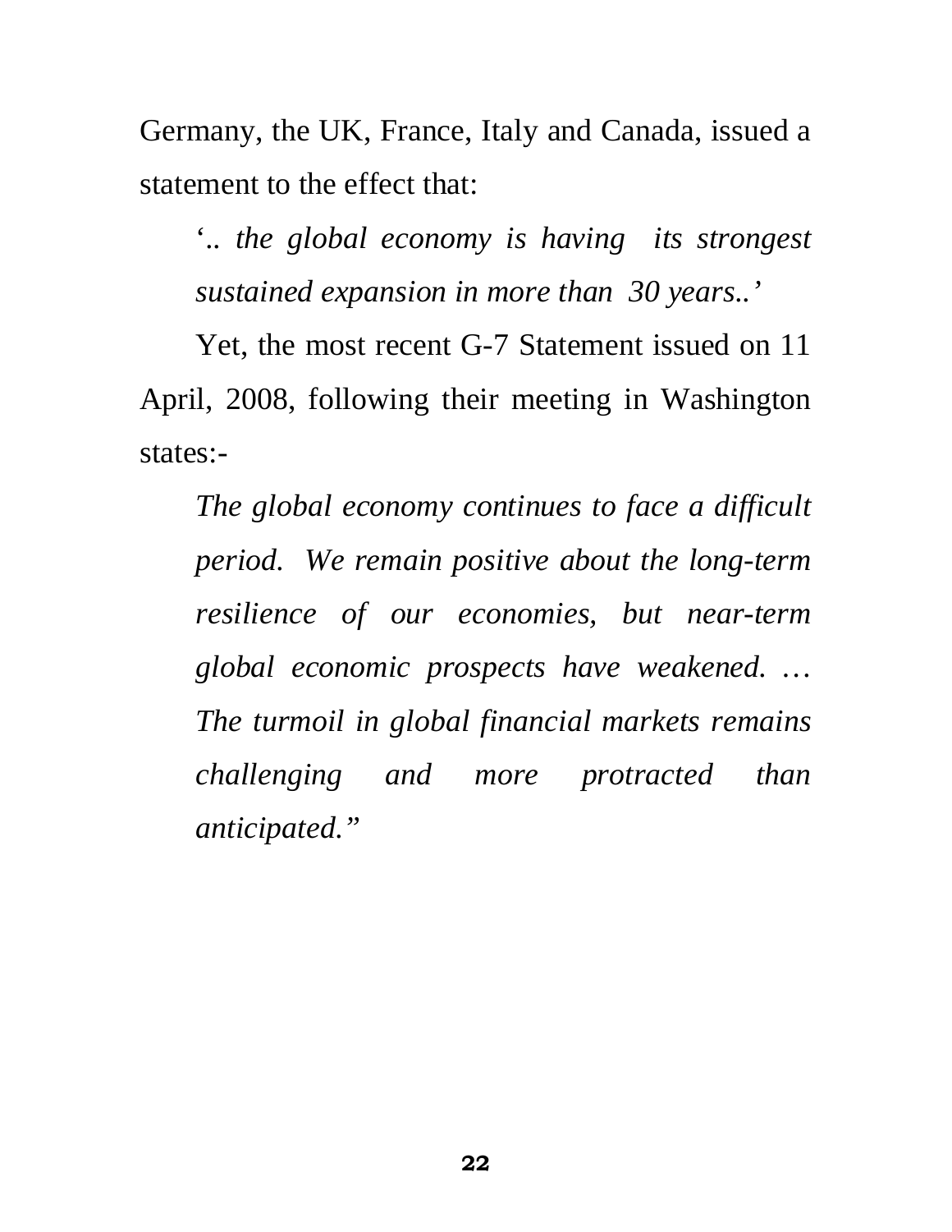Germany, the UK, France, Italy and Canada, issued a statement to the effect that:

> '.. *the global economy is having its strongest sustained expansion in more than 30 years..'*

Yet, the most recent G-7 Statement issued on 11 April, 2008, following their meeting in Washington states:-

> *The global economy continues to face a difficult period. We remain positive about the long-term resilience of our economies, but near-term global economic prospects have weakened. … The turmoil in global financial markets remains challenging and more protracted than anticipated."*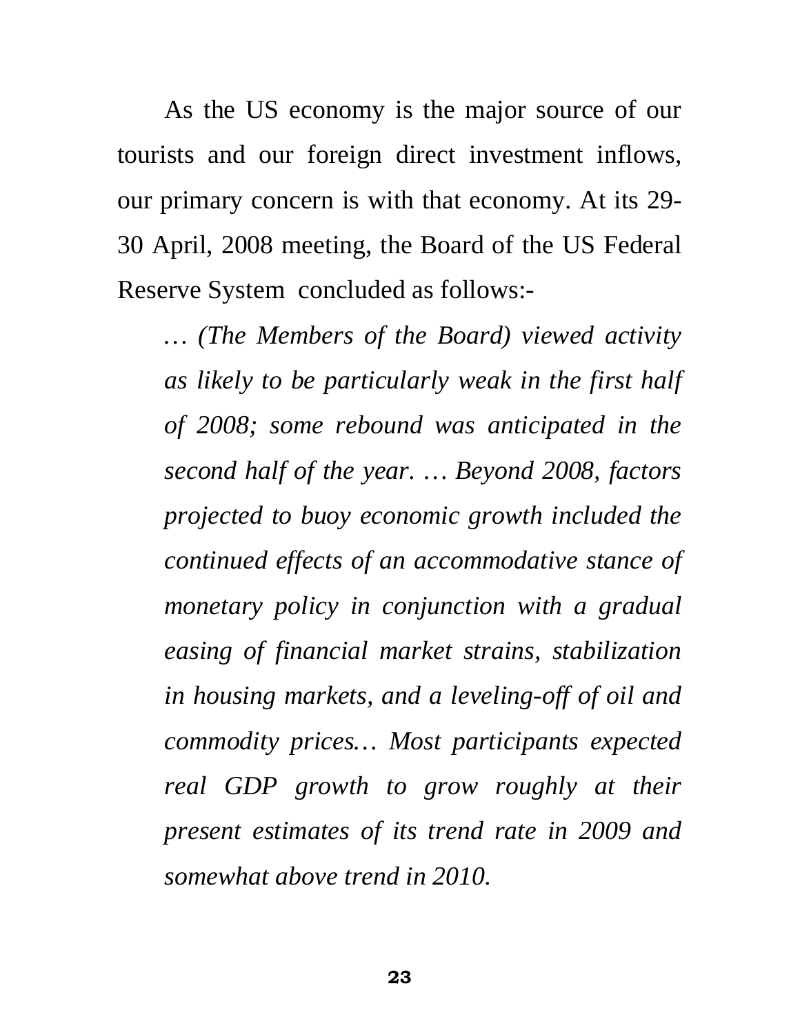As the US economy is the major source of our tourists and our foreign direct investment inflows, our primary concern is with that economy. At its 29-30 April, 2008 meeting, the Board of the US Federal Reserve System concluded as follows:-

> *… (The Members of the Board) viewed activity as likely to be particularly weak in the first half of 2008; some rebound was anticipated in the second half of the year. … Beyond 2008, factors projected to buoy economic growth included the continued effects of an accommodative stance of monetary policy in conjunction with a gradual easing of financial market strains, stabilization in housing markets, and a leveling-off of oil and commodity prices… Most participants expected real GDP growth to grow roughly at their present estimates of its trend rate in 2009 and somewhat above trend in 2010.*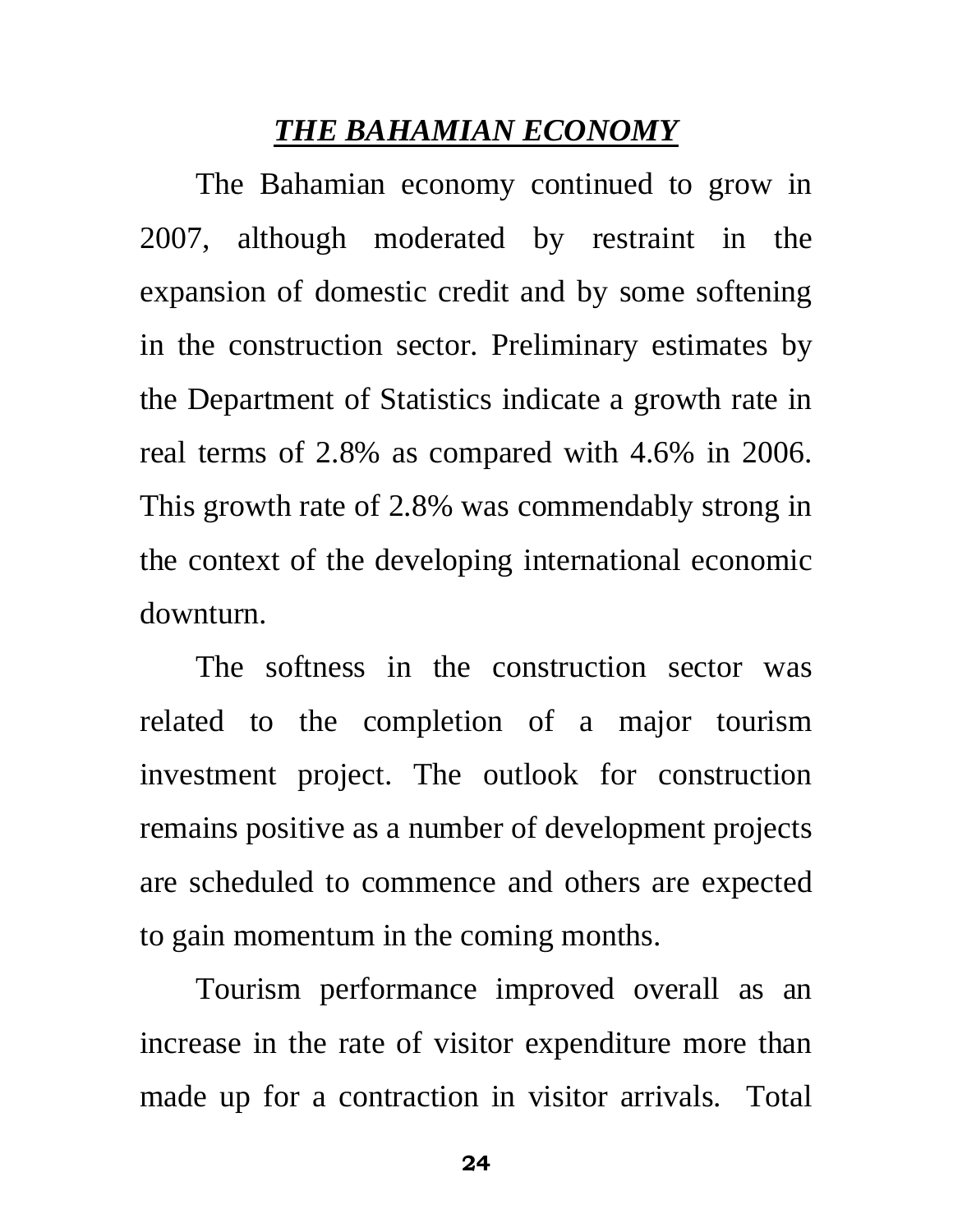## ***THE BAHAMIAN ECONOMY***

The Bahamian economy continued to grow in 2007, although moderated by restraint in the expansion of domestic credit and by some softening in the construction sector. Preliminary estimates by the Department of Statistics indicate a growth rate in real terms of 2.8% as compared with 4.6% in 2006. This growth rate of 2.8% was commendably strong in the context of the developing international economic downturn.

The softness in the construction sector was related to the completion of a major tourism investment project. The outlook for construction remains positive as a number of development projects are scheduled to commence and others are expected to gain momentum in the coming months.

Tourism performance improved overall as an increase in the rate of visitor expenditure more than made up for a contraction in visitor arrivals. Total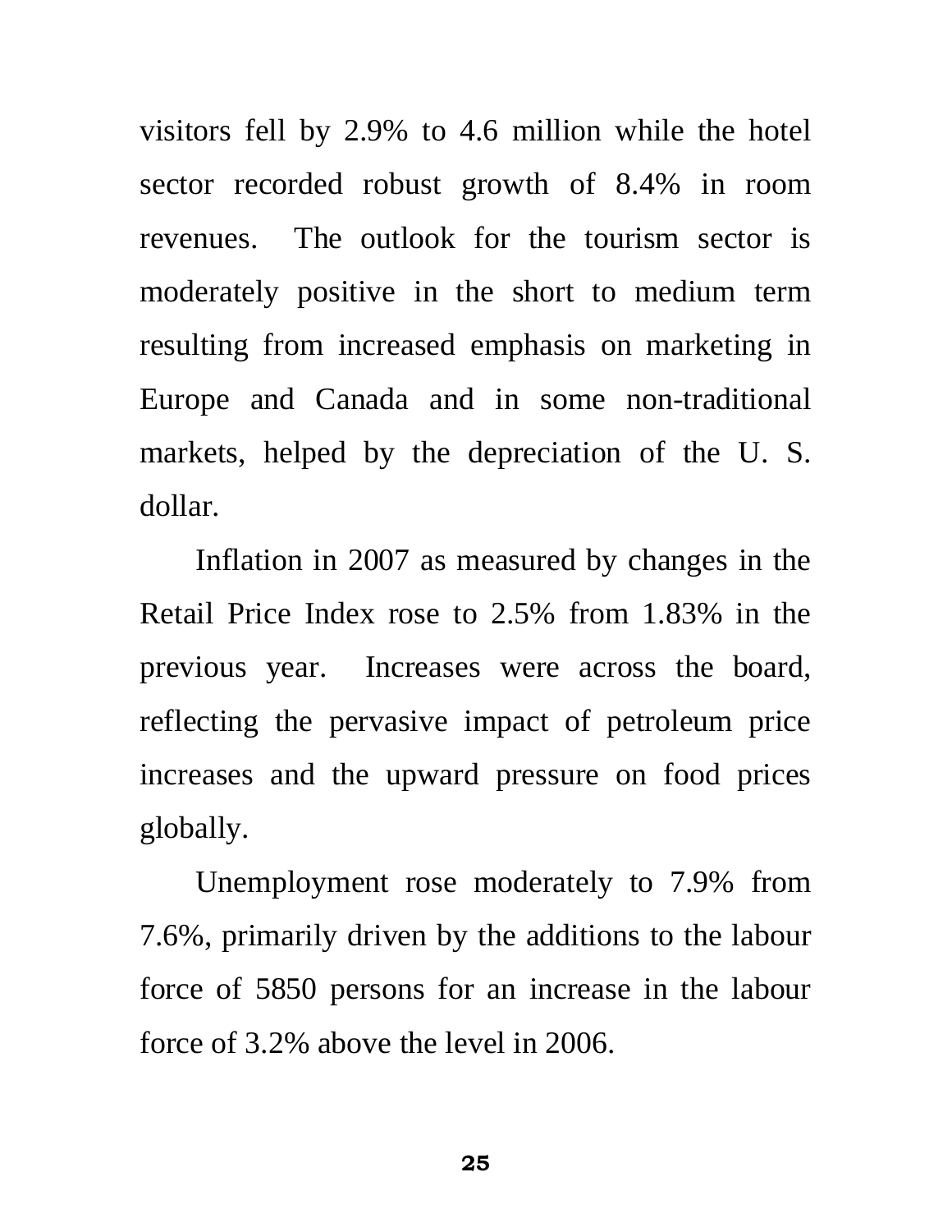visitors fell by 2.9% to 4.6 million while the hotel sector recorded robust growth of 8.4% in room revenues. The outlook for the tourism sector is moderately positive in the short to medium term resulting from increased emphasis on marketing in Europe and Canada and in some non-traditional markets, helped by the depreciation of the U. S. dollar.

Inflation in 2007 as measured by changes in the Retail Price Index rose to 2.5% from 1.83% in the previous year. Increases were across the board, reflecting the pervasive impact of petroleum price increases and the upward pressure on food prices globally.

Unemployment rose moderately to 7.9% from 7.6%, primarily driven by the additions to the labour force of 5850 persons for an increase in the labour force of 3.2% above the level in 2006.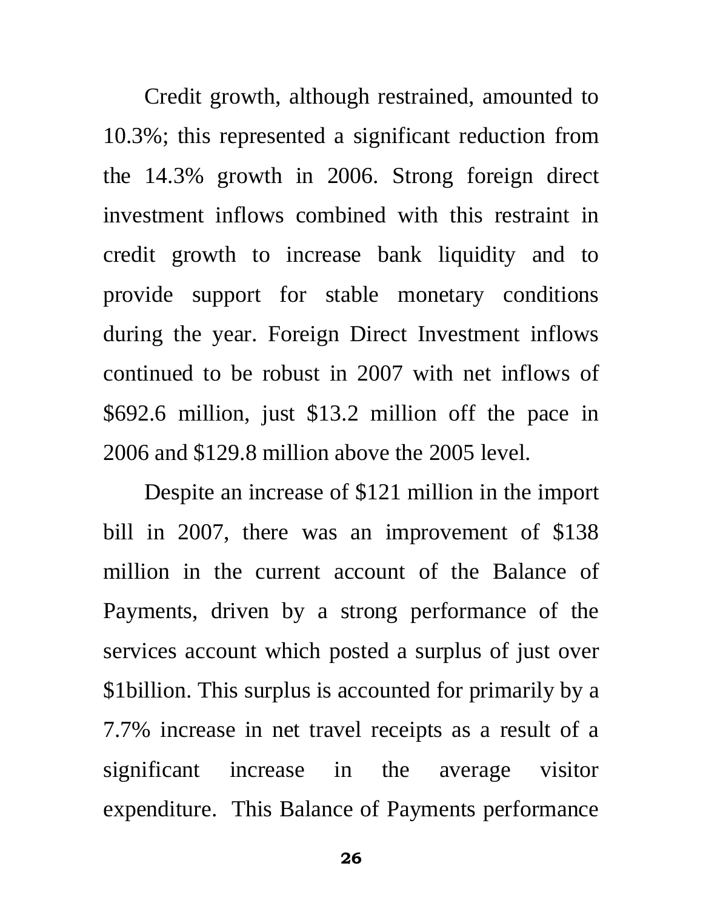Credit growth, although restrained, amounted to 10.3%; this represented a significant reduction from the 14.3% growth in 2006. Strong foreign direct investment inflows combined with this restraint in credit growth to increase bank liquidity and to provide support for stable monetary conditions during the year. Foreign Direct Investment inflows continued to be robust in 2007 with net inflows of $692.6 million, just $13.2 million off the pace in 2006 and $129.8 million above the 2005 level.

Despite an increase of $121 million in the import bill in 2007, there was an improvement of $138 million in the current account of the Balance of Payments, driven by a strong performance of the services account which posted a surplus of just over $1billion. This surplus is accounted for primarily by a 7.7% increase in net travel receipts as a result of a significant increase in the average visitor expenditure.  This Balance of Payments performance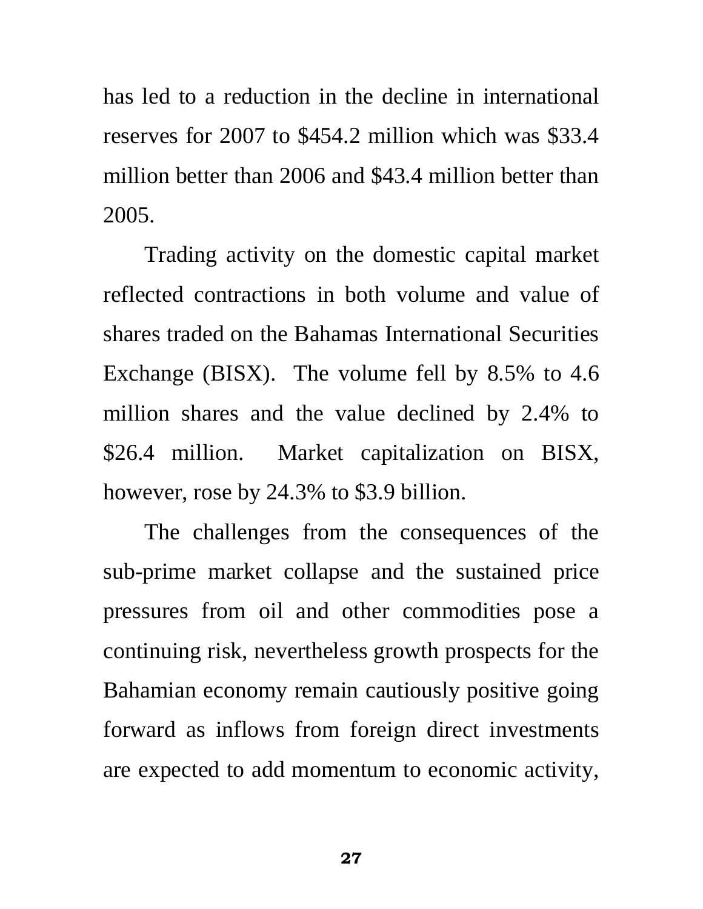has led to a reduction in the decline in international reserves for 2007 to $454.2 million which was $33.4 million better than 2006 and $43.4 million better than 2005.

Trading activity on the domestic capital market reflected contractions in both volume and value of shares traded on the Bahamas International Securities Exchange (BISX). The volume fell by 8.5% to 4.6 million shares and the value declined by 2.4% to $26.4 million. Market capitalization on BISX, however, rose by 24.3% to $3.9 billion.

The challenges from the consequences of the sub-prime market collapse and the sustained price pressures from oil and other commodities pose a continuing risk, nevertheless growth prospects for the Bahamian economy remain cautiously positive going forward as inflows from foreign direct investments are expected to add momentum to economic activity,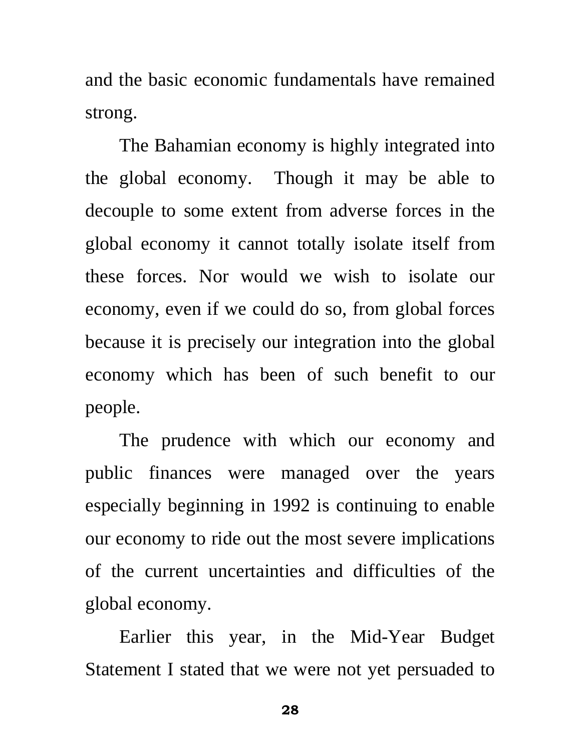and the basic economic fundamentals have remained strong.

The Bahamian economy is highly integrated into the global economy. Though it may be able to decouple to some extent from adverse forces in the global economy it cannot totally isolate itself from these forces. Nor would we wish to isolate our economy, even if we could do so, from global forces because it is precisely our integration into the global economy which has been of such benefit to our people.

The prudence with which our economy and public finances were managed over the years especially beginning in 1992 is continuing to enable our economy to ride out the most severe implications of the current uncertainties and difficulties of the global economy.

Earlier this year, in the Mid-Year Budget Statement I stated that we were not yet persuaded to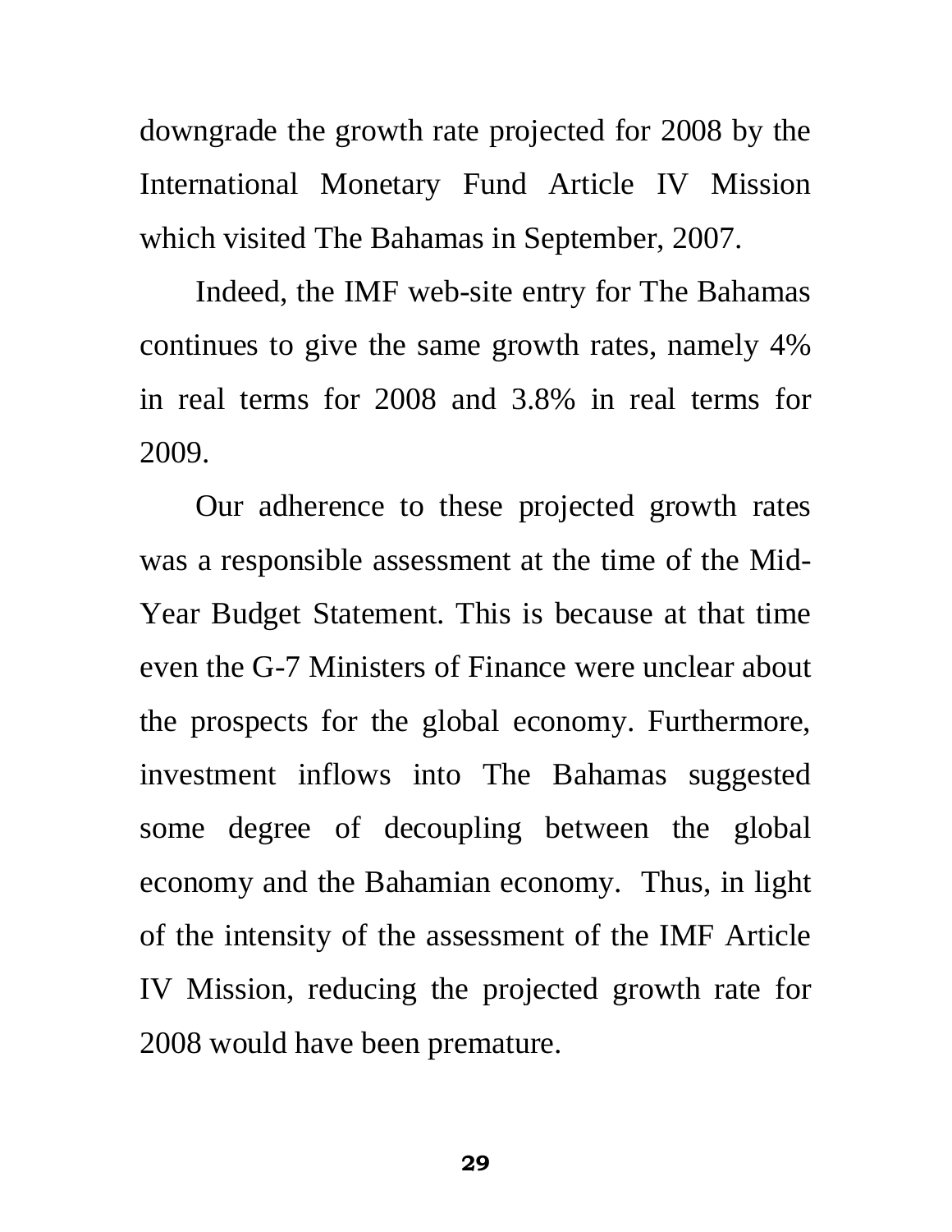downgrade the growth rate projected for 2008 by the International Monetary Fund Article IV Mission which visited The Bahamas in September, 2007.

Indeed, the IMF web-site entry for The Bahamas continues to give the same growth rates, namely 4% in real terms for 2008 and 3.8% in real terms for 2009.

Our adherence to these projected growth rates was a responsible assessment at the time of the Mid-Year Budget Statement. This is because at that time even the G-7 Ministers of Finance were unclear about the prospects for the global economy. Furthermore, investment inflows into The Bahamas suggested some degree of decoupling between the global economy and the Bahamian economy. Thus, in light of the intensity of the assessment of the IMF Article IV Mission, reducing the projected growth rate for 2008 would have been premature.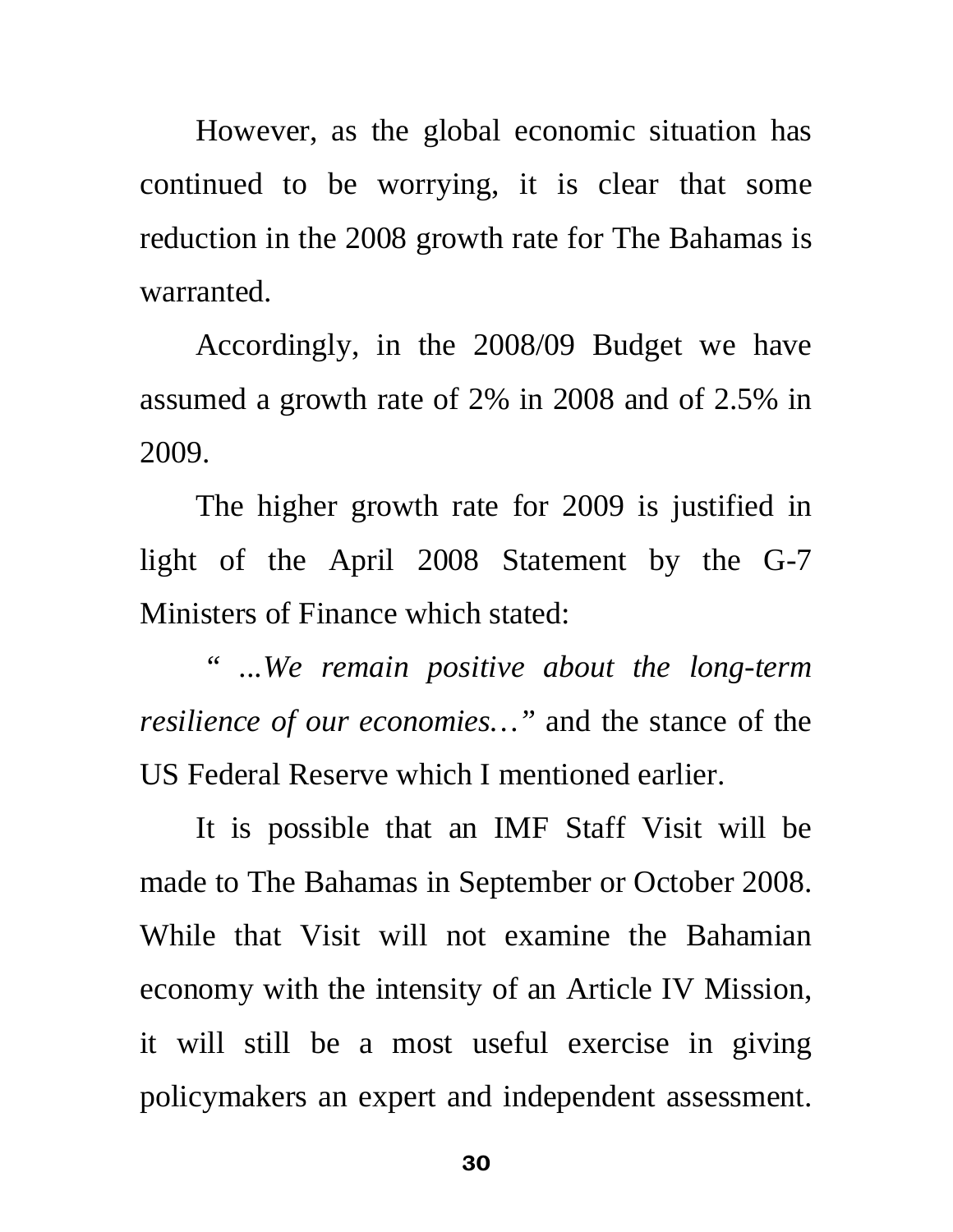However, as the global economic situation has continued to be worrying, it is clear that some reduction in the 2008 growth rate for The Bahamas is warranted.

Accordingly, in the 2008/09 Budget we have assumed a growth rate of 2% in 2008 and of 2.5% in 2009.

The higher growth rate for 2009 is justified in light of the April 2008 Statement by the G-7 Ministers of Finance which stated:

*" ...We remain positive about the long-term resilience of our economies…"* and the stance of the US Federal Reserve which I mentioned earlier.

It is possible that an IMF Staff Visit will be made to The Bahamas in September or October 2008. While that Visit will not examine the Bahamian economy with the intensity of an Article IV Mission, it will still be a most useful exercise in giving policymakers an expert and independent assessment.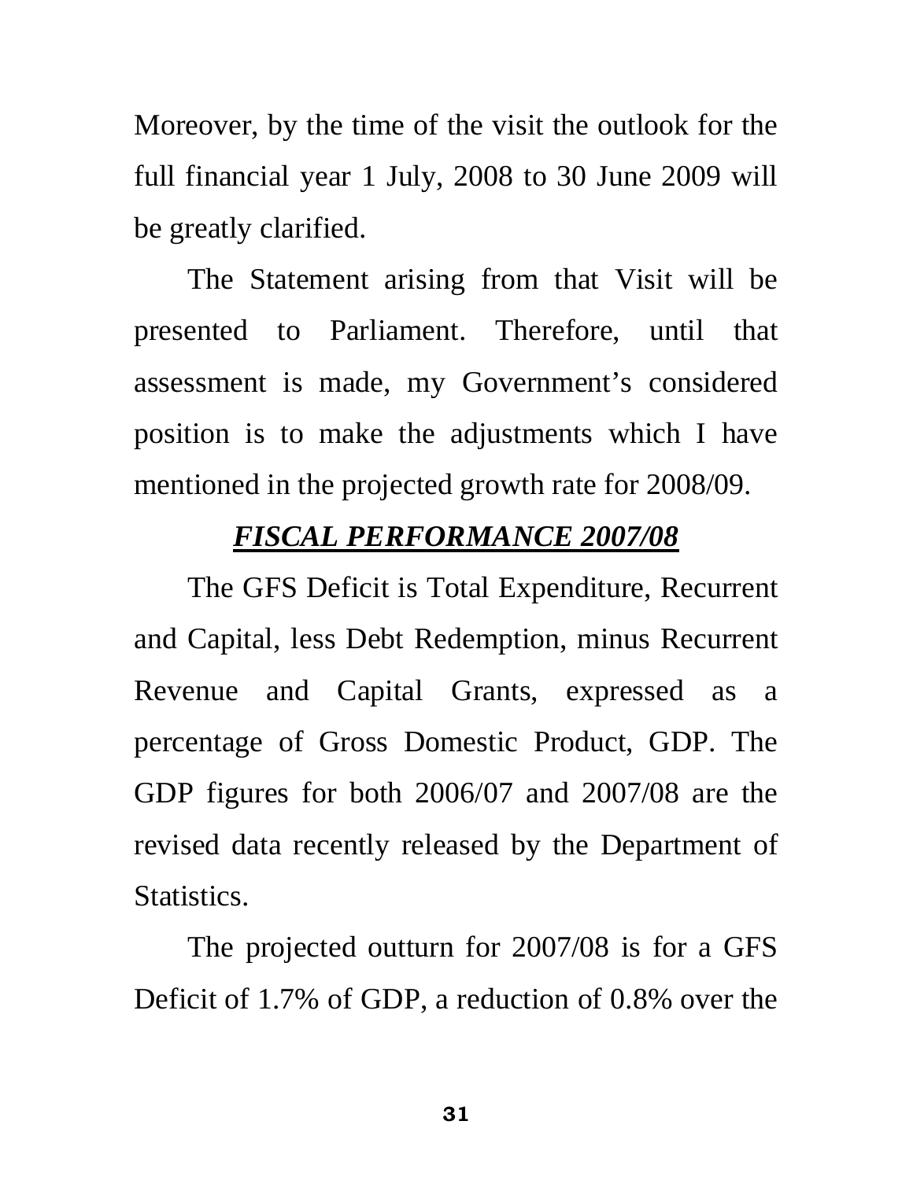Moreover, by the time of the visit the outlook for the full financial year 1 July, 2008 to 30 June 2009 will be greatly clarified.

The Statement arising from that Visit will be presented to Parliament. Therefore, until that assessment is made, my Government's considered position is to make the adjustments which I have mentioned in the projected growth rate for 2008/09.

## ***FISCAL PERFORMANCE 2007/08***

The GFS Deficit is Total Expenditure, Recurrent and Capital, less Debt Redemption, minus Recurrent Revenue and Capital Grants, expressed as a percentage of Gross Domestic Product, GDP. The GDP figures for both 2006/07 and 2007/08 are the revised data recently released by the Department of Statistics.

The projected outturn for 2007/08 is for a GFS Deficit of 1.7% of GDP, a reduction of 0.8% over the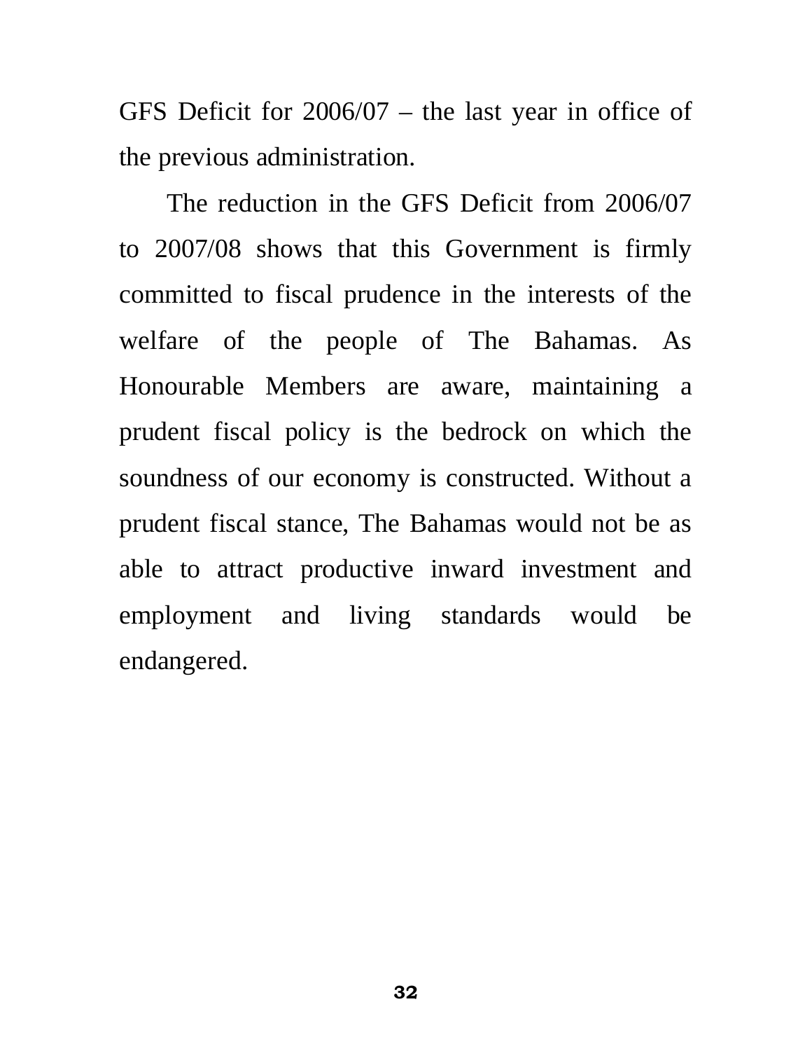GFS Deficit for 2006/07 – the last year in office of the previous administration.

The reduction in the GFS Deficit from 2006/07 to 2007/08 shows that this Government is firmly committed to fiscal prudence in the interests of the welfare of the people of The Bahamas. As Honourable Members are aware, maintaining a prudent fiscal policy is the bedrock on which the soundness of our economy is constructed. Without a prudent fiscal stance, The Bahamas would not be as able to attract productive inward investment and employment and living standards would be endangered.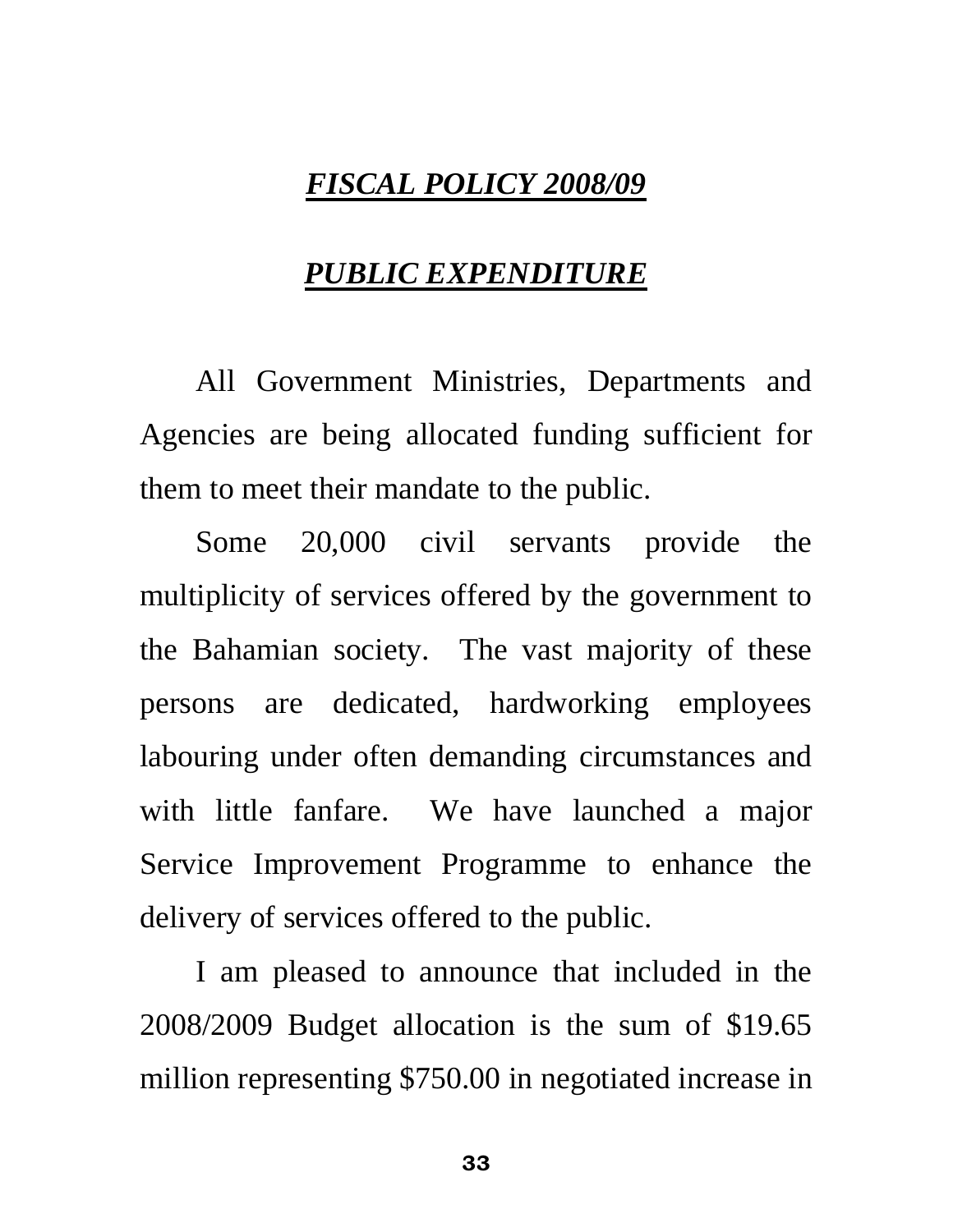## ***FISCAL POLICY 2008/09***

## ***PUBLIC EXPENDITURE***

All Government Ministries, Departments and Agencies are being allocated funding sufficient for them to meet their mandate to the public.

Some 20,000 civil servants provide the multiplicity of services offered by the government to the Bahamian society. The vast majority of these persons are dedicated, hardworking employees labouring under often demanding circumstances and with little fanfare. We have launched a major Service Improvement Programme to enhance the delivery of services offered to the public.

I am pleased to announce that included in the 2008/2009 Budget allocation is the sum of $19.65 million representing $750.00 in negotiated increase in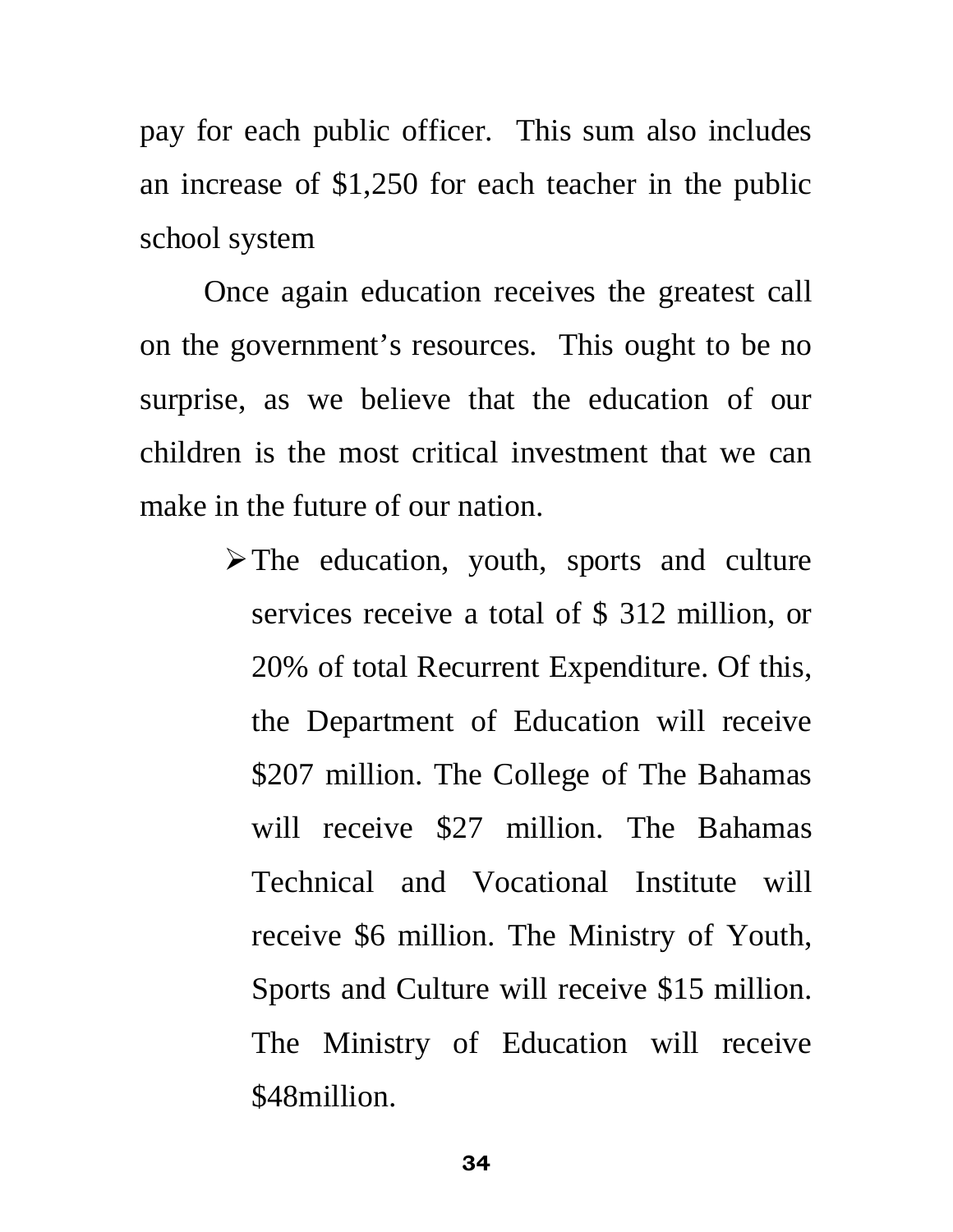pay for each public officer. This sum also includes an increase of $1,250 for each teacher in the public school system

Once again education receives the greatest call on the government's resources. This ought to be no surprise, as we believe that the education of our children is the most critical investment that we can make in the future of our nation.

- The education, youth, sports and culture services receive a total of $ 312 million, or 20% of total Recurrent Expenditure. Of this, the Department of Education will receive $207 million. The College of The Bahamas will receive $27 million. The Bahamas Technical and Vocational Institute will receive $6 million. The Ministry of Youth, Sports and Culture will receive $15 million. The Ministry of Education will receive $48million.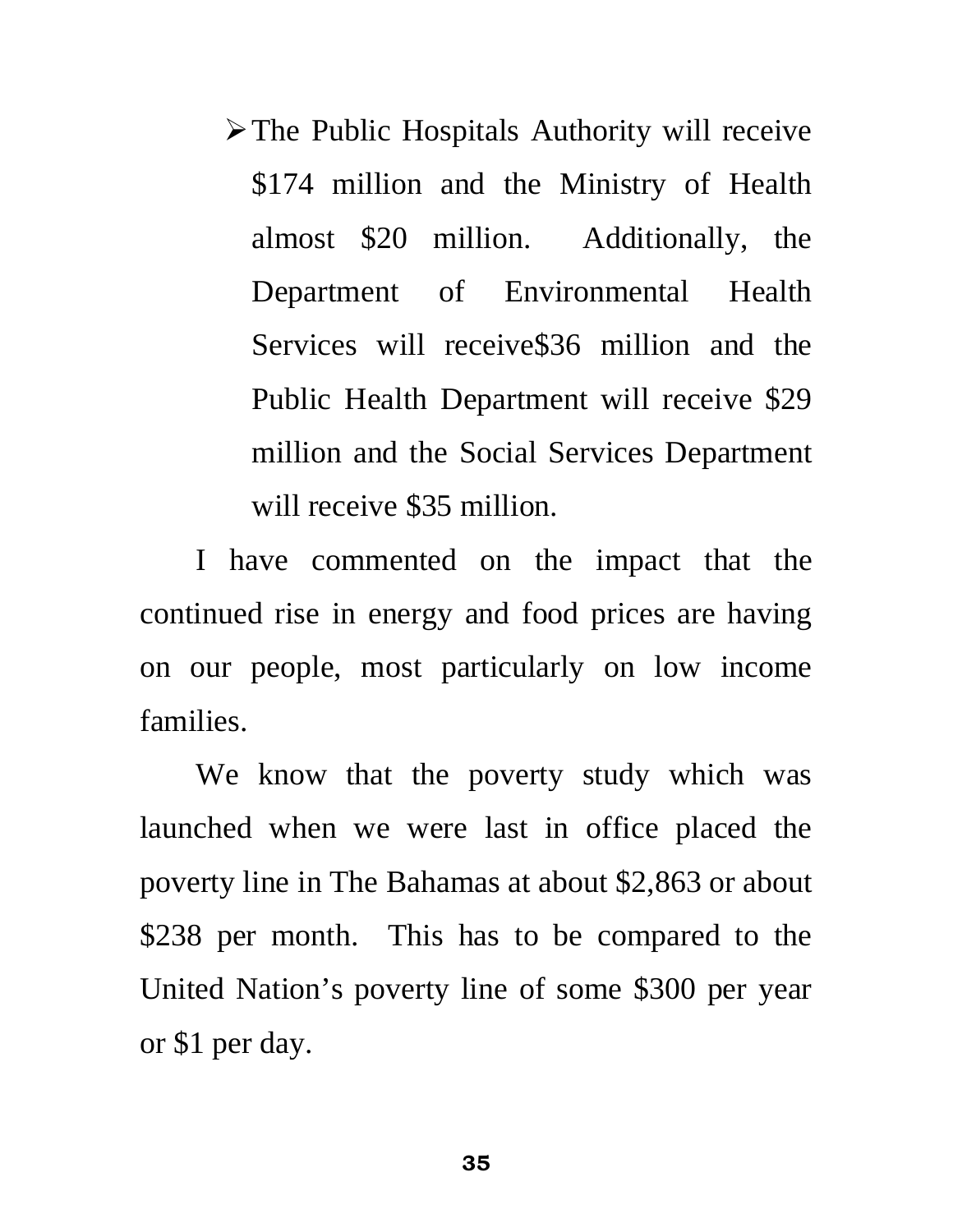- The Public Hospitals Authority will receive $174 million and the Ministry of Health almost $20 million. Additionally, the Department of Environmental Health Services will receive$36 million and the Public Health Department will receive $29 million and the Social Services Department will receive $35 million.

I have commented on the impact that the continued rise in energy and food prices are having on our people, most particularly on low income families.

We know that the poverty study which was launched when we were last in office placed the poverty line in The Bahamas at about $2,863 or about $238 per month. This has to be compared to the United Nation's poverty line of some $300 per year or $1 per day.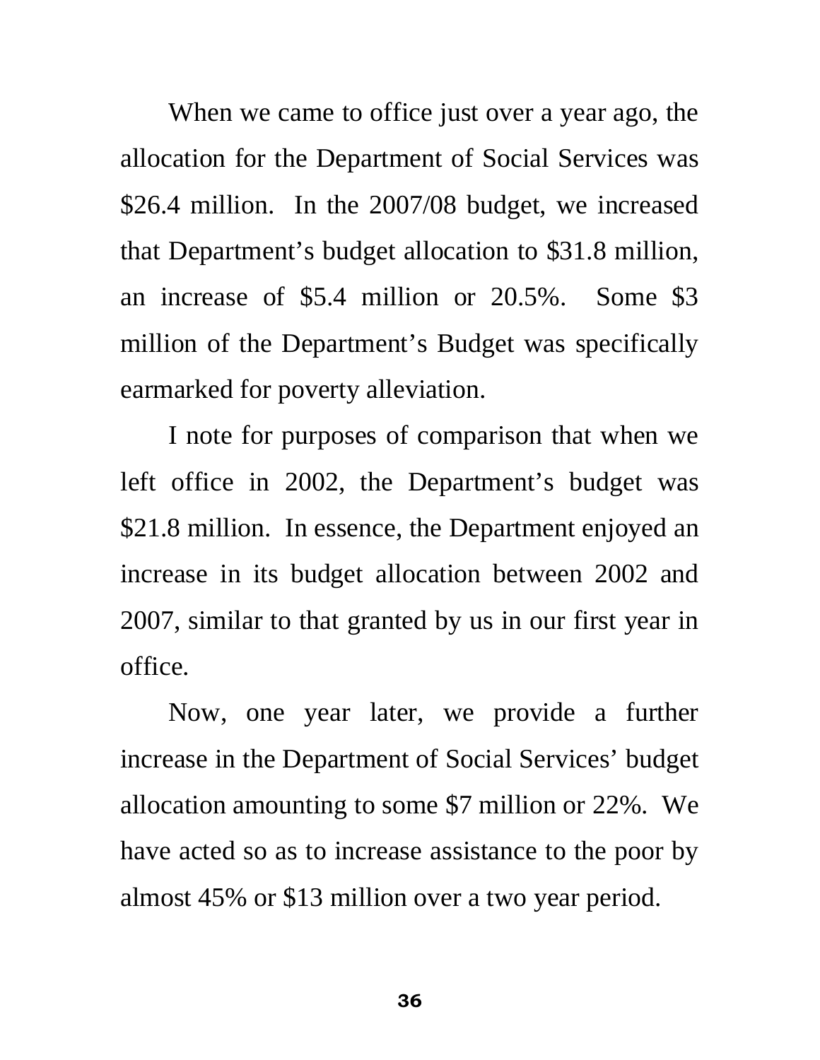When we came to office just over a year ago, the allocation for the Department of Social Services was $26.4 million. In the 2007/08 budget, we increased that Department's budget allocation to $31.8 million, an increase of $5.4 million or 20.5%. Some $3 million of the Department's Budget was specifically earmarked for poverty alleviation.

I note for purposes of comparison that when we left office in 2002, the Department's budget was $21.8 million. In essence, the Department enjoyed an increase in its budget allocation between 2002 and 2007, similar to that granted by us in our first year in office.

Now, one year later, we provide a further increase in the Department of Social Services' budget allocation amounting to some $7 million or 22%. We have acted so as to increase assistance to the poor by almost 45% or $13 million over a two year period.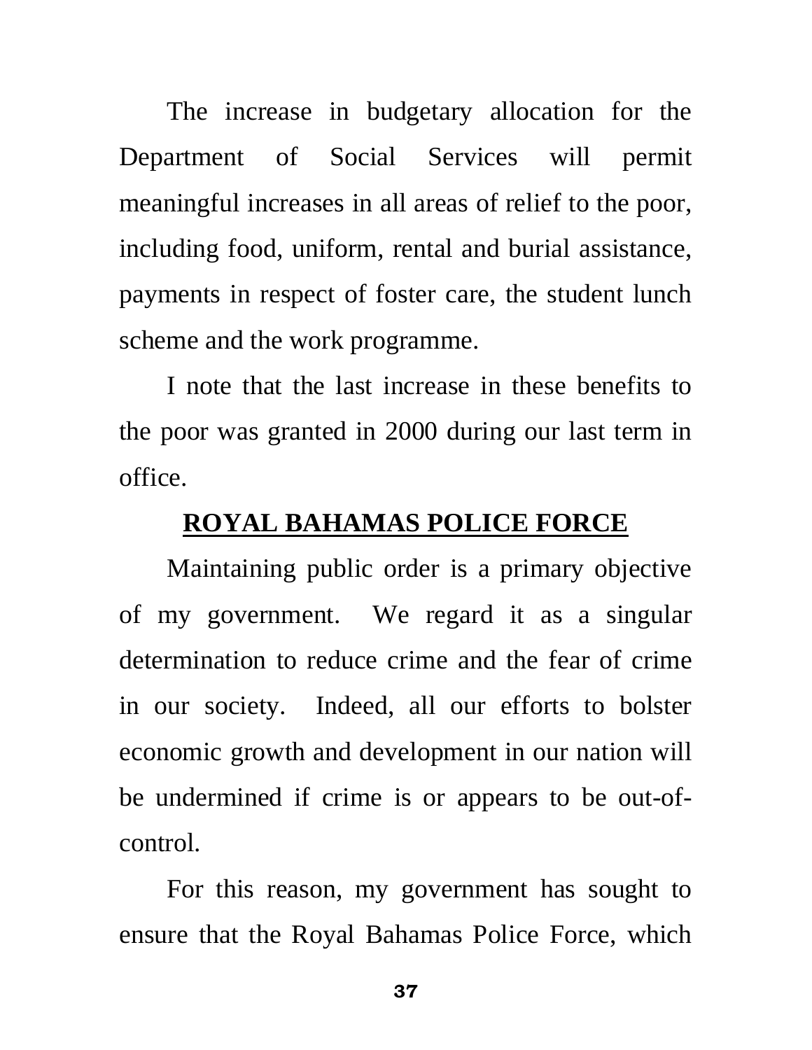The increase in budgetary allocation for the Department of Social Services will permit meaningful increases in all areas of relief to the poor, including food, uniform, rental and burial assistance, payments in respect of foster care, the student lunch scheme and the work programme.

I note that the last increase in these benefits to the poor was granted in 2000 during our last term in office.

## ROYAL BAHAMAS POLICE FORCE

Maintaining public order is a primary objective of my government. We regard it as a singular determination to reduce crime and the fear of crime in our society. Indeed, all our efforts to bolster economic growth and development in our nation will be undermined if crime is or appears to be out-of-control.

For this reason, my government has sought to ensure that the Royal Bahamas Police Force, which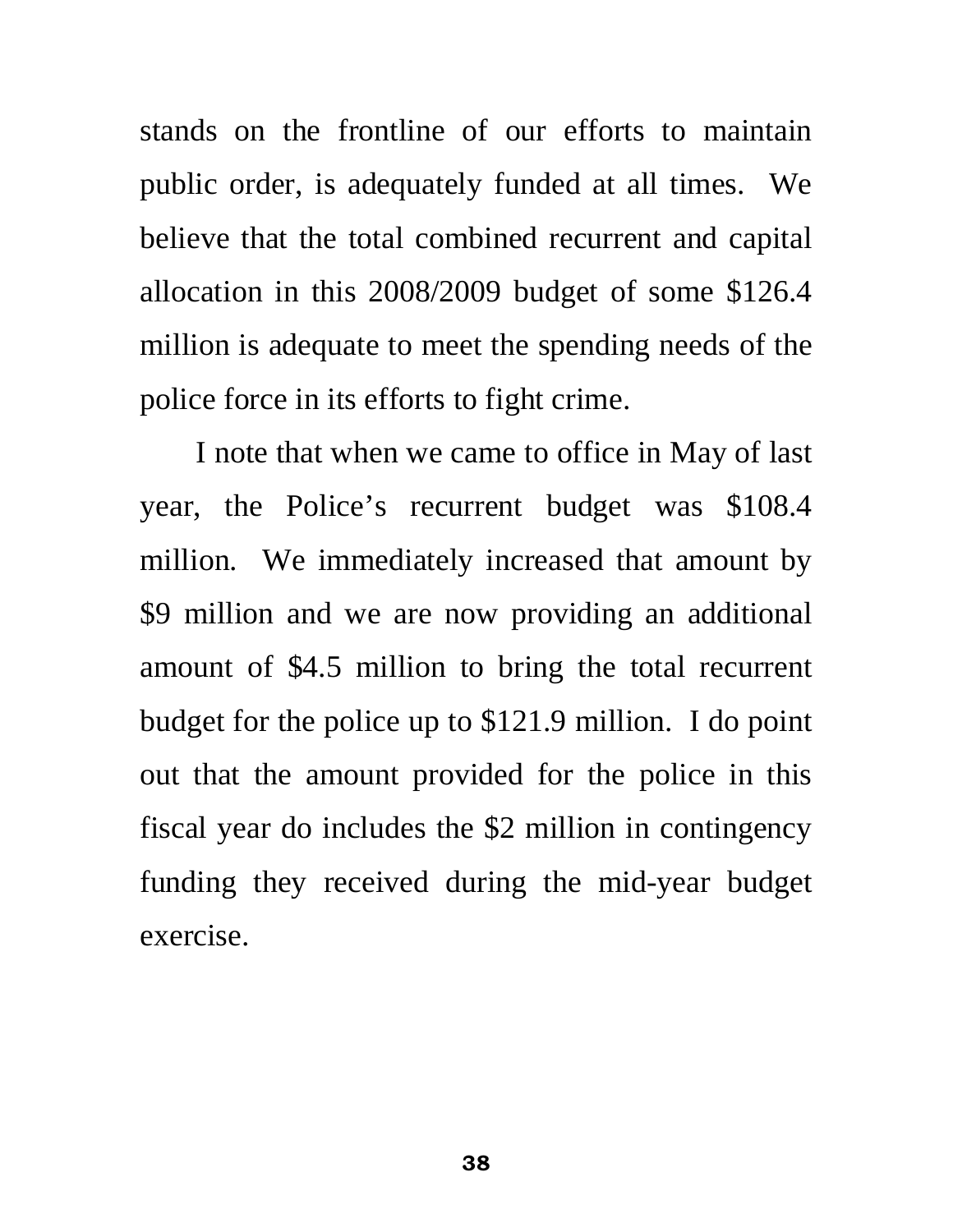stands on the frontline of our efforts to maintain public order, is adequately funded at all times. We believe that the total combined recurrent and capital allocation in this 2008/2009 budget of some $126.4 million is adequate to meet the spending needs of the police force in its efforts to fight crime.

I note that when we came to office in May of last year, the Police's recurrent budget was $108.4 million. We immediately increased that amount by $9 million and we are now providing an additional amount of $4.5 million to bring the total recurrent budget for the police up to $121.9 million. I do point out that the amount provided for the police in this fiscal year do includes the $2 million in contingency funding they received during the mid-year budget exercise.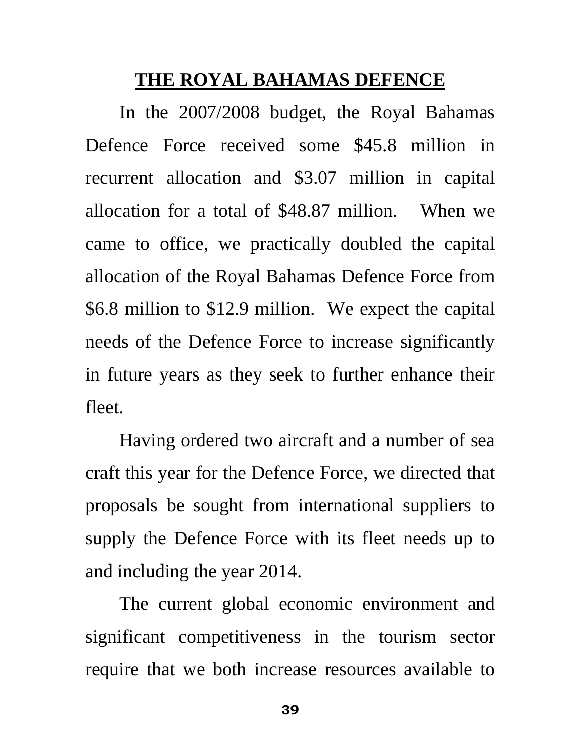## THE ROYAL BAHAMAS DEFENCE

In the 2007/2008 budget, the Royal Bahamas Defence Force received some $45.8 million in recurrent allocation and $3.07 million in capital allocation for a total of $48.87 million. When we came to office, we practically doubled the capital allocation of the Royal Bahamas Defence Force from $6.8 million to $12.9 million. We expect the capital needs of the Defence Force to increase significantly in future years as they seek to further enhance their fleet.

Having ordered two aircraft and a number of sea craft this year for the Defence Force, we directed that proposals be sought from international suppliers to supply the Defence Force with its fleet needs up to and including the year 2014.

The current global economic environment and significant competitiveness in the tourism sector require that we both increase resources available to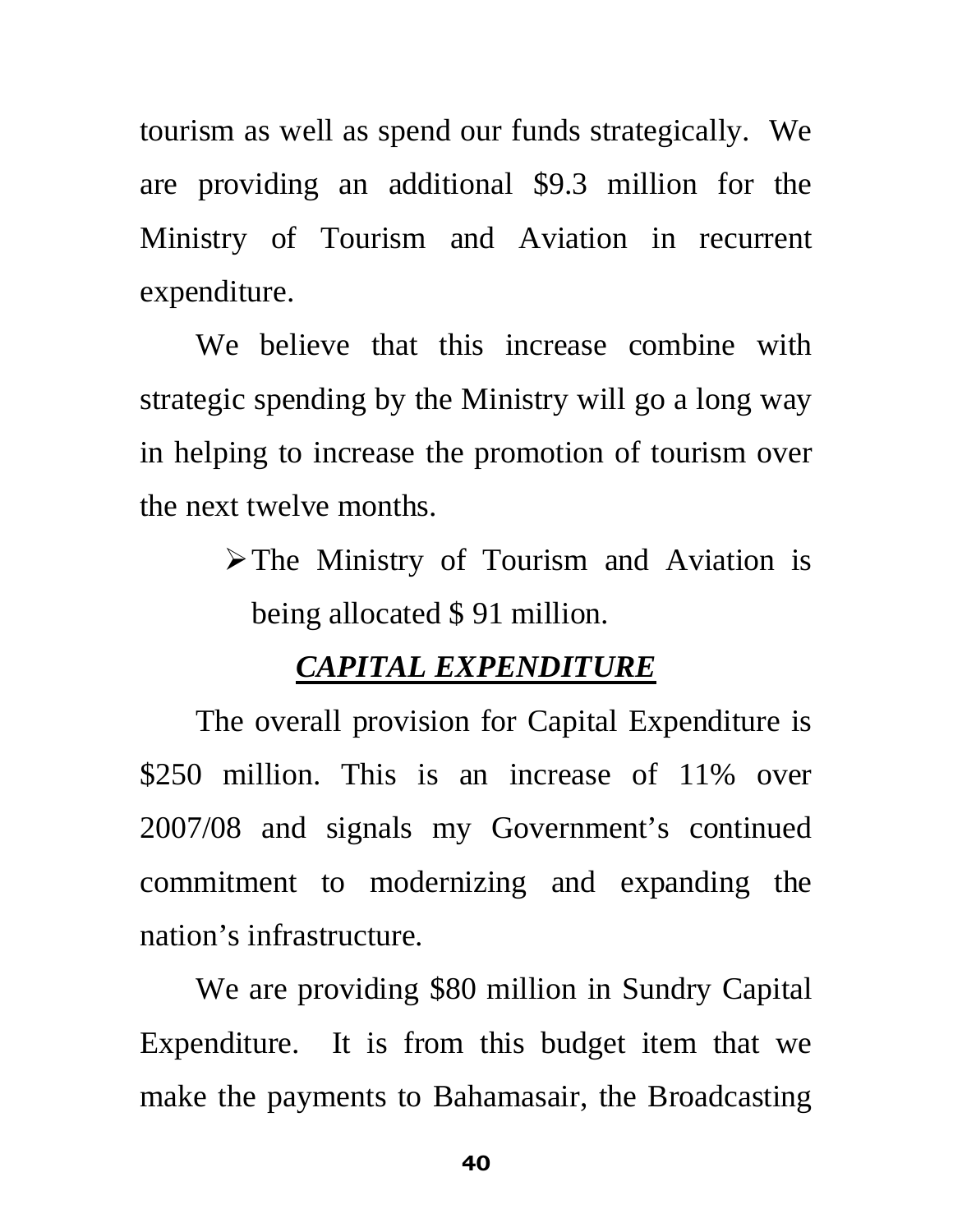tourism as well as spend our funds strategically. We are providing an additional $9.3 million for the Ministry of Tourism and Aviation in recurrent expenditure.

We believe that this increase combine with strategic spending by the Ministry will go a long way in helping to increase the promotion of tourism over the next twelve months.

- The Ministry of Tourism and Aviation is being allocated $ 91 million.

## ***CAPITAL EXPENDITURE***

The overall provision for Capital Expenditure is $250 million. This is an increase of 11% over 2007/08 and signals my Government's continued commitment to modernizing and expanding the nation's infrastructure.

We are providing $80 million in Sundry Capital Expenditure. It is from this budget item that we make the payments to Bahamasair, the Broadcasting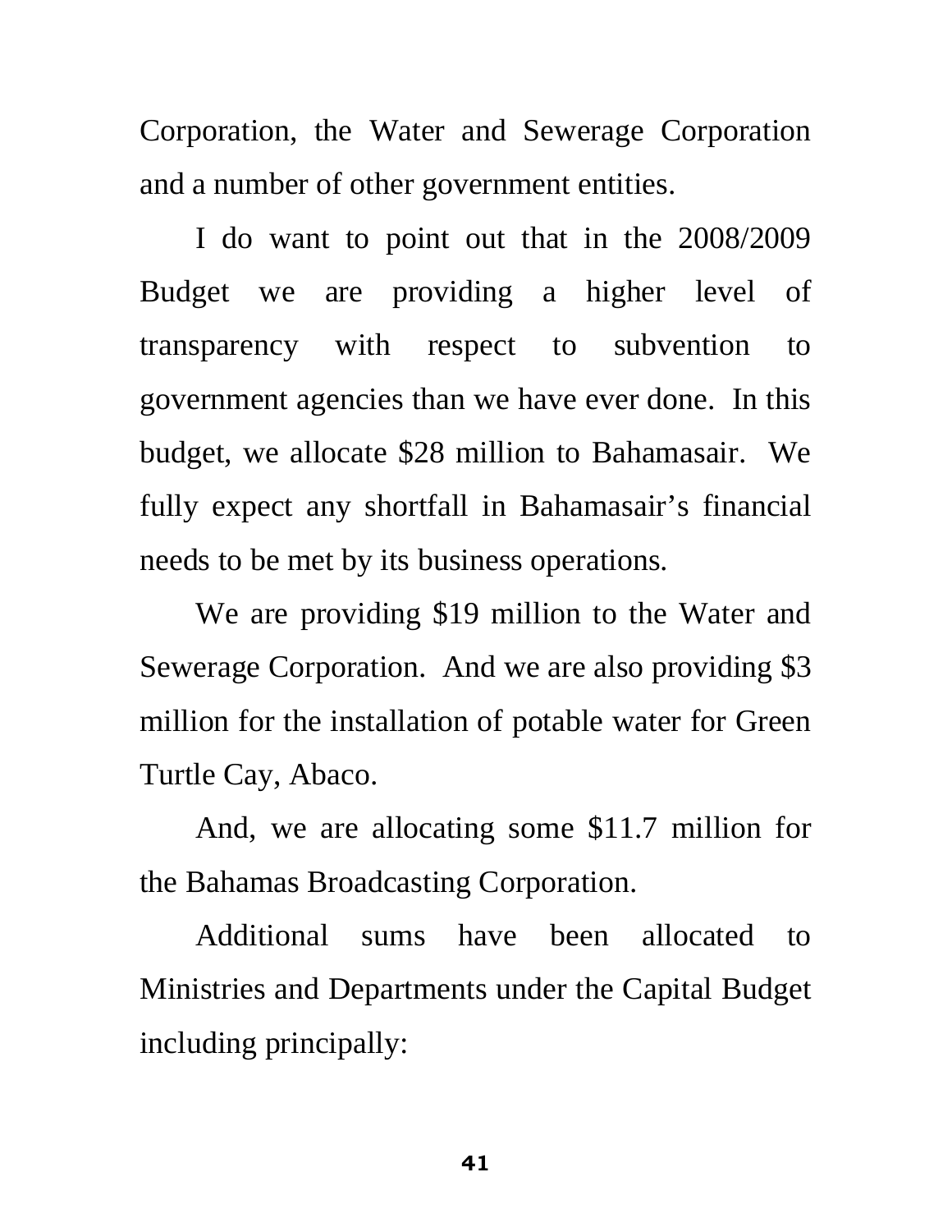Corporation, the Water and Sewerage Corporation and a number of other government entities.

I do want to point out that in the 2008/2009 Budget we are providing a higher level of transparency with respect to subvention to government agencies than we have ever done. In this budget, we allocate $28 million to Bahamasair. We fully expect any shortfall in Bahamasair's financial needs to be met by its business operations.

We are providing $19 million to the Water and Sewerage Corporation. And we are also providing $3 million for the installation of potable water for Green Turtle Cay, Abaco.

And, we are allocating some $11.7 million for the Bahamas Broadcasting Corporation.

Additional sums have been allocated to Ministries and Departments under the Capital Budget including principally: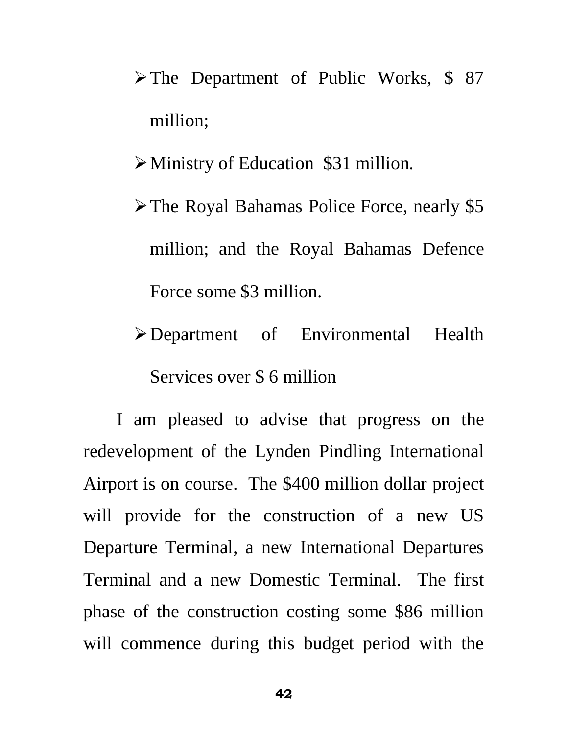- The Department of Public Works, $ 87 million;
- Ministry of Education $31 million.
- The Royal Bahamas Police Force, nearly $5 million; and the Royal Bahamas Defence Force some $3 million.
- Department of Environmental Health Services over $ 6 million

I am pleased to advise that progress on the redevelopment of the Lynden Pindling International Airport is on course. The $400 million dollar project will provide for the construction of a new US Departure Terminal, a new International Departures Terminal and a new Domestic Terminal. The first phase of the construction costing some $86 million will commence during this budget period with the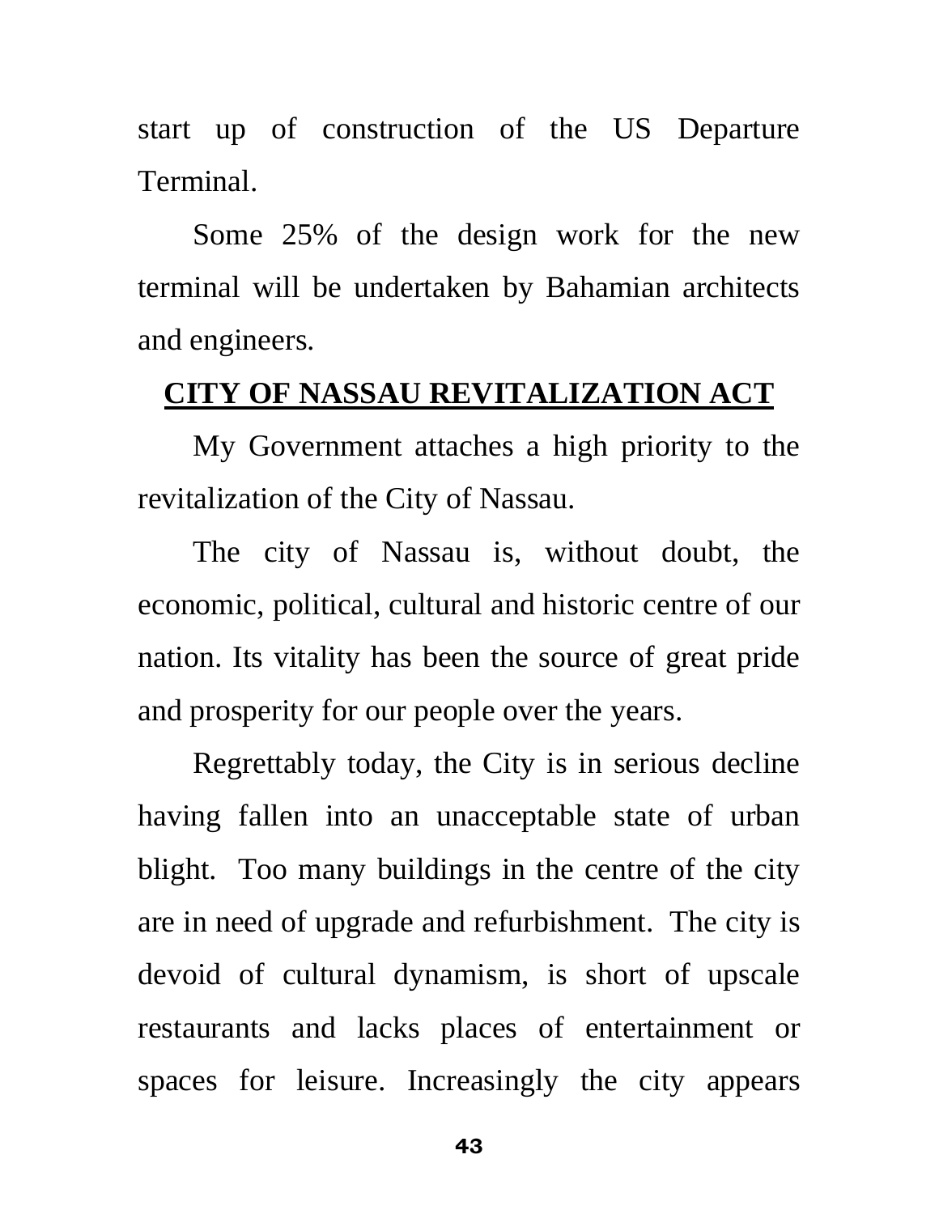start up of construction of the US Departure Terminal.

Some 25% of the design work for the new terminal will be undertaken by Bahamian architects and engineers.

## CITY OF NASSAU REVITALIZATION ACT

My Government attaches a high priority to the revitalization of the City of Nassau.

The city of Nassau is, without doubt, the economic, political, cultural and historic centre of our nation. Its vitality has been the source of great pride and prosperity for our people over the years.

Regrettably today, the City is in serious decline having fallen into an unacceptable state of urban blight. Too many buildings in the centre of the city are in need of upgrade and refurbishment. The city is devoid of cultural dynamism, is short of upscale restaurants and lacks places of entertainment or spaces for leisure. Increasingly the city appears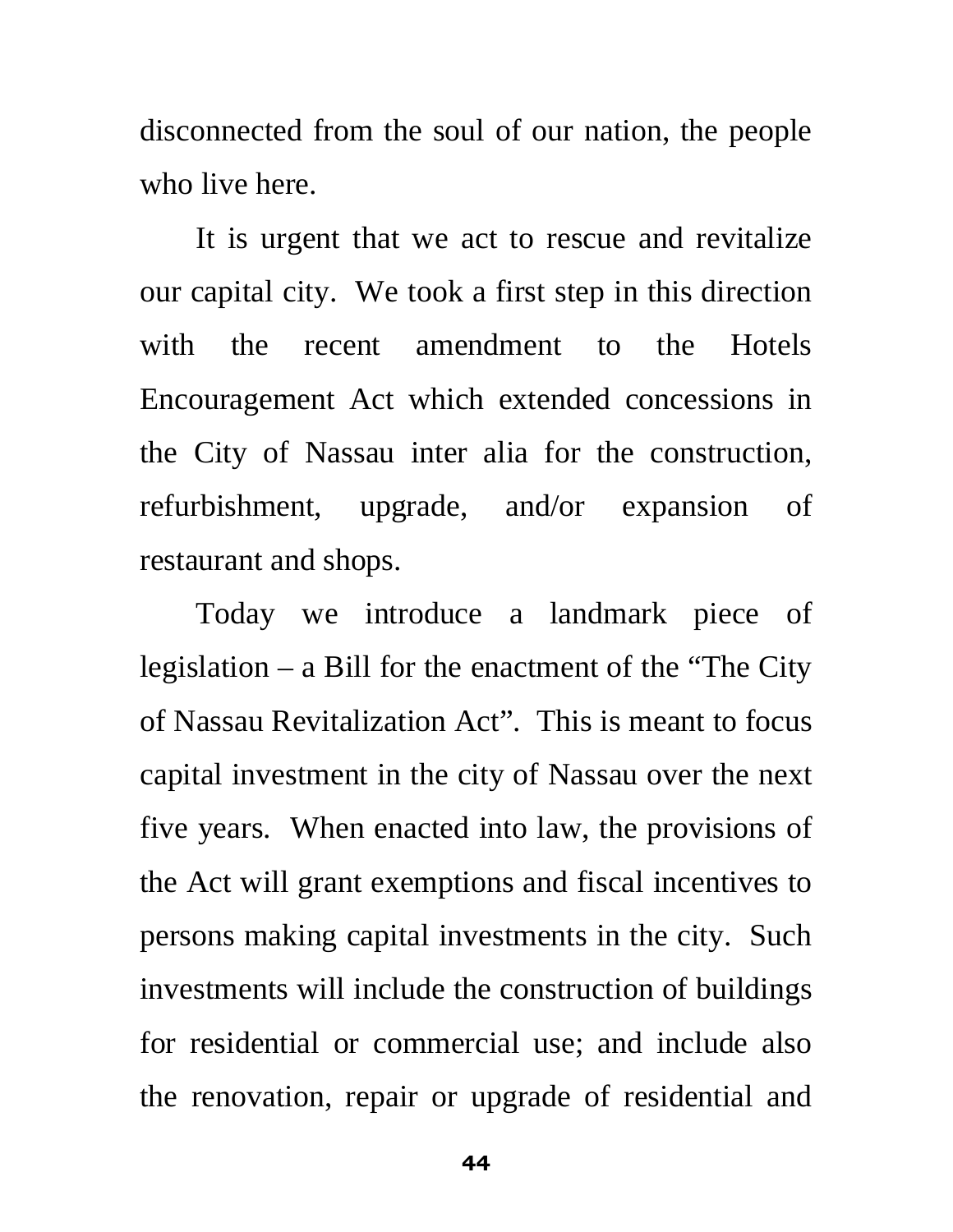disconnected from the soul of our nation, the people who live here.

It is urgent that we act to rescue and revitalize our capital city. We took a first step in this direction with the recent amendment to the Hotels Encouragement Act which extended concessions in the City of Nassau inter alia for the construction, refurbishment, upgrade, and/or expansion of restaurant and shops.

Today we introduce a landmark piece of legislation – a Bill for the enactment of the "The City of Nassau Revitalization Act". This is meant to focus capital investment in the city of Nassau over the next five years. When enacted into law, the provisions of the Act will grant exemptions and fiscal incentives to persons making capital investments in the city. Such investments will include the construction of buildings for residential or commercial use; and include also the renovation, repair or upgrade of residential and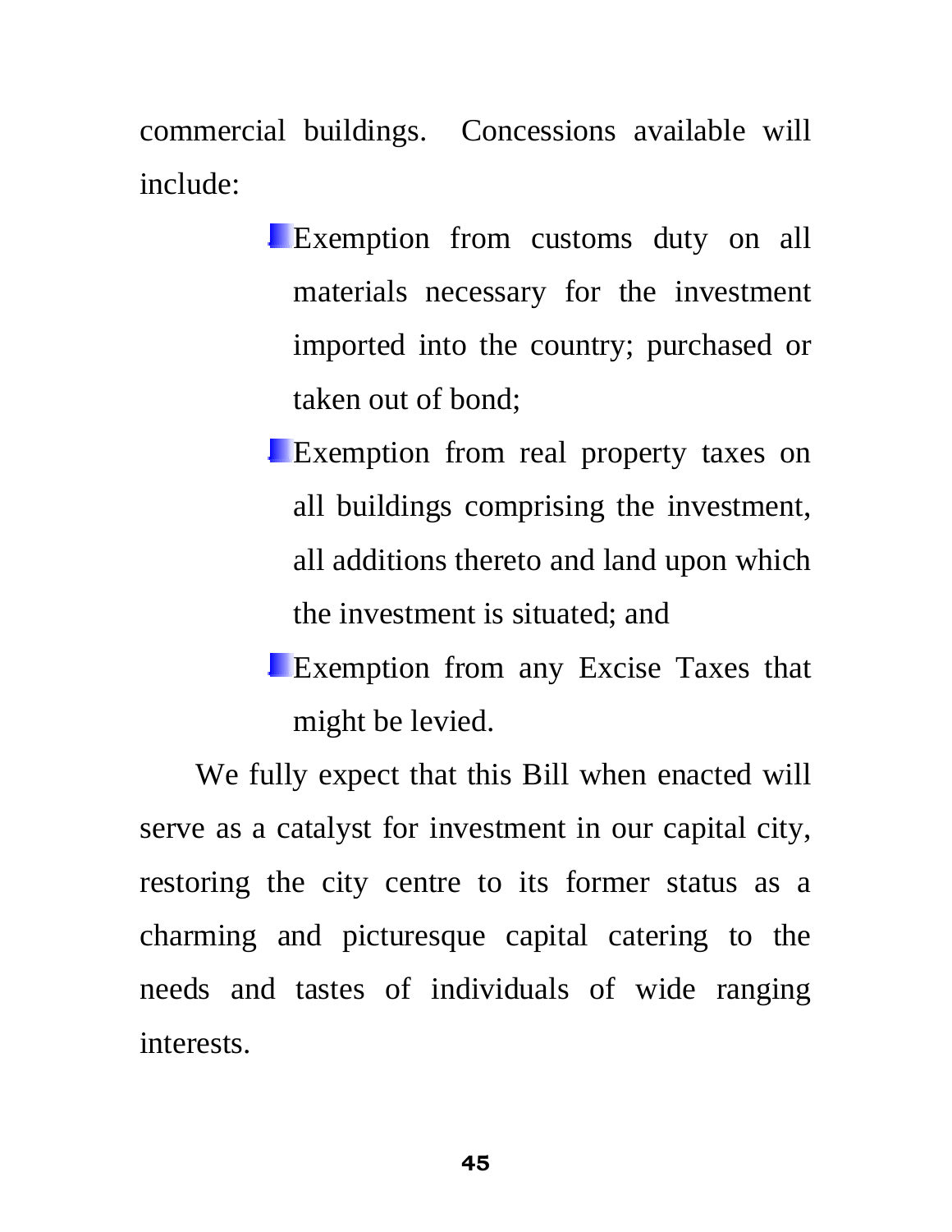commercial buildings. Concessions available will include:

- Exemption from customs duty on all materials necessary for the investment imported into the country; purchased or taken out of bond;
- Exemption from real property taxes on all buildings comprising the investment, all additions thereto and land upon which the investment is situated; and
- Exemption from any Excise Taxes that might be levied.

We fully expect that this Bill when enacted will serve as a catalyst for investment in our capital city, restoring the city centre to its former status as a charming and picturesque capital catering to the needs and tastes of individuals of wide ranging interests.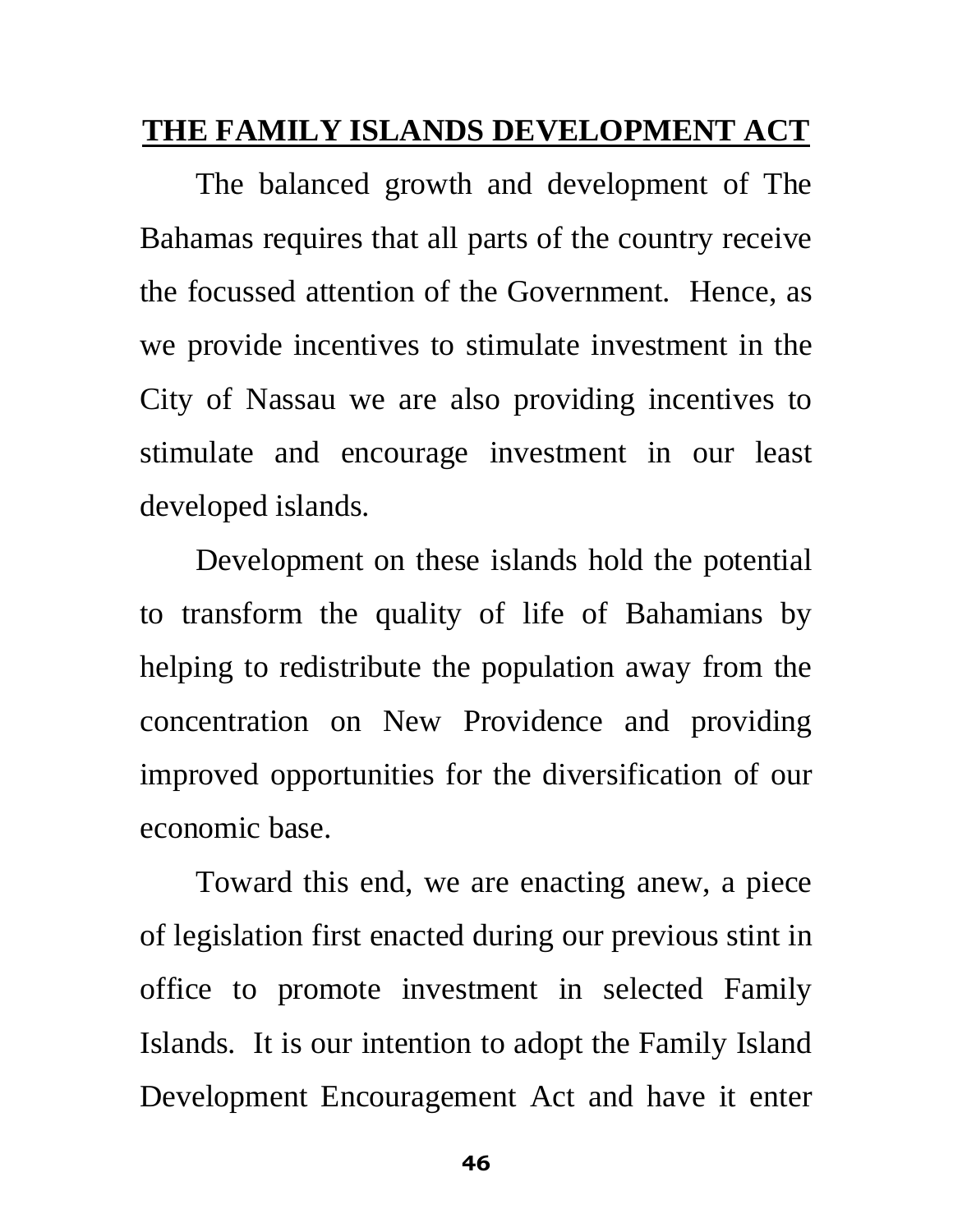## THE FAMILY ISLANDS DEVELOPMENT ACT

The balanced growth and development of The Bahamas requires that all parts of the country receive the focussed attention of the Government. Hence, as we provide incentives to stimulate investment in the City of Nassau we are also providing incentives to stimulate and encourage investment in our least developed islands.

Development on these islands hold the potential to transform the quality of life of Bahamians by helping to redistribute the population away from the concentration on New Providence and providing improved opportunities for the diversification of our economic base.

Toward this end, we are enacting anew, a piece of legislation first enacted during our previous stint in office to promote investment in selected Family Islands. It is our intention to adopt the Family Island Development Encouragement Act and have it enter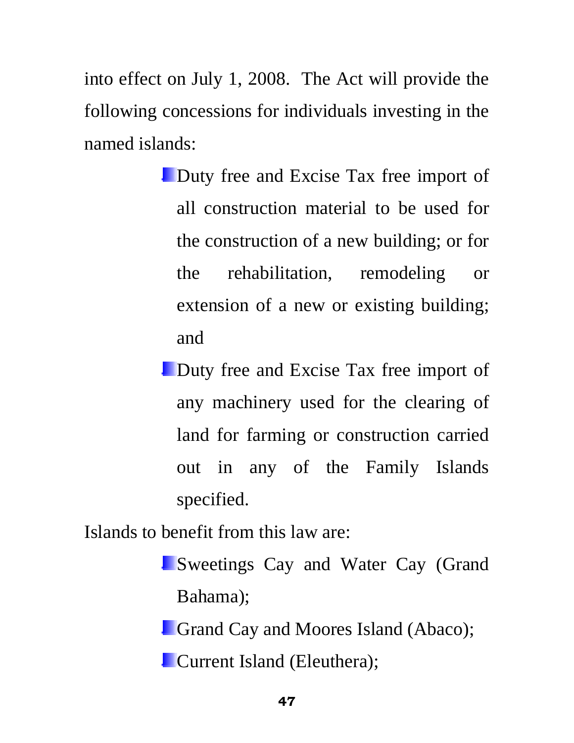into effect on July 1, 2008. The Act will provide the following concessions for individuals investing in the named islands:

- Duty free and Excise Tax free import of all construction material to be used for the construction of a new building; or for the rehabilitation, remodeling or extension of a new or existing building; and
- Duty free and Excise Tax free import of any machinery used for the clearing of land for farming or construction carried out in any of the Family Islands specified.

Islands to benefit from this law are:

- Sweetings Cay and Water Cay (Grand Bahama);
- Grand Cay and Moores Island (Abaco);
- Current Island (Eleuthera);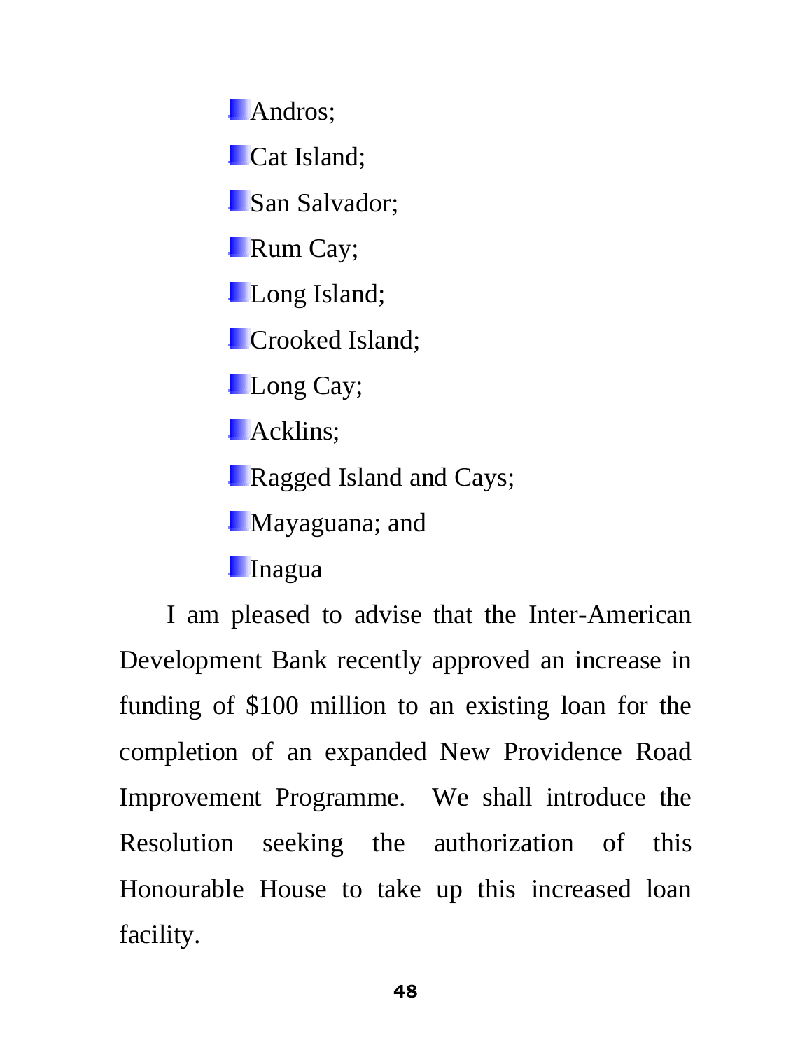- Andros;
- Cat Island;
- San Salvador;
- Rum Cay;
- Long Island;
- Crooked Island;
- Long Cay;
- Acklins;
- Ragged Island and Cays;
- Mayaguana; and
- Inagua

I am pleased to advise that the Inter-American Development Bank recently approved an increase in funding of $100 million to an existing loan for the completion of an expanded New Providence Road Improvement Programme. We shall introduce the Resolution seeking the authorization of this Honourable House to take up this increased loan facility.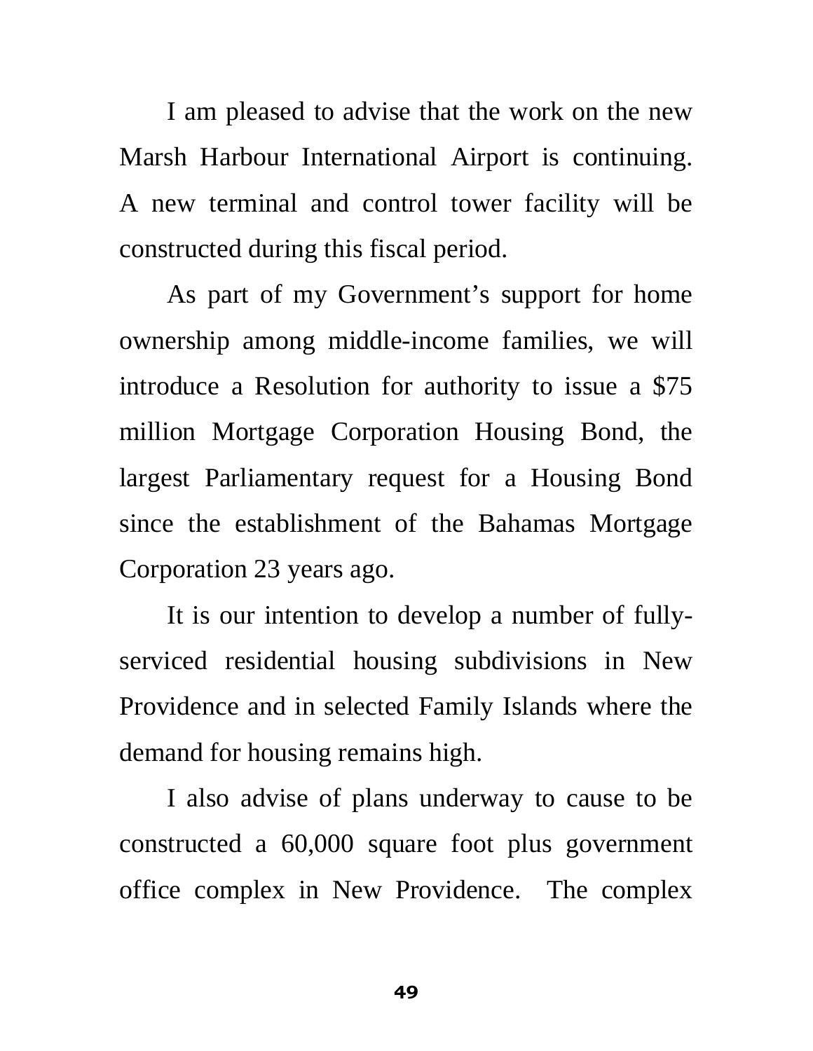I am pleased to advise that the work on the new Marsh Harbour International Airport is continuing. A new terminal and control tower facility will be constructed during this fiscal period.

As part of my Government's support for home ownership among middle-income families, we will introduce a Resolution for authority to issue a $75 million Mortgage Corporation Housing Bond, the largest Parliamentary request for a Housing Bond since the establishment of the Bahamas Mortgage Corporation 23 years ago.

It is our intention to develop a number of fully-serviced residential housing subdivisions in New Providence and in selected Family Islands where the demand for housing remains high.

I also advise of plans underway to cause to be constructed a 60,000 square foot plus government office complex in New Providence. The complex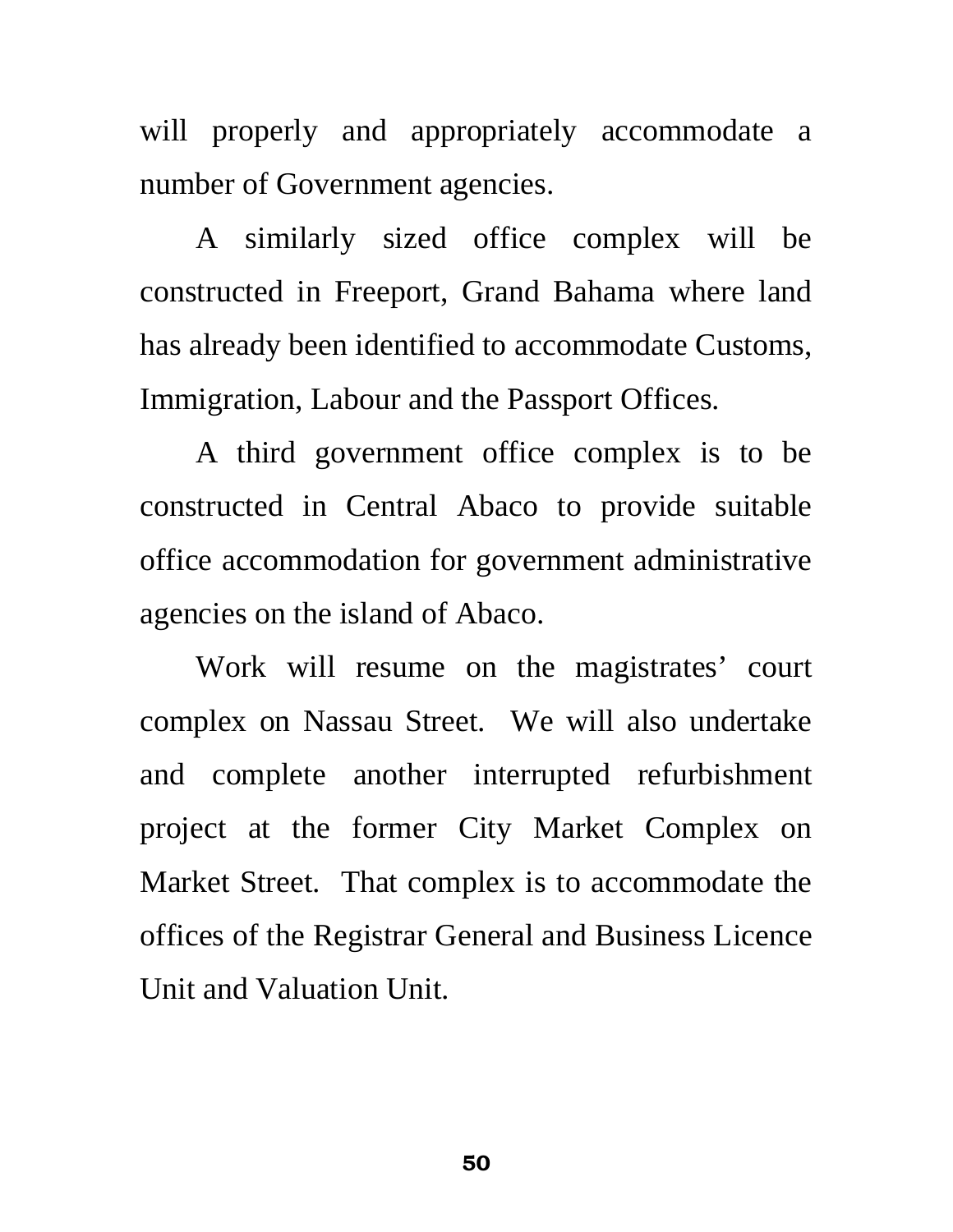will properly and appropriately accommodate a number of Government agencies.

A similarly sized office complex will be constructed in Freeport, Grand Bahama where land has already been identified to accommodate Customs, Immigration, Labour and the Passport Offices.

A third government office complex is to be constructed in Central Abaco to provide suitable office accommodation for government administrative agencies on the island of Abaco.

Work will resume on the magistrates' court complex on Nassau Street. We will also undertake and complete another interrupted refurbishment project at the former City Market Complex on Market Street. That complex is to accommodate the offices of the Registrar General and Business Licence Unit and Valuation Unit.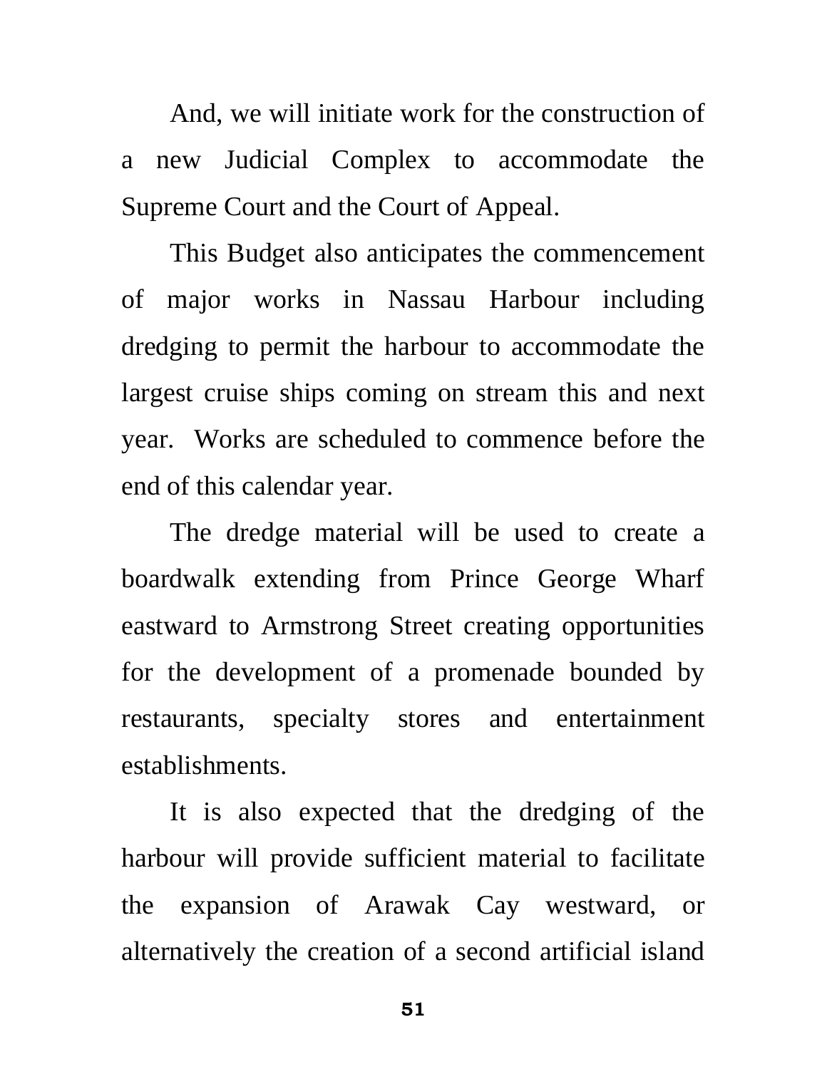And, we will initiate work for the construction of a new Judicial Complex to accommodate the Supreme Court and the Court of Appeal.

This Budget also anticipates the commencement of major works in Nassau Harbour including dredging to permit the harbour to accommodate the largest cruise ships coming on stream this and next year. Works are scheduled to commence before the end of this calendar year.

The dredge material will be used to create a boardwalk extending from Prince George Wharf eastward to Armstrong Street creating opportunities for the development of a promenade bounded by restaurants, specialty stores and entertainment establishments.

It is also expected that the dredging of the harbour will provide sufficient material to facilitate the expansion of Arawak Cay westward, or alternatively the creation of a second artificial island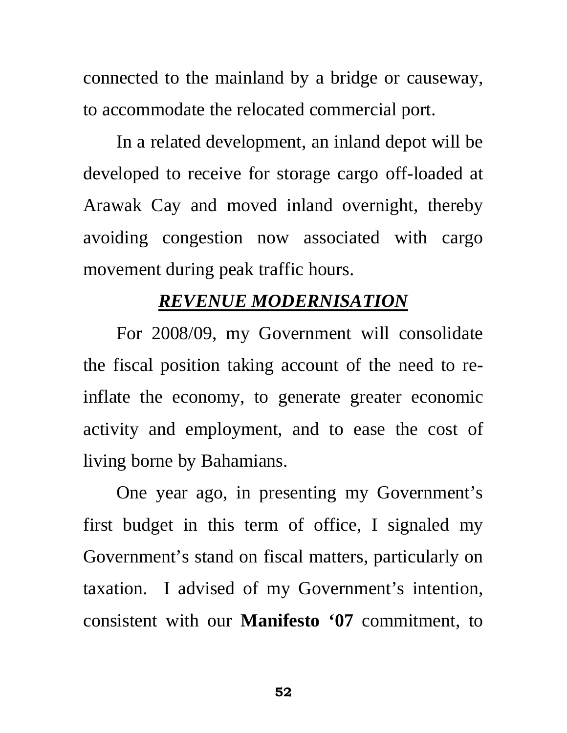connected to the mainland by a bridge or causeway, to accommodate the relocated commercial port.

In a related development, an inland depot will be developed to receive for storage cargo off-loaded at Arawak Cay and moved inland overnight, thereby avoiding congestion now associated with cargo movement during peak traffic hours.

## ***REVENUE MODERNISATION***

For 2008/09, my Government will consolidate the fiscal position taking account of the need to re-inflate the economy, to generate greater economic activity and employment, and to ease the cost of living borne by Bahamians.

One year ago, in presenting my Government's first budget in this term of office, I signaled my Government's stand on fiscal matters, particularly on taxation. I advised of my Government's intention, consistent with our **Manifesto '07** commitment, to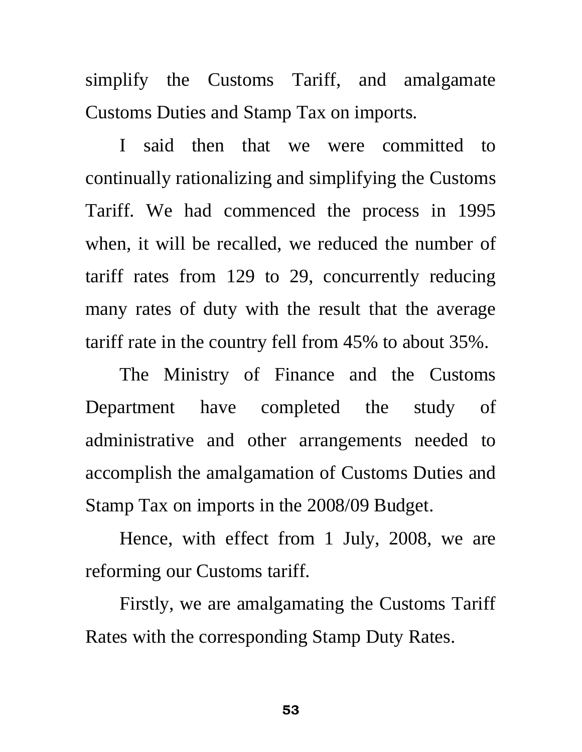simplify the Customs Tariff, and amalgamate Customs Duties and Stamp Tax on imports.

I said then that we were committed to continually rationalizing and simplifying the Customs Tariff. We had commenced the process in 1995 when, it will be recalled, we reduced the number of tariff rates from 129 to 29, concurrently reducing many rates of duty with the result that the average tariff rate in the country fell from 45% to about 35%.

The Ministry of Finance and the Customs Department have completed the study of administrative and other arrangements needed to accomplish the amalgamation of Customs Duties and Stamp Tax on imports in the 2008/09 Budget.

Hence, with effect from 1 July, 2008, we are reforming our Customs tariff.

Firstly, we are amalgamating the Customs Tariff Rates with the corresponding Stamp Duty Rates.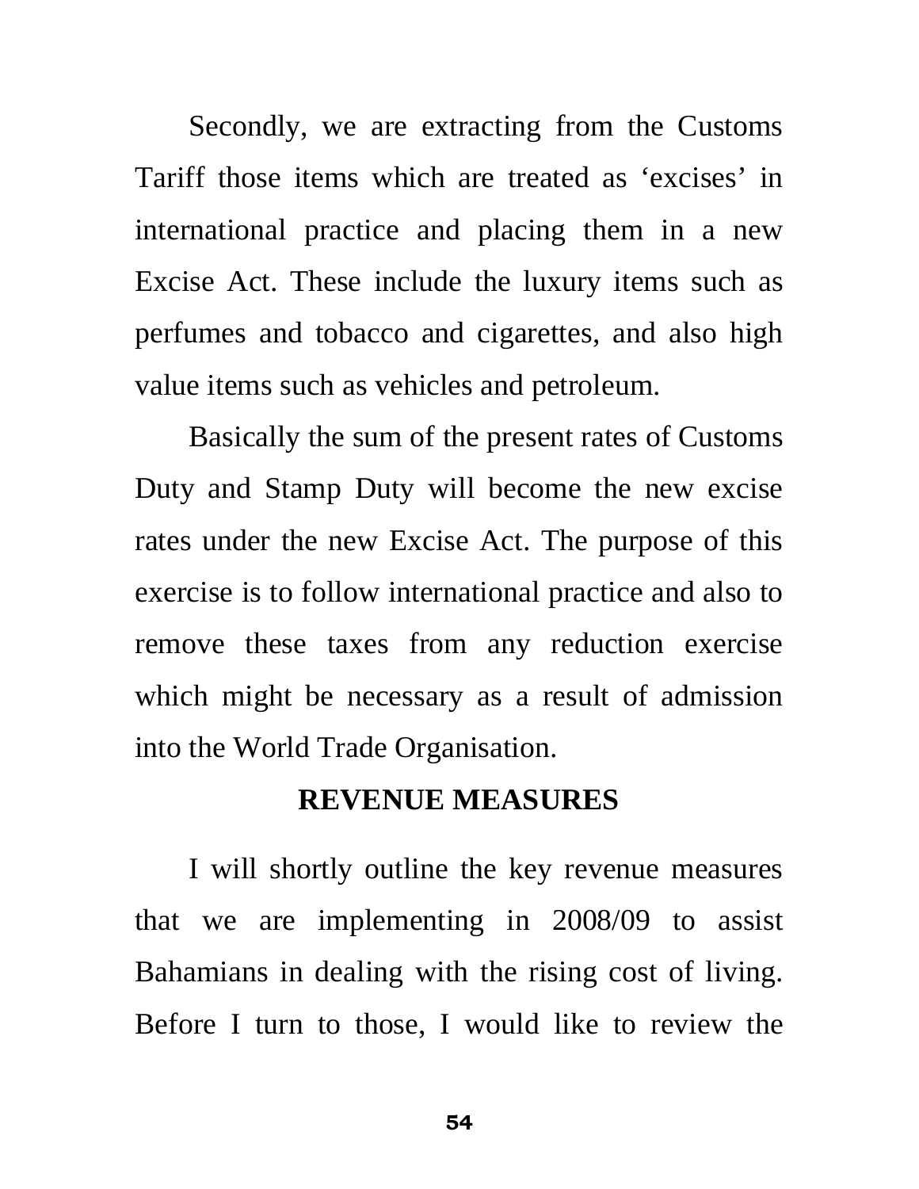Secondly, we are extracting from the Customs Tariff those items which are treated as 'excises' in international practice and placing them in a new Excise Act. These include the luxury items such as perfumes and tobacco and cigarettes, and also high value items such as vehicles and petroleum.

Basically the sum of the present rates of Customs Duty and Stamp Duty will become the new excise rates under the new Excise Act. The purpose of this exercise is to follow international practice and also to remove these taxes from any reduction exercise which might be necessary as a result of admission into the World Trade Organisation.

## REVENUE MEASURES

I will shortly outline the key revenue measures that we are implementing in 2008/09 to assist Bahamians in dealing with the rising cost of living. Before I turn to those, I would like to review the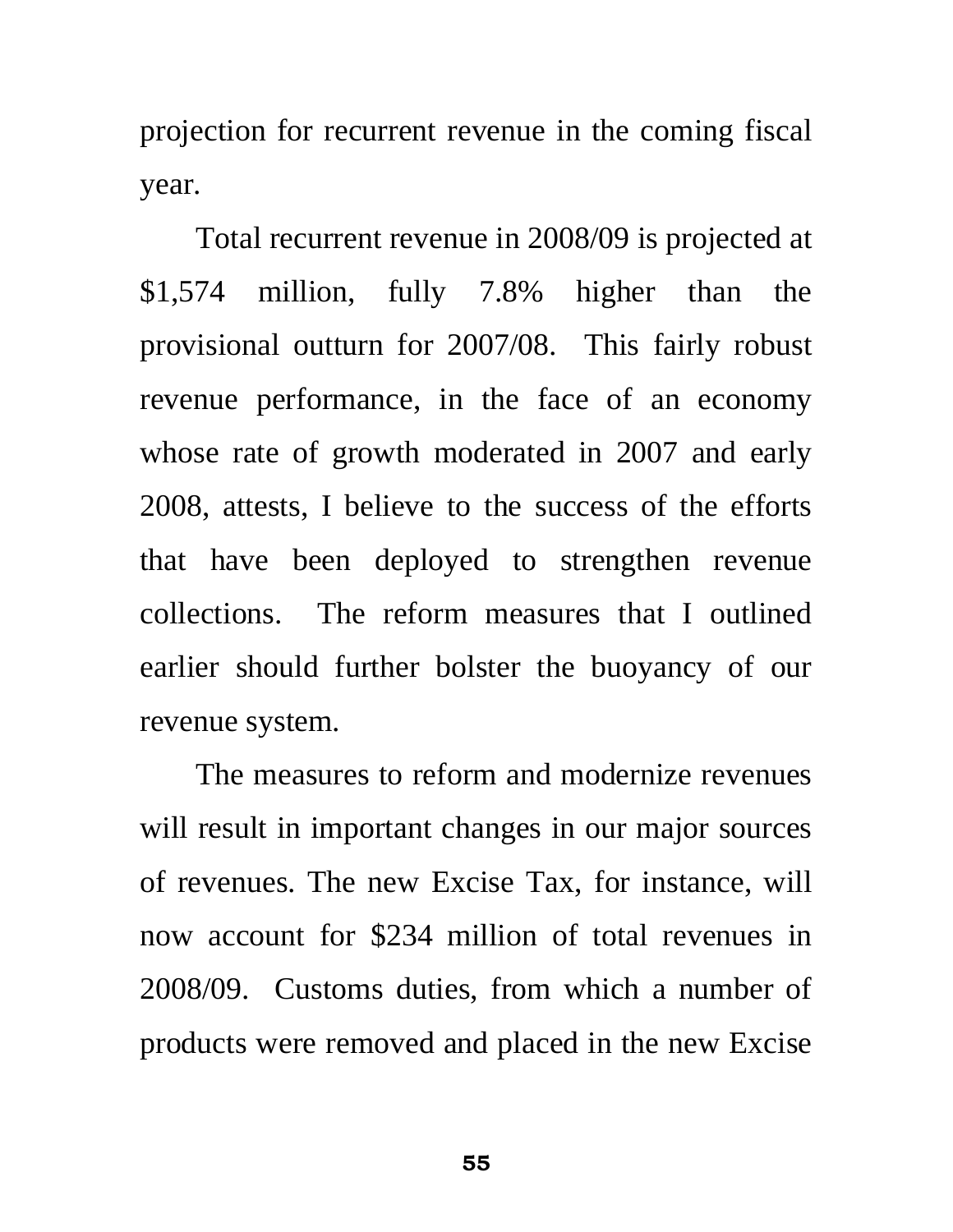projection for recurrent revenue in the coming fiscal year.

Total recurrent revenue in 2008/09 is projected at $1,574 million, fully 7.8% higher than the provisional outturn for 2007/08. This fairly robust revenue performance, in the face of an economy whose rate of growth moderated in 2007 and early 2008, attests, I believe to the success of the efforts that have been deployed to strengthen revenue collections. The reform measures that I outlined earlier should further bolster the buoyancy of our revenue system.

The measures to reform and modernize revenues will result in important changes in our major sources of revenues. The new Excise Tax, for instance, will now account for $234 million of total revenues in 2008/09. Customs duties, from which a number of products were removed and placed in the new Excise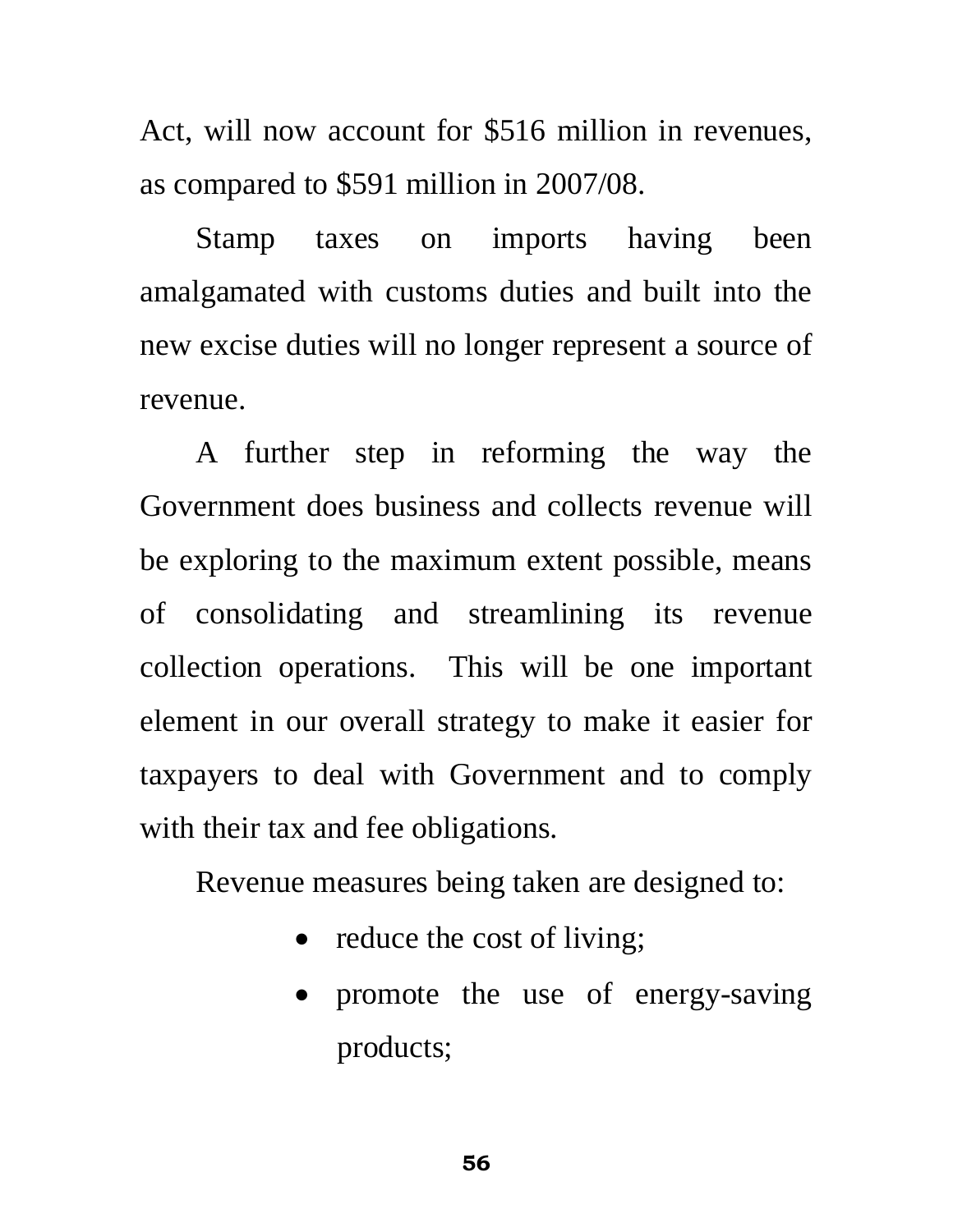Act, will now account for $516 million in revenues, as compared to $591 million in 2007/08.

Stamp taxes on imports having been amalgamated with customs duties and built into the new excise duties will no longer represent a source of revenue.

A further step in reforming the way the Government does business and collects revenue will be exploring to the maximum extent possible, means of consolidating and streamlining its revenue collection operations.  This will be one important element in our overall strategy to make it easier for taxpayers to deal with Government and to comply with their tax and fee obligations.

Revenue measures being taken are designed to:

- reduce the cost of living;
- promote the use of energy-saving products;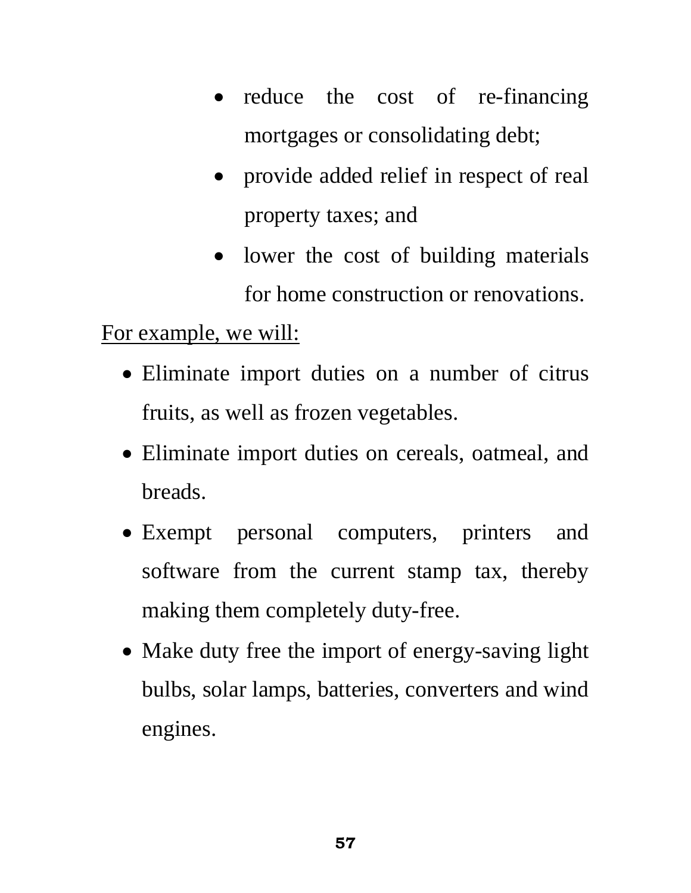- reduce the cost of re-financing mortgages or consolidating debt;
- provide added relief in respect of real property taxes; and
- lower the cost of building materials for home construction or renovations.

<u>For example, we will:</u>

- Eliminate import duties on a number of citrus fruits, as well as frozen vegetables.
- Eliminate import duties on cereals, oatmeal, and breads.
- Exempt personal computers, printers and software from the current stamp tax, thereby making them completely duty-free.
- Make duty free the import of energy-saving light bulbs, solar lamps, batteries, converters and wind engines.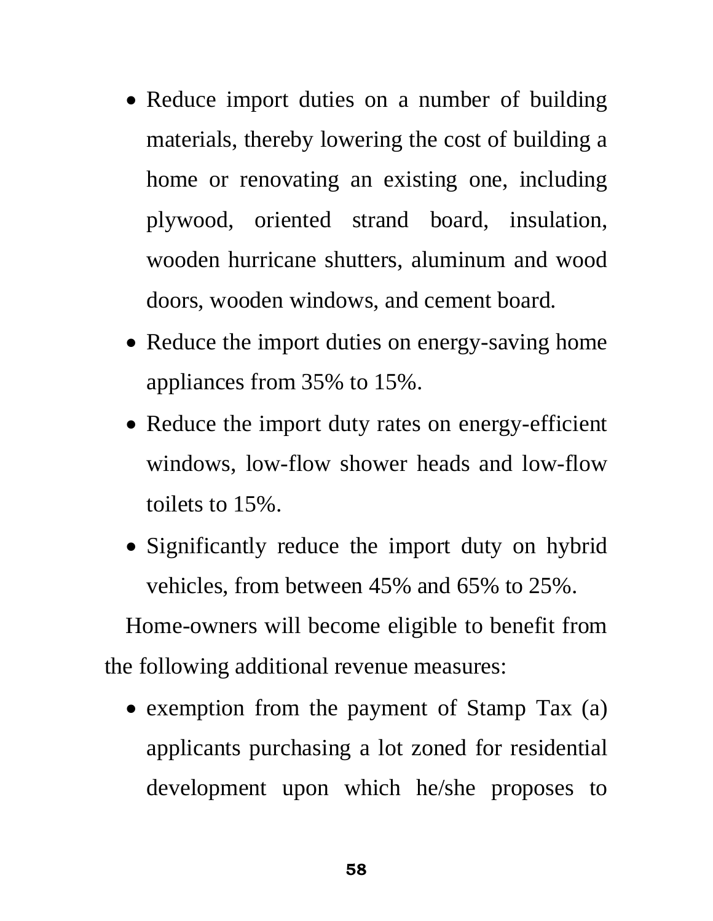- Reduce import duties on a number of building materials, thereby lowering the cost of building a home or renovating an existing one, including plywood, oriented strand board, insulation, wooden hurricane shutters, aluminum and wood doors, wooden windows, and cement board.
- Reduce the import duties on energy-saving home appliances from 35% to 15%.
- Reduce the import duty rates on energy-efficient windows, low-flow shower heads and low-flow toilets to 15%.
- Significantly reduce the import duty on hybrid vehicles, from between 45% and 65% to 25%.

Home-owners will become eligible to benefit from the following additional revenue measures:

- exemption from the payment of Stamp Tax (a) applicants purchasing a lot zoned for residential development upon which he/she proposes to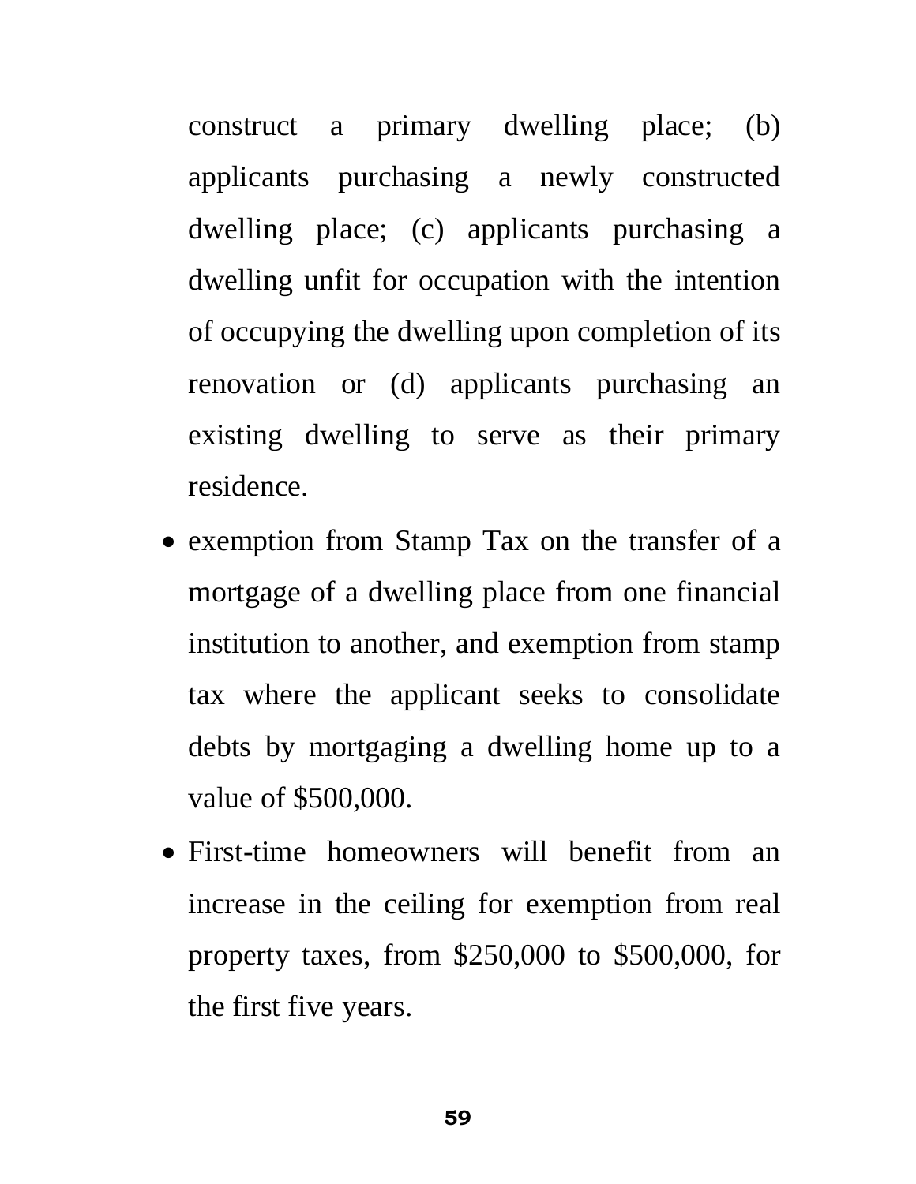construct a primary dwelling place; (b) applicants purchasing a newly constructed dwelling place; (c) applicants purchasing a dwelling unfit for occupation with the intention of occupying the dwelling upon completion of its renovation or (d) applicants purchasing an existing dwelling to serve as their primary residence.

- exemption from Stamp Tax on the transfer of a mortgage of a dwelling place from one financial institution to another, and exemption from stamp tax where the applicant seeks to consolidate debts by mortgaging a dwelling home up to a value of $500,000.
- First-time homeowners will benefit from an increase in the ceiling for exemption from real property taxes, from $250,000 to $500,000, for the first five years.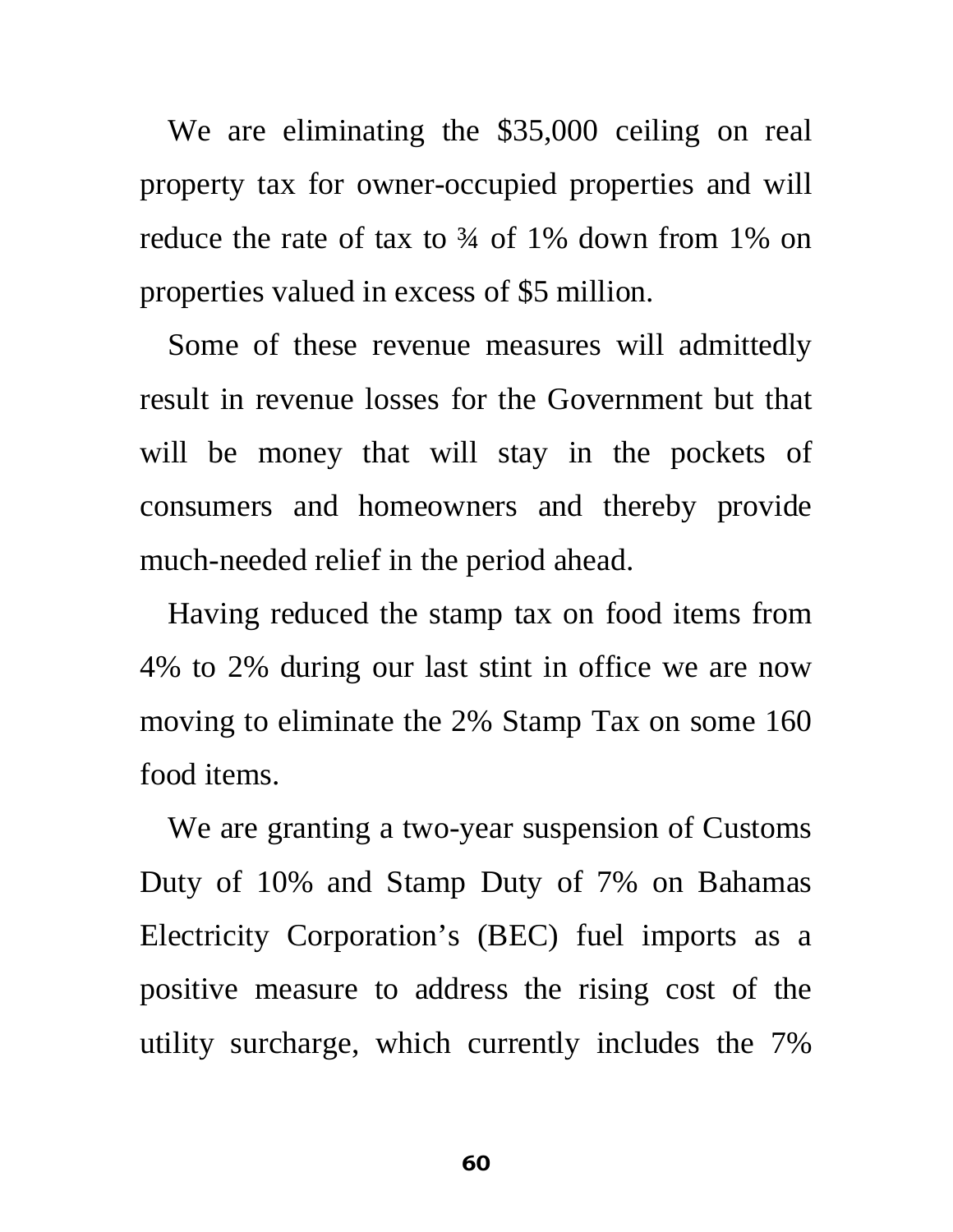We are eliminating the $35,000 ceiling on real property tax for owner-occupied properties and will reduce the rate of tax to ¾ of 1% down from 1% on properties valued in excess of $5 million.

Some of these revenue measures will admittedly result in revenue losses for the Government but that will be money that will stay in the pockets of consumers and homeowners and thereby provide much-needed relief in the period ahead.

Having reduced the stamp tax on food items from 4% to 2% during our last stint in office we are now moving to eliminate the 2% Stamp Tax on some 160 food items.

We are granting a two-year suspension of Customs Duty of 10% and Stamp Duty of 7% on Bahamas Electricity Corporation's (BEC) fuel imports as a positive measure to address the rising cost of the utility surcharge, which currently includes the 7%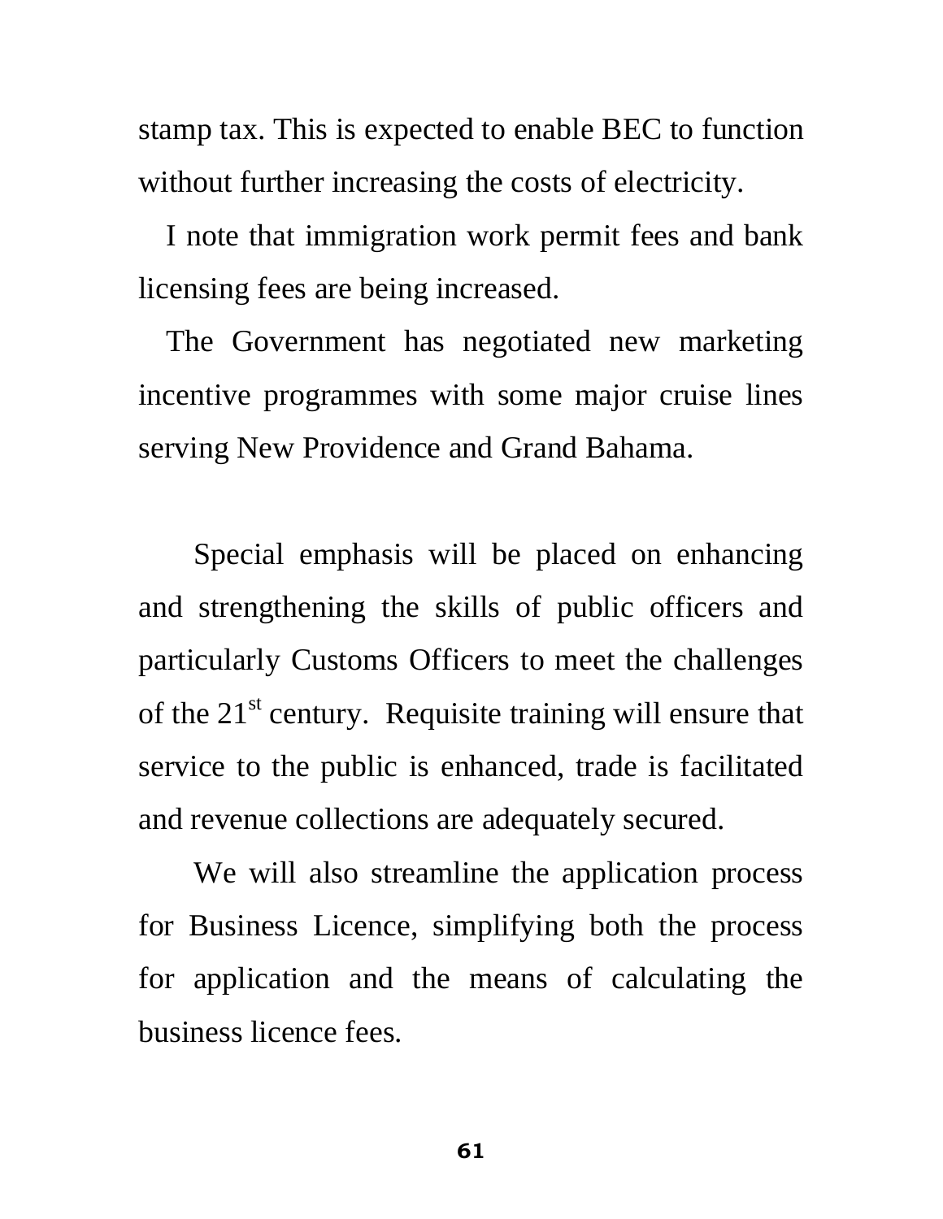stamp tax. This is expected to enable BEC to function without further increasing the costs of electricity.

I note that immigration work permit fees and bank licensing fees are being increased.

The Government has negotiated new marketing incentive programmes with some major cruise lines serving New Providence and Grand Bahama.

Special emphasis will be placed on enhancing and strengthening the skills of public officers and particularly Customs Officers to meet the challenges of the 21st century. Requisite training will ensure that service to the public is enhanced, trade is facilitated and revenue collections are adequately secured.

We will also streamline the application process for Business Licence, simplifying both the process for application and the means of calculating the business licence fees.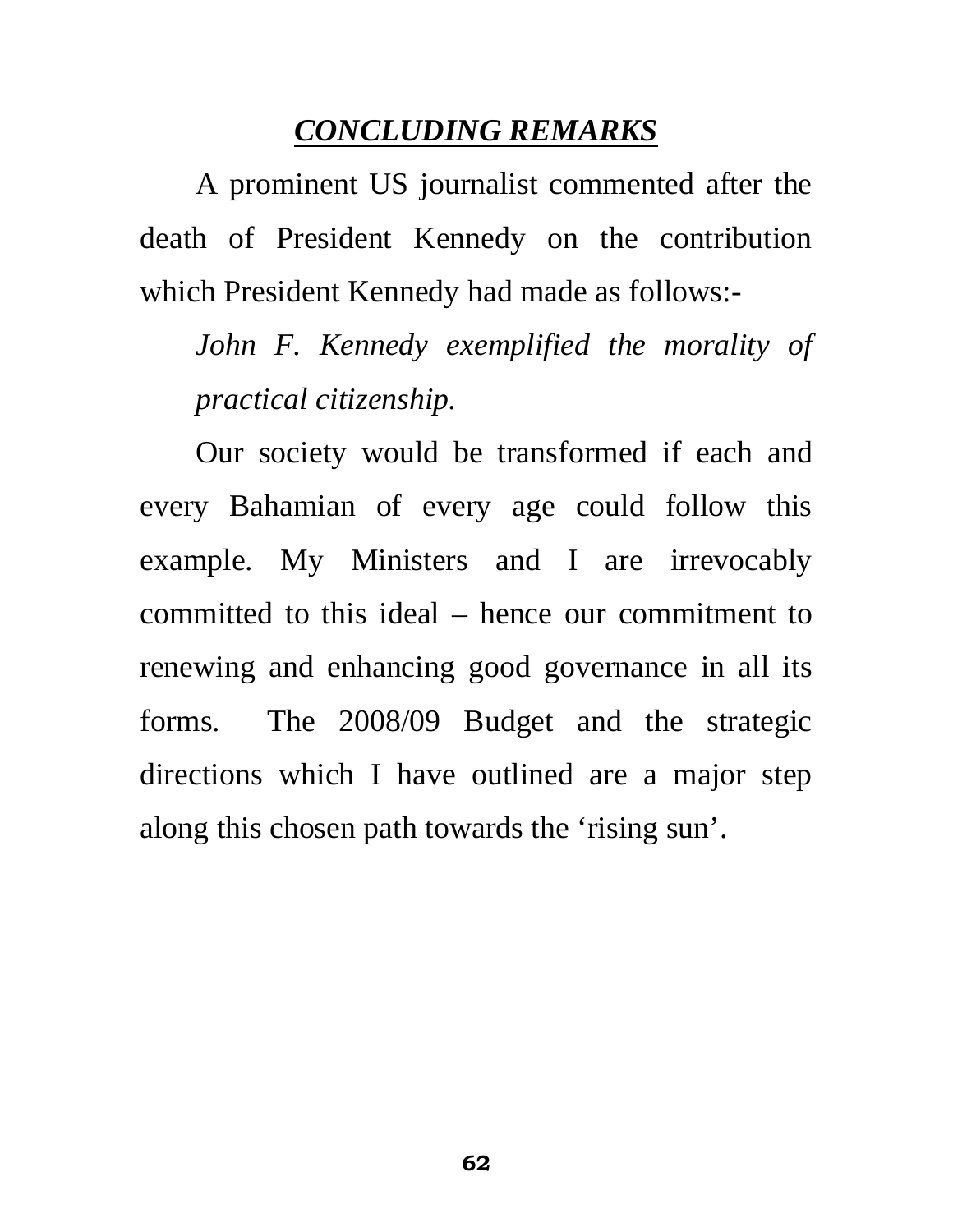## ***CONCLUDING REMARKS***

A prominent US journalist commented after the death of President Kennedy on the contribution which President Kennedy had made as follows:-

> *John F. Kennedy exemplified the morality of practical citizenship.*

Our society would be transformed if each and every Bahamian of every age could follow this example. My Ministers and I are irrevocably committed to this ideal – hence our commitment to renewing and enhancing good governance in all its forms. The 2008/09 Budget and the strategic directions which I have outlined are a major step along this chosen path towards the 'rising sun'.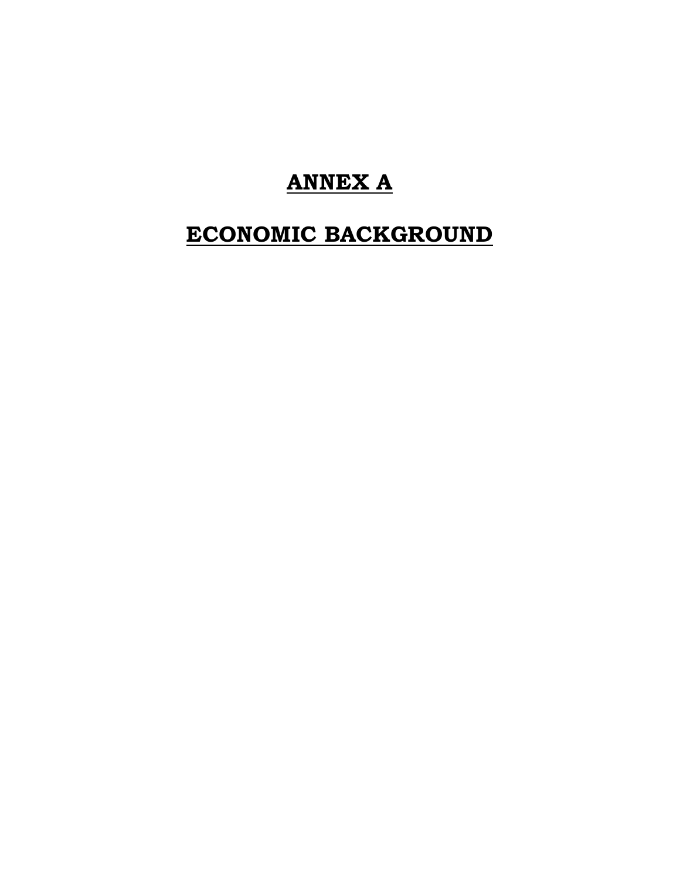# ANNEX A

# ECONOMIC BACKGROUND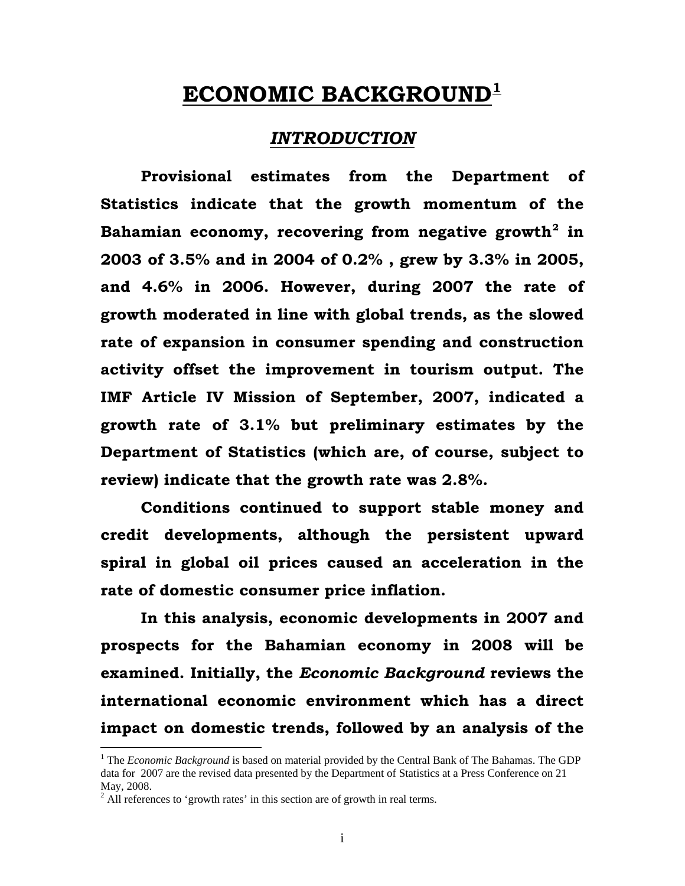# ECONOMIC BACKGROUND[1]

## *INTRODUCTION*

**Provisional estimates from the Department of Statistics indicate that the growth momentum of the Bahamian economy, recovering from negative growth[2] in 2003 of 3.5% and in 2004 of 0.2% , grew by 3.3% in 2005, and 4.6% in 2006. However, during 2007 the rate of growth moderated in line with global trends, as the slowed rate of expansion in consumer spending and construction activity offset the improvement in tourism output. The IMF Article IV Mission of September, 2007, indicated a growth rate of 3.1% but preliminary estimates by the Department of Statistics (which are, of course, subject to review) indicate that the growth rate was 2.8%.**

**Conditions continued to support stable money and credit developments, although the persistent upward spiral in global oil prices caused an acceleration in the rate of domestic consumer price inflation.**

**In this analysis, economic developments in 2007 and prospects for the Bahamian economy in 2008 will be examined. Initially, the *Economic Background* reviews the international economic environment which has a direct impact on domestic trends, followed by an analysis of the**

---

[1] The *Economic Background* is based on material provided by the Central Bank of The Bahamas. The GDP data for 2007 are the revised data presented by the Department of Statistics at a Press Conference on 21 May, 2008.

[2] All references to 'growth rates' in this section are of growth in real terms.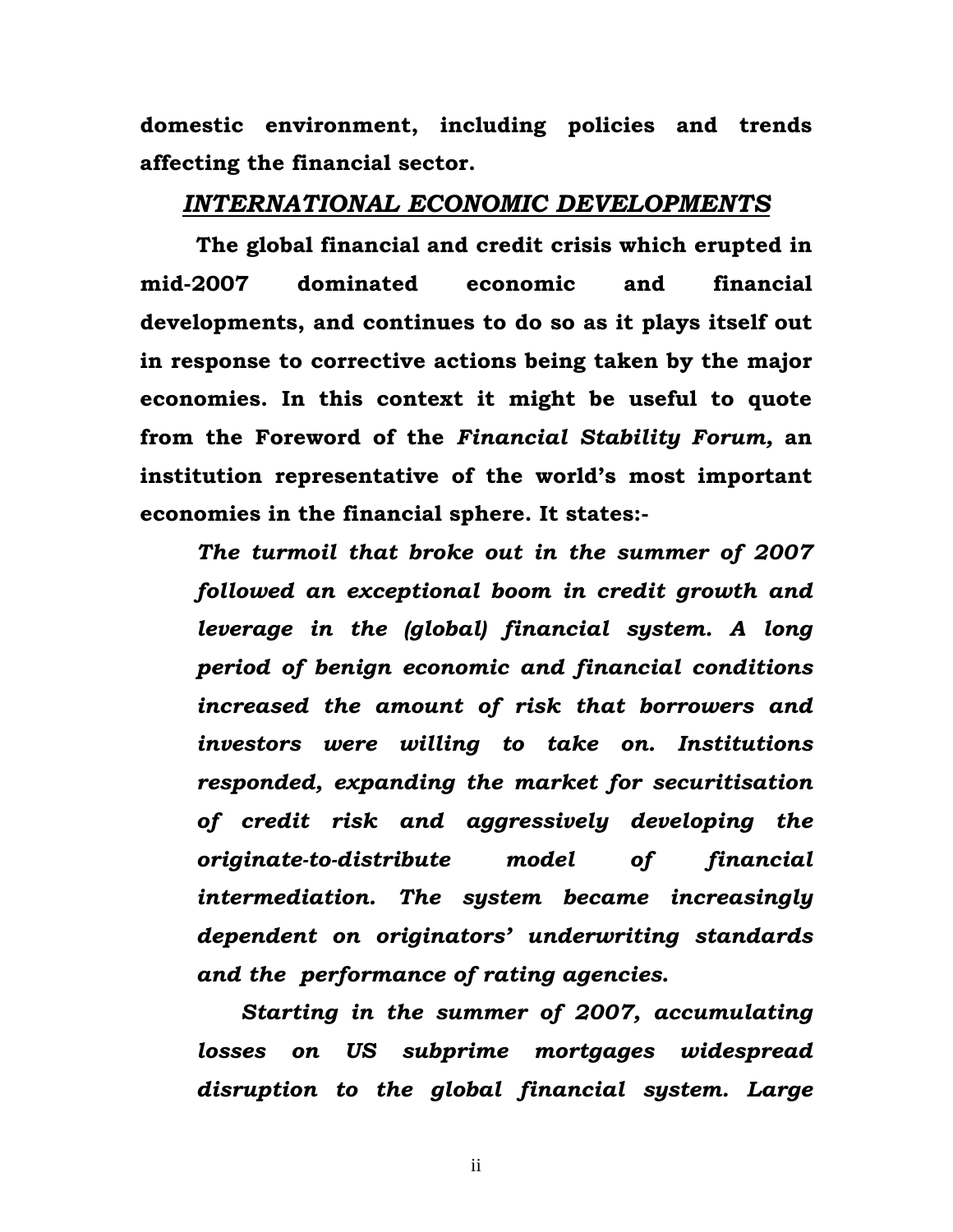**domestic environment, including policies and trends affecting the financial sector.**

## ***INTERNATIONAL ECONOMIC DEVELOPMENTS***

**The global financial and credit crisis which erupted in mid-2007 dominated economic and financial developments, and continues to do so as it plays itself out in response to corrective actions being taken by the major economies. In this context it might be useful to quote from the Foreword of the *Financial Stability Forum,* an institution representative of the world's most important economies in the financial sphere. It states:-**

> ***The turmoil that broke out in the summer of 2007 followed an exceptional boom in credit growth and leverage in the (global) financial system. A long period of benign economic and financial conditions increased the amount of risk that borrowers and investors were willing to take on. Institutions responded, expanding the market for securitisation of credit risk and aggressively developing the originate-to-distribute model of financial intermediation. The system became increasingly dependent on originators' underwriting standards and the performance of rating agencies.***
>
> ***Starting in the summer of 2007, accumulating losses on US subprime mortgages widespread disruption to the global financial system. Large***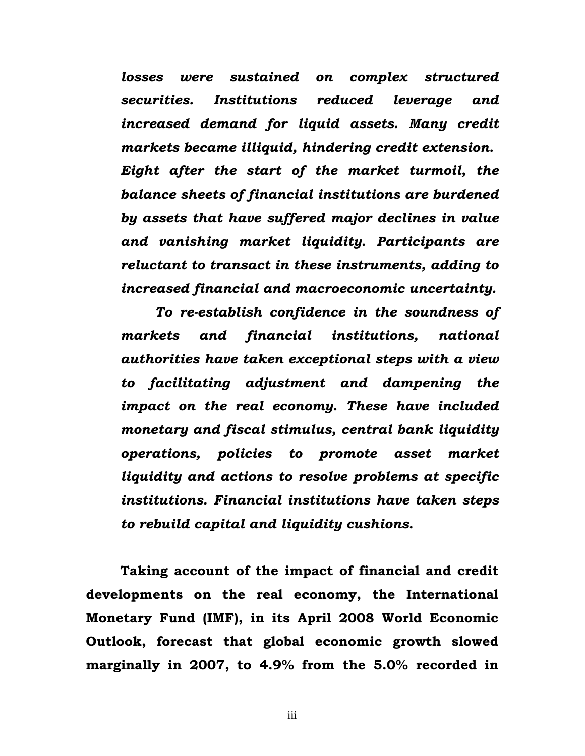***losses were sustained on complex structured securities. Institutions reduced leverage and increased demand for liquid assets. Many credit markets became illiquid, hindering credit extension. Eight after the start of the market turmoil, the balance sheets of financial institutions are burdened by assets that have suffered major declines in value and vanishing market liquidity. Participants are reluctant to transact in these instruments, adding to increased financial and macroeconomic uncertainty.***

***To re-establish confidence in the soundness of markets and financial institutions, national authorities have taken exceptional steps with a view to facilitating adjustment and dampening the impact on the real economy. These have included monetary and fiscal stimulus, central bank liquidity operations, policies to promote asset market liquidity and actions to resolve problems at specific institutions. Financial institutions have taken steps to rebuild capital and liquidity cushions.***

**Taking account of the impact of financial and credit developments on the real economy, the International Monetary Fund (IMF), in its April 2008 World Economic Outlook, forecast that global economic growth slowed marginally in 2007, to 4.9% from the 5.0% recorded in**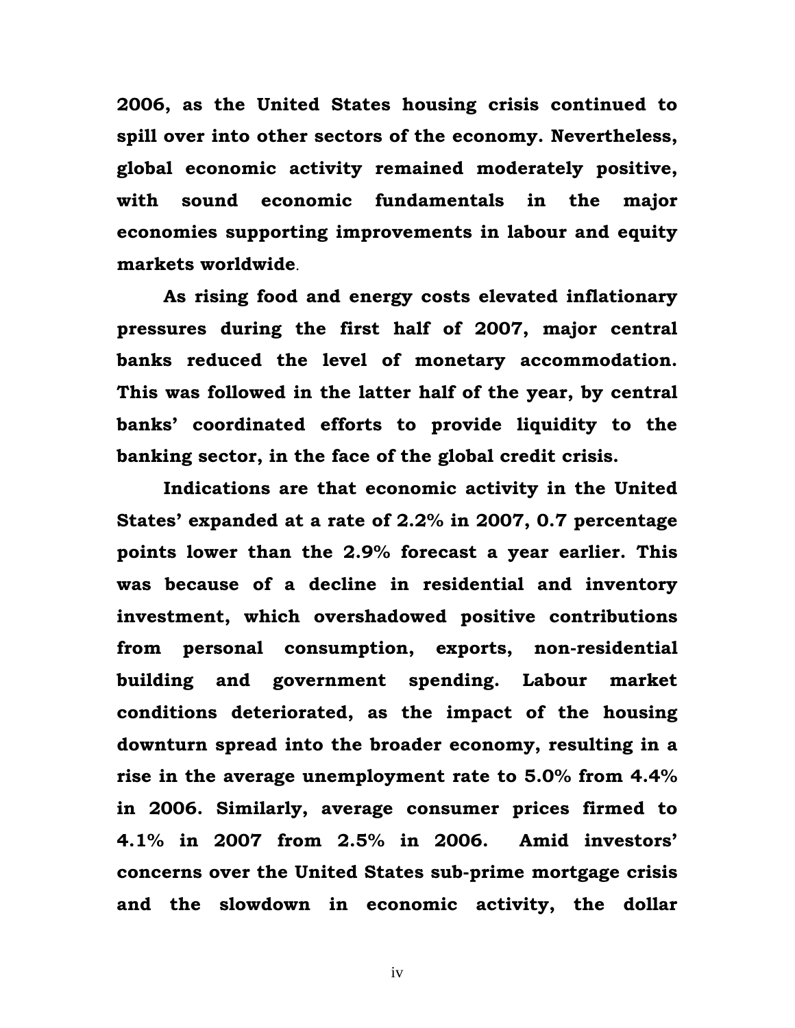**2006, as the United States housing crisis continued to spill over into other sectors of the economy. Nevertheless, global economic activity remained moderately positive, with sound economic fundamentals in the major economies supporting improvements in labour and equity markets worldwide**.

**As rising food and energy costs elevated inflationary pressures during the first half of 2007, major central banks reduced the level of monetary accommodation. This was followed in the latter half of the year, by central banks' coordinated efforts to provide liquidity to the banking sector, in the face of the global credit crisis.**

**Indications are that economic activity in the United States' expanded at a rate of 2.2% in 2007, 0.7 percentage points lower than the 2.9% forecast a year earlier. This was because of a decline in residential and inventory investment, which overshadowed positive contributions from personal consumption, exports, non-residential building and government spending. Labour market conditions deteriorated, as the impact of the housing downturn spread into the broader economy, resulting in a rise in the average unemployment rate to 5.0% from 4.4% in 2006. Similarly, average consumer prices firmed to 4.1% in 2007 from 2.5% in 2006. Amid investors' concerns over the United States sub-prime mortgage crisis and the slowdown in economic activity, the dollar**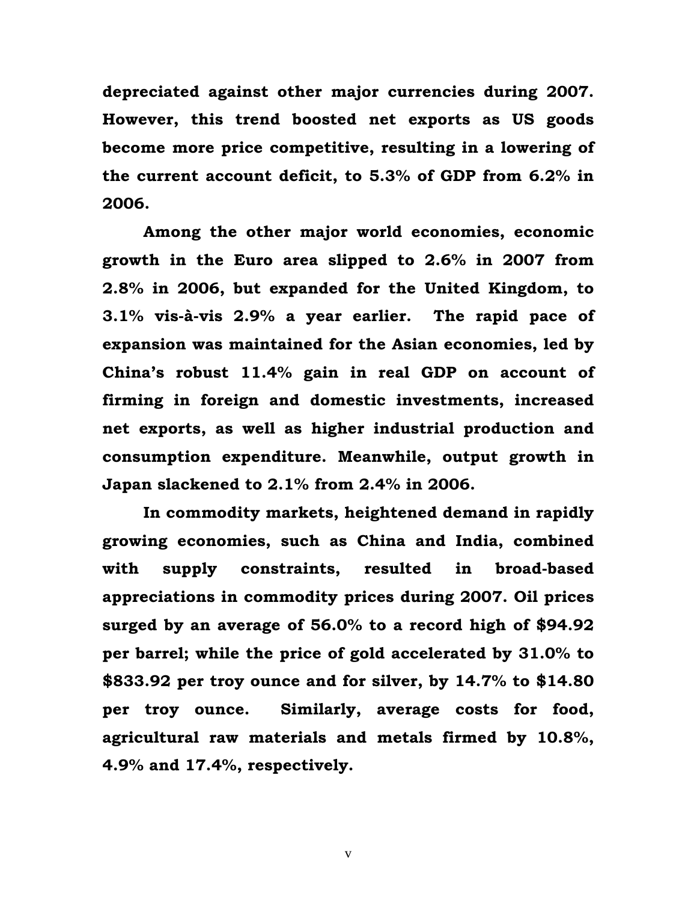**depreciated against other major currencies during 2007. However, this trend boosted net exports as US goods become more price competitive, resulting in a lowering of the current account deficit, to 5.3% of GDP from 6.2% in 2006.**

**Among the other major world economies, economic growth in the Euro area slipped to 2.6% in 2007 from 2.8% in 2006, but expanded for the United Kingdom, to 3.1% vis-à-vis 2.9% a year earlier. The rapid pace of expansion was maintained for the Asian economies, led by China's robust 11.4% gain in real GDP on account of firming in foreign and domestic investments, increased net exports, as well as higher industrial production and consumption expenditure. Meanwhile, output growth in Japan slackened to 2.1% from 2.4% in 2006.**

**In commodity markets, heightened demand in rapidly growing economies, such as China and India, combined with supply constraints, resulted in broad-based appreciations in commodity prices during 2007. Oil prices surged by an average of 56.0% to a record high of $94.92 per barrel; while the price of gold accelerated by 31.0% to $833.92 per troy ounce and for silver, by 14.7% to $14.80 per troy ounce. Similarly, average costs for food, agricultural raw materials and metals firmed by 10.8%, 4.9% and 17.4%, respectively.**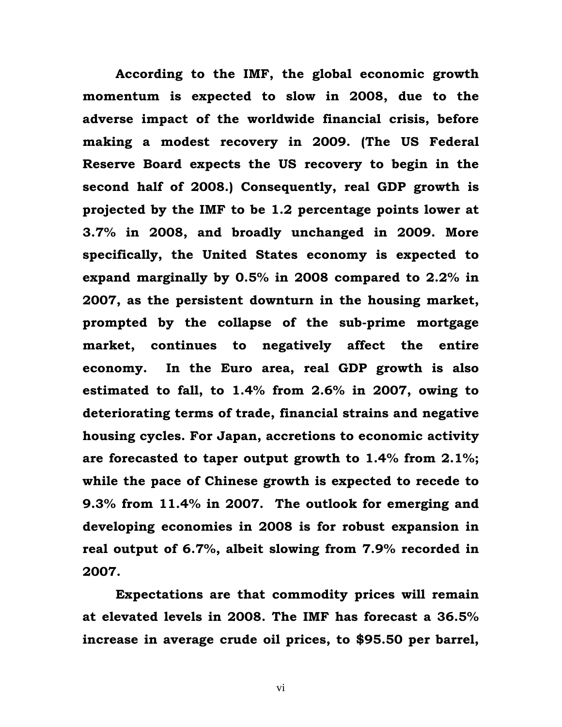**According to the IMF, the global economic growth momentum is expected to slow in 2008, due to the adverse impact of the worldwide financial crisis, before making a modest recovery in 2009. (The US Federal Reserve Board expects the US recovery to begin in the second half of 2008.) Consequently, real GDP growth is projected by the IMF to be 1.2 percentage points lower at 3.7% in 2008, and broadly unchanged in 2009. More specifically, the United States economy is expected to expand marginally by 0.5% in 2008 compared to 2.2% in 2007, as the persistent downturn in the housing market, prompted by the collapse of the sub-prime mortgage market, continues to negatively affect the entire economy. In the Euro area, real GDP growth is also estimated to fall, to 1.4% from 2.6% in 2007, owing to deteriorating terms of trade, financial strains and negative housing cycles. For Japan, accretions to economic activity are forecasted to taper output growth to 1.4% from 2.1%; while the pace of Chinese growth is expected to recede to 9.3% from 11.4% in 2007. The outlook for emerging and developing economies in 2008 is for robust expansion in real output of 6.7%, albeit slowing from 7.9% recorded in 2007.**

**Expectations are that commodity prices will remain at elevated levels in 2008. The IMF has forecast a 36.5% increase in average crude oil prices, to $95.50 per barrel,**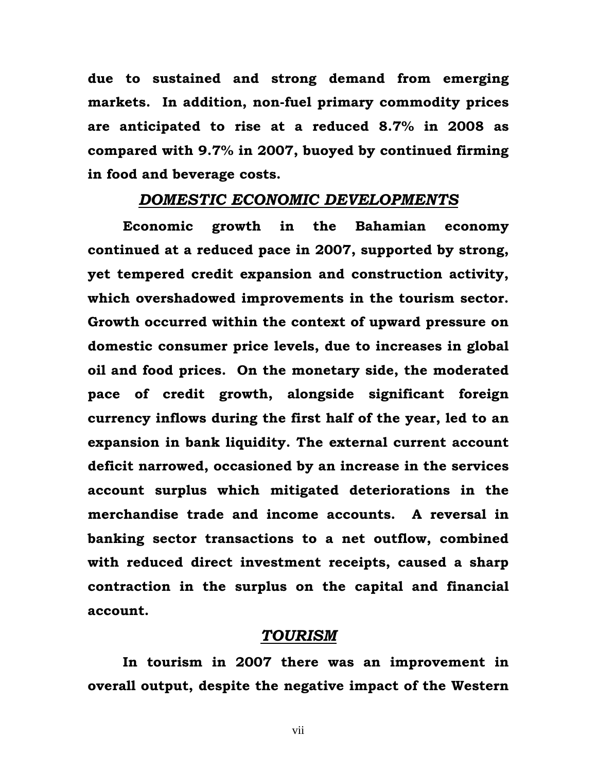**due to sustained and strong demand from emerging markets. In addition, non-fuel primary commodity prices are anticipated to rise at a reduced 8.7% in 2008 as compared with 9.7% in 2007, buoyed by continued firming in food and beverage costs.**

## ***DOMESTIC ECONOMIC DEVELOPMENTS***

**Economic growth in the Bahamian economy continued at a reduced pace in 2007, supported by strong, yet tempered credit expansion and construction activity, which overshadowed improvements in the tourism sector. Growth occurred within the context of upward pressure on domestic consumer price levels, due to increases in global oil and food prices. On the monetary side, the moderated pace of credit growth, alongside significant foreign currency inflows during the first half of the year, led to an expansion in bank liquidity. The external current account deficit narrowed, occasioned by an increase in the services account surplus which mitigated deteriorations in the merchandise trade and income accounts. A reversal in banking sector transactions to a net outflow, combined with reduced direct investment receipts, caused a sharp contraction in the surplus on the capital and financial account.**

## ***TOURISM***

**In tourism in 2007 there was an improvement in overall output, despite the negative impact of the Western**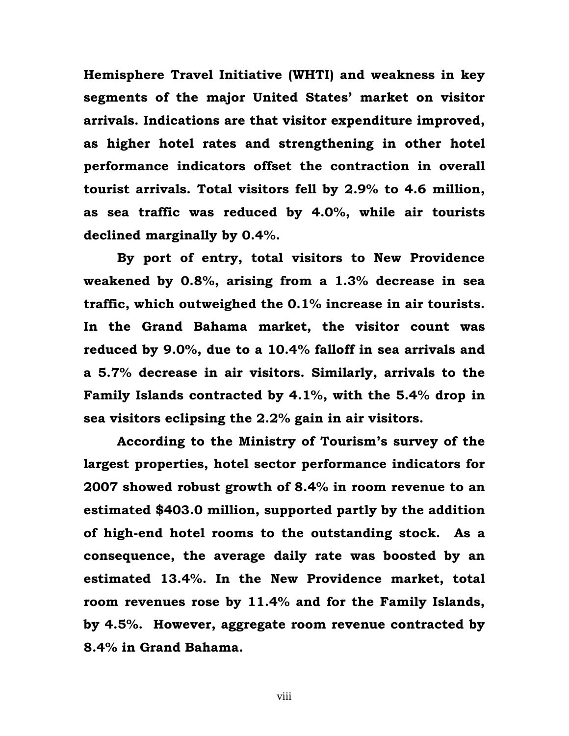**Hemisphere Travel Initiative (WHTI) and weakness in key segments of the major United States' market on visitor arrivals. Indications are that visitor expenditure improved, as higher hotel rates and strengthening in other hotel performance indicators offset the contraction in overall tourist arrivals. Total visitors fell by 2.9% to 4.6 million, as sea traffic was reduced by 4.0%, while air tourists declined marginally by 0.4%.**

**By port of entry, total visitors to New Providence weakened by 0.8%, arising from a 1.3% decrease in sea traffic, which outweighed the 0.1% increase in air tourists. In the Grand Bahama market, the visitor count was reduced by 9.0%, due to a 10.4% falloff in sea arrivals and a 5.7% decrease in air visitors. Similarly, arrivals to the Family Islands contracted by 4.1%, with the 5.4% drop in sea visitors eclipsing the 2.2% gain in air visitors.**

**According to the Ministry of Tourism's survey of the largest properties, hotel sector performance indicators for 2007 showed robust growth of 8.4% in room revenue to an estimated $403.0 million, supported partly by the addition of high-end hotel rooms to the outstanding stock. As a consequence, the average daily rate was boosted by an estimated 13.4%. In the New Providence market, total room revenues rose by 11.4% and for the Family Islands, by 4.5%. However, aggregate room revenue contracted by 8.4% in Grand Bahama.**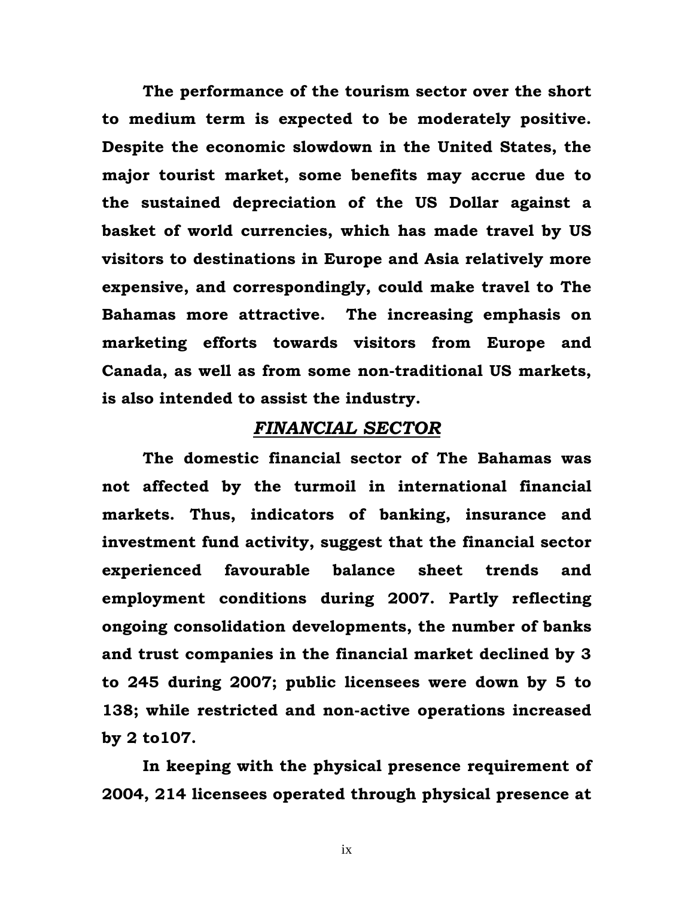**The performance of the tourism sector over the short to medium term is expected to be moderately positive. Despite the economic slowdown in the United States, the major tourist market, some benefits may accrue due to the sustained depreciation of the US Dollar against a basket of world currencies, which has made travel by US visitors to destinations in Europe and Asia relatively more expensive, and correspondingly, could make travel to The Bahamas more attractive. The increasing emphasis on marketing efforts towards visitors from Europe and Canada, as well as from some non-traditional US markets, is also intended to assist the industry.**

## ***FINANCIAL SECTOR***

**The domestic financial sector of The Bahamas was not affected by the turmoil in international financial markets. Thus, indicators of banking, insurance and investment fund activity, suggest that the financial sector experienced favourable balance sheet trends and employment conditions during 2007. Partly reflecting ongoing consolidation developments, the number of banks and trust companies in the financial market declined by 3 to 245 during 2007; public licensees were down by 5 to 138; while restricted and non-active operations increased by 2 to107.**

**In keeping with the physical presence requirement of 2004, 214 licensees operated through physical presence at**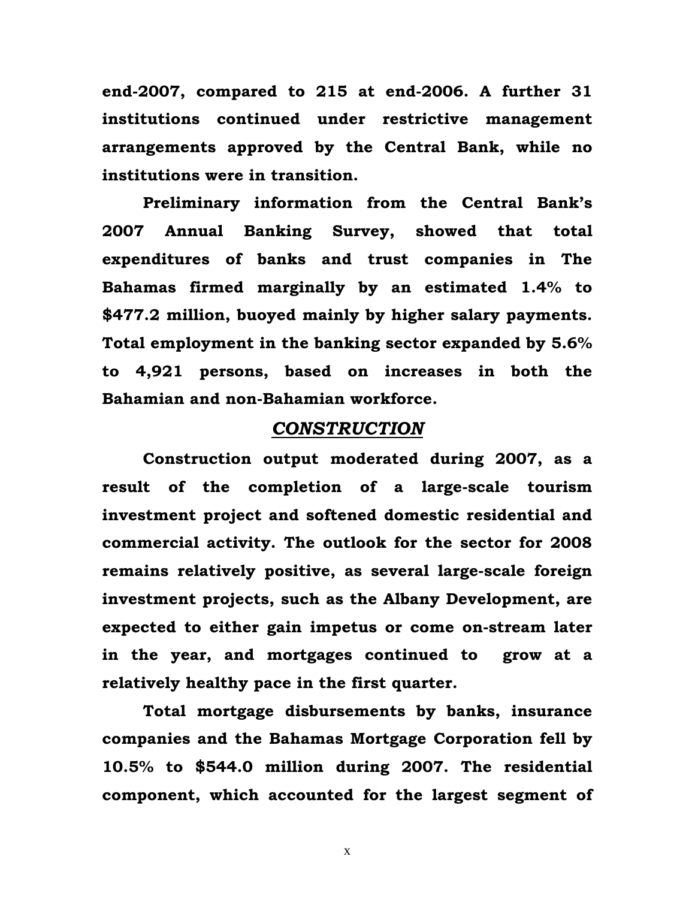**end-2007, compared to 215 at end-2006. A further 31 institutions continued under restrictive management arrangements approved by the Central Bank, while no institutions were in transition.**

**Preliminary information from the Central Bank's 2007 Annual Banking Survey, showed that total expenditures of banks and trust companies in The Bahamas firmed marginally by an estimated 1.4% to $477.2 million, buoyed mainly by higher salary payments. Total employment in the banking sector expanded by 5.6% to 4,921 persons, based on increases in both the Bahamian and non-Bahamian workforce.**

## ***CONSTRUCTION***

**Construction output moderated during 2007, as a result of the completion of a large-scale tourism investment project and softened domestic residential and commercial activity. The outlook for the sector for 2008 remains relatively positive, as several large-scale foreign investment projects, such as the Albany Development, are expected to either gain impetus or come on-stream later in the year, and mortgages continued to grow at a relatively healthy pace in the first quarter.**

**Total mortgage disbursements by banks, insurance companies and the Bahamas Mortgage Corporation fell by 10.5% to $544.0 million during 2007. The residential component, which accounted for the largest segment of**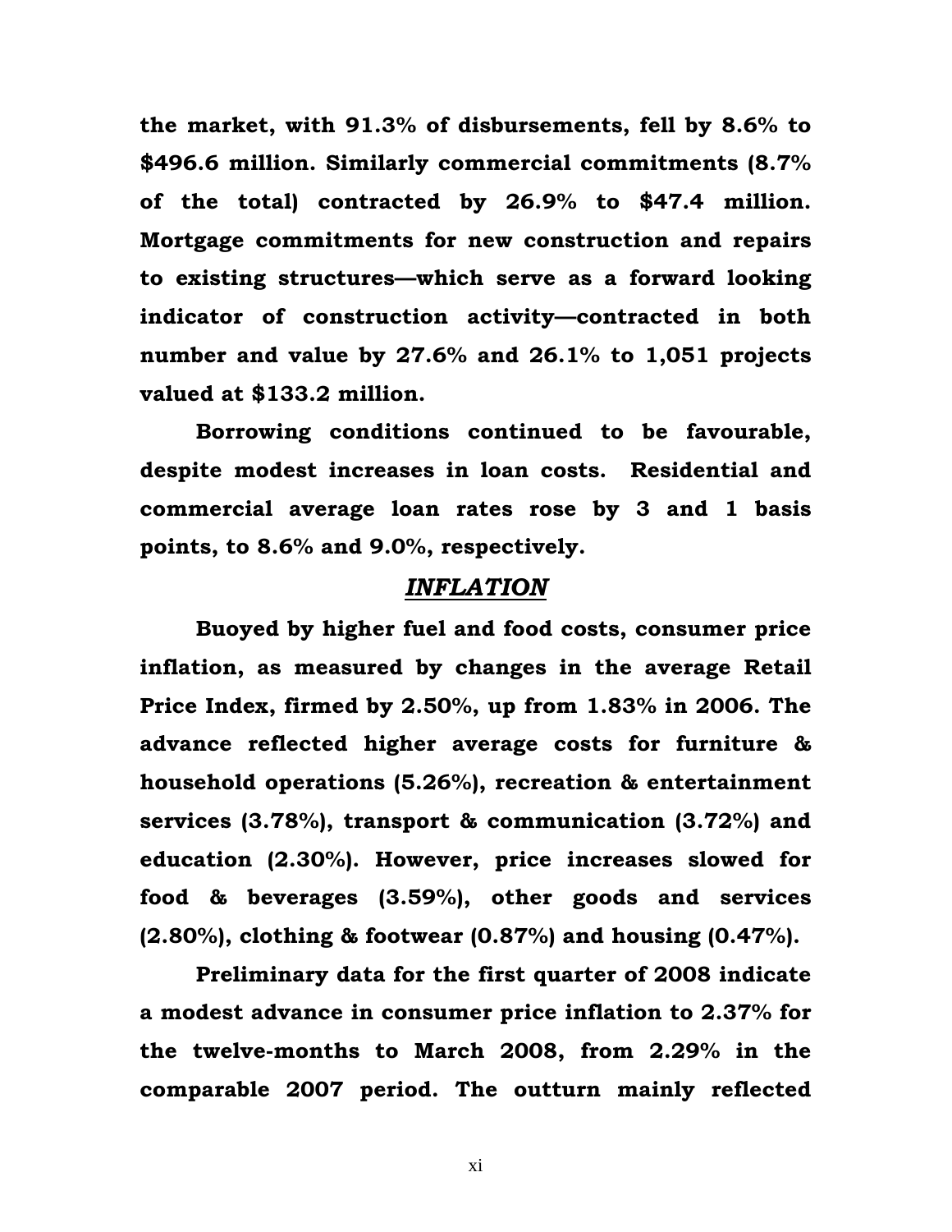**the market, with 91.3% of disbursements, fell by 8.6% to $496.6 million. Similarly commercial commitments (8.7% of the total) contracted by 26.9% to $47.4 million. Mortgage commitments for new construction and repairs to existing structures—which serve as a forward looking indicator of construction activity—contracted in both number and value by 27.6% and 26.1% to 1,051 projects valued at $133.2 million.**

**Borrowing conditions continued to be favourable, despite modest increases in loan costs. Residential and commercial average loan rates rose by 3 and 1 basis points, to 8.6% and 9.0%, respectively.**

## ***INFLATION***

**Buoyed by higher fuel and food costs, consumer price inflation, as measured by changes in the average Retail Price Index, firmed by 2.50%, up from 1.83% in 2006. The advance reflected higher average costs for furniture & household operations (5.26%), recreation & entertainment services (3.78%), transport & communication (3.72%) and education (2.30%). However, price increases slowed for food & beverages (3.59%), other goods and services (2.80%), clothing & footwear (0.87%) and housing (0.47%).**

**Preliminary data for the first quarter of 2008 indicate a modest advance in consumer price inflation to 2.37% for the twelve-months to March 2008, from 2.29% in the comparable 2007 period. The outturn mainly reflected**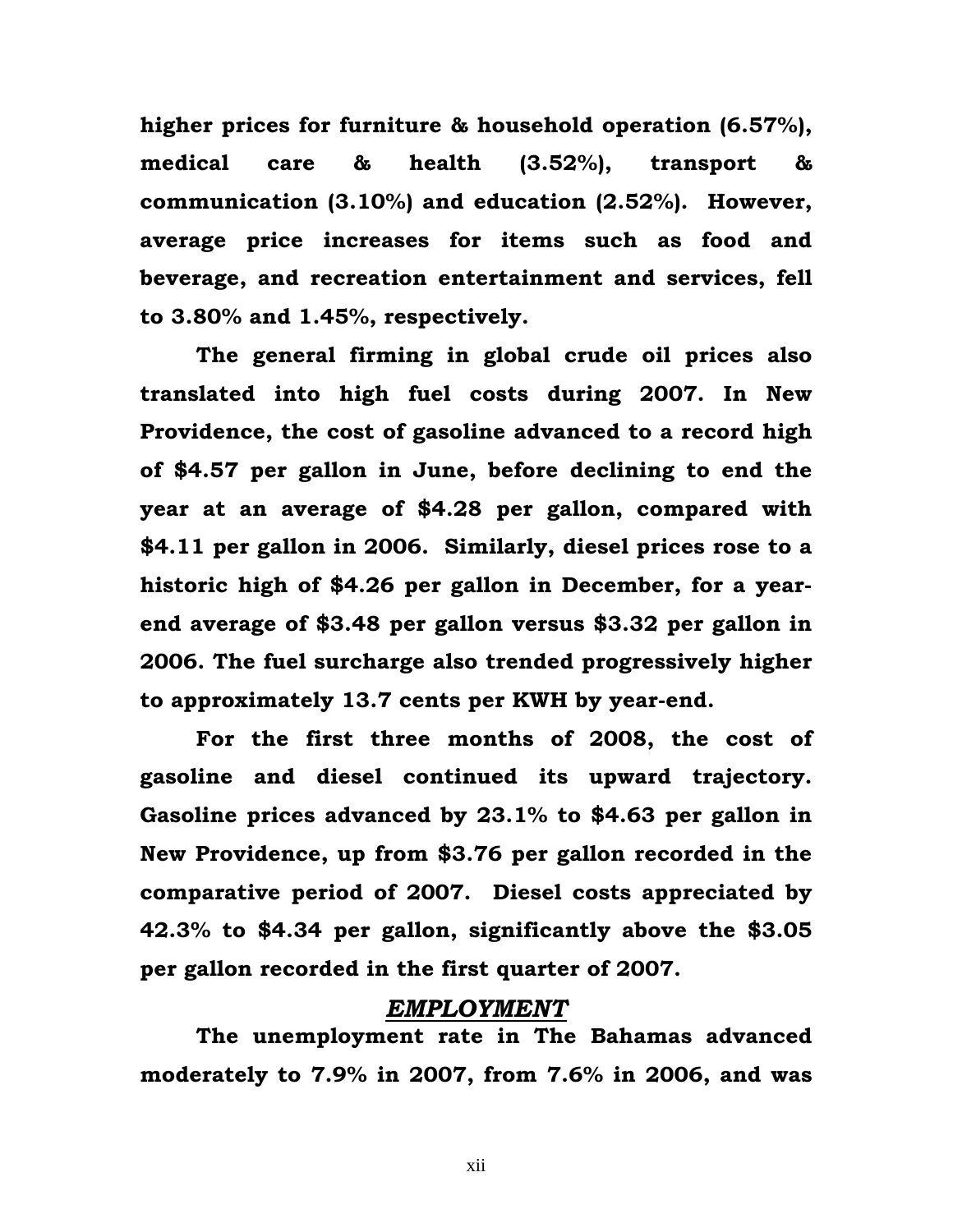**higher prices for furniture & household operation (6.57%), medical care & health (3.52%), transport & communication (3.10%) and education (2.52%). However, average price increases for items such as food and beverage, and recreation entertainment and services, fell to 3.80% and 1.45%, respectively.**

**The general firming in global crude oil prices also translated into high fuel costs during 2007. In New Providence, the cost of gasoline advanced to a record high of $4.57 per gallon in June, before declining to end the year at an average of $4.28 per gallon, compared with $4.11 per gallon in 2006. Similarly, diesel prices rose to a historic high of $4.26 per gallon in December, for a year-end average of $3.48 per gallon versus $3.32 per gallon in 2006. The fuel surcharge also trended progressively higher to approximately 13.7 cents per KWH by year-end.**

**For the first three months of 2008, the cost of gasoline and diesel continued its upward trajectory. Gasoline prices advanced by 23.1% to $4.63 per gallon in New Providence, up from $3.76 per gallon recorded in the comparative period of 2007. Diesel costs appreciated by 42.3% to $4.34 per gallon, significantly above the $3.05 per gallon recorded in the first quarter of 2007.**

## ***EMPLOYMENT***

**The unemployment rate in The Bahamas advanced moderately to 7.9% in 2007, from 7.6% in 2006, and was**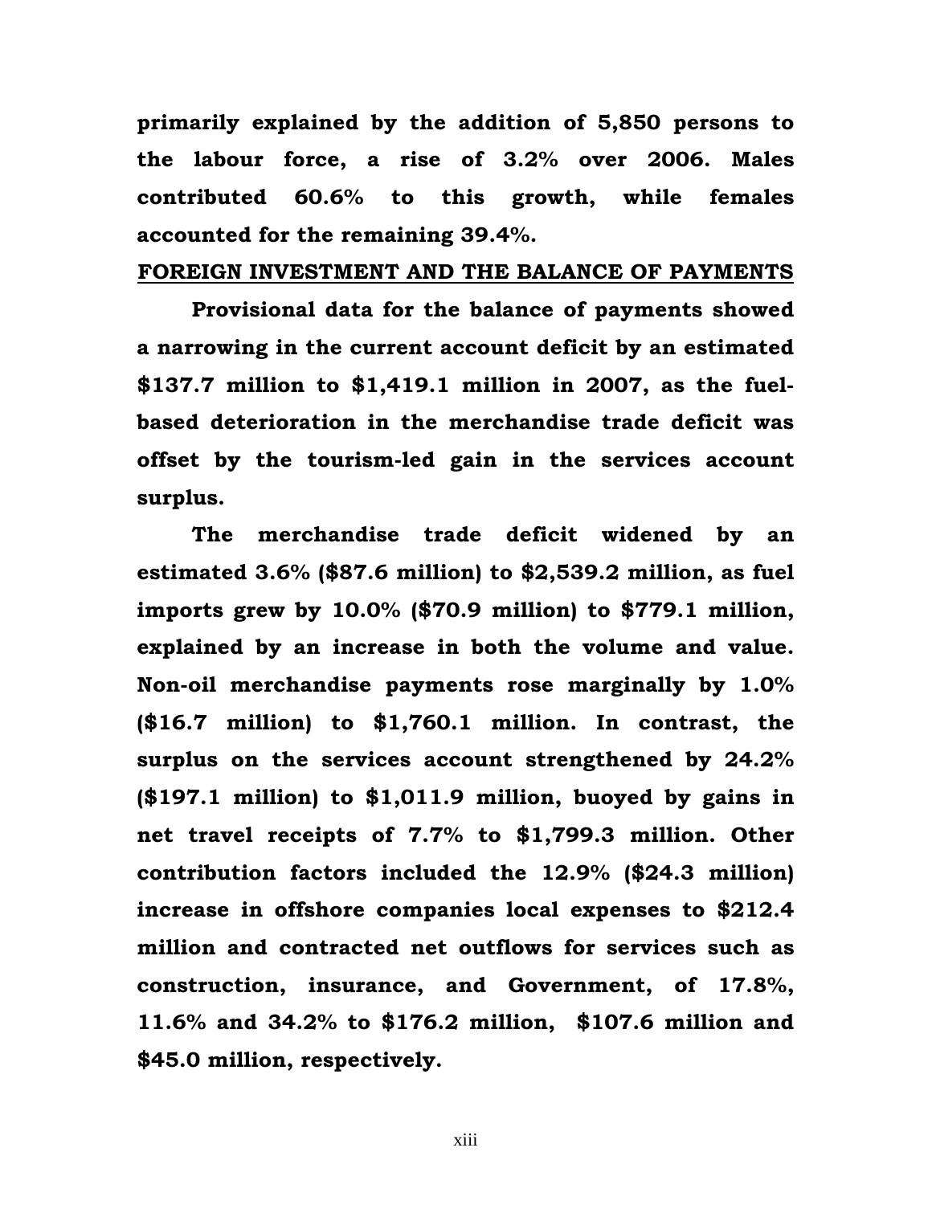**primarily explained by the addition of 5,850 persons to the labour force, a rise of 3.2% over 2006. Males contributed 60.6% to this growth, while females accounted for the remaining 39.4%.**

## FOREIGN INVESTMENT AND THE BALANCE OF PAYMENTS

**Provisional data for the balance of payments showed a narrowing in the current account deficit by an estimated \$137.7 million to \$1,419.1 million in 2007, as the fuel-based deterioration in the merchandise trade deficit was offset by the tourism-led gain in the services account surplus.**

**The merchandise trade deficit widened by an estimated 3.6% (\$87.6 million) to \$2,539.2 million, as fuel imports grew by 10.0% (\$70.9 million) to \$779.1 million, explained by an increase in both the volume and value. Non-oil merchandise payments rose marginally by 1.0% (\$16.7 million) to \$1,760.1 million. In contrast, the surplus on the services account strengthened by 24.2% (\$197.1 million) to \$1,011.9 million, buoyed by gains in net travel receipts of 7.7% to \$1,799.3 million. Other contribution factors included the 12.9% (\$24.3 million) increase in offshore companies local expenses to \$212.4 million and contracted net outflows for services such as construction, insurance, and Government, of 17.8%, 11.6% and 34.2% to \$176.2 million, \$107.6 million and \$45.0 million, respectively.**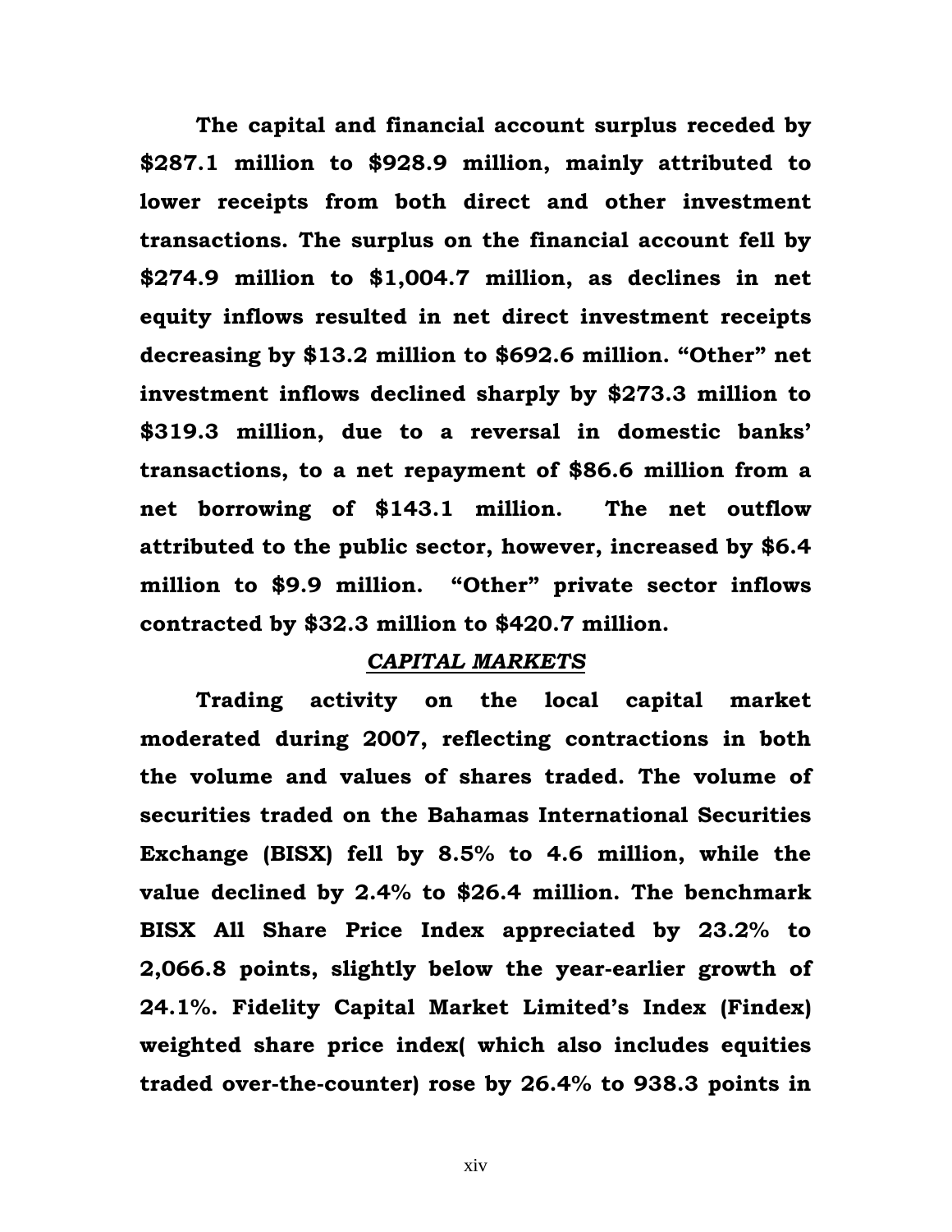**The capital and financial account surplus receded by \$287.1 million to \$928.9 million, mainly attributed to lower receipts from both direct and other investment transactions. The surplus on the financial account fell by \$274.9 million to \$1,004.7 million, as declines in net equity inflows resulted in net direct investment receipts decreasing by \$13.2 million to \$692.6 million. "Other" net investment inflows declined sharply by \$273.3 million to \$319.3 million, due to a reversal in domestic banks' transactions, to a net repayment of \$86.6 million from a net borrowing of \$143.1 million. The net outflow attributed to the public sector, however, increased by \$6.4 million to \$9.9 million. "Other" private sector inflows contracted by \$32.3 million to \$420.7 million.**

## ***CAPITAL MARKETS***

**Trading activity on the local capital market moderated during 2007, reflecting contractions in both the volume and values of shares traded. The volume of securities traded on the Bahamas International Securities Exchange (BISX) fell by 8.5% to 4.6 million, while the value declined by 2.4% to \$26.4 million. The benchmark BISX All Share Price Index appreciated by 23.2% to 2,066.8 points, slightly below the year-earlier growth of 24.1%. Fidelity Capital Market Limited's Index (Findex) weighted share price index( which also includes equities traded over-the-counter) rose by 26.4% to 938.3 points in**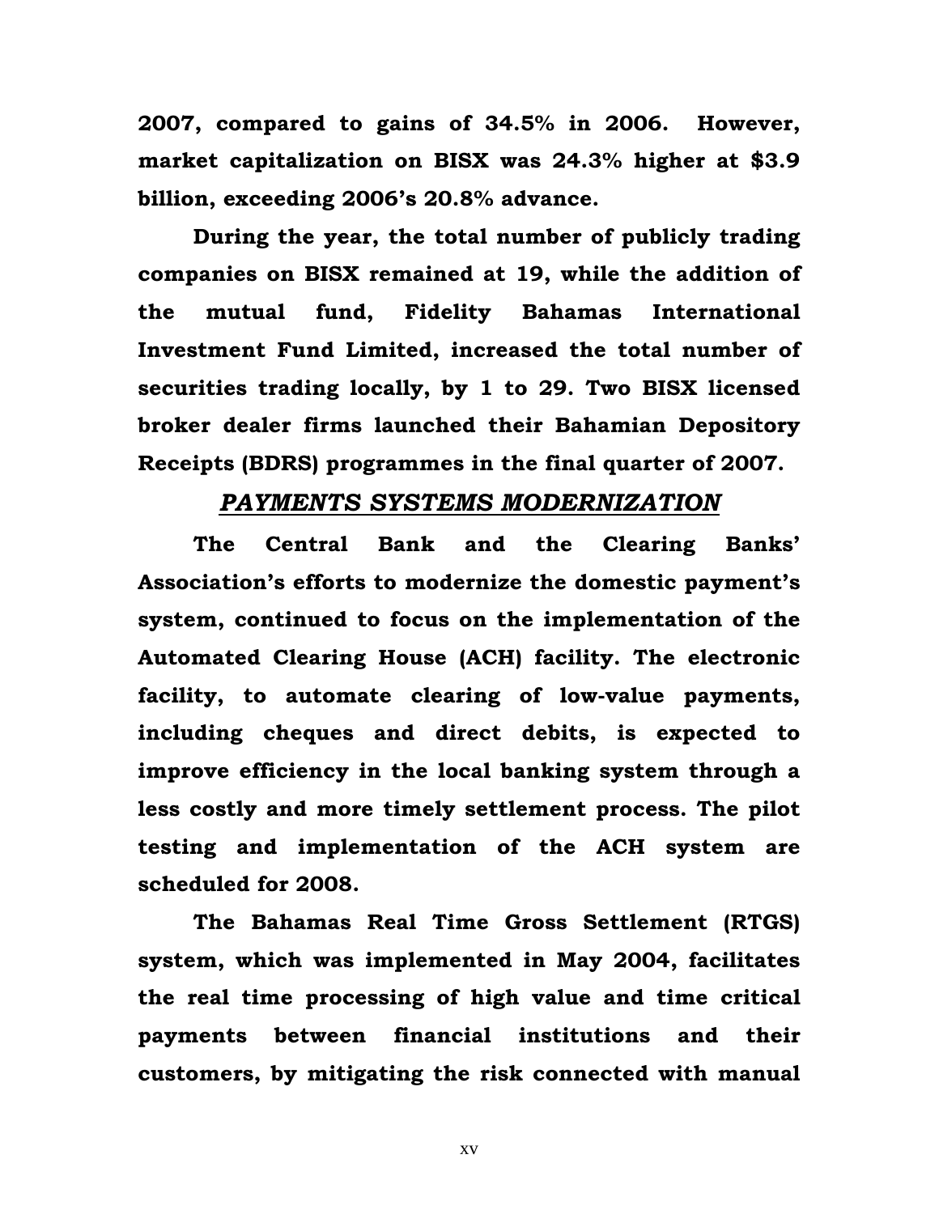**2007, compared to gains of 34.5% in 2006. However, market capitalization on BISX was 24.3% higher at $3.9 billion, exceeding 2006's 20.8% advance.**

**During the year, the total number of publicly trading companies on BISX remained at 19, while the addition of the mutual fund, Fidelity Bahamas International Investment Fund Limited, increased the total number of securities trading locally, by 1 to 29. Two BISX licensed broker dealer firms launched their Bahamian Depository Receipts (BDRS) programmes in the final quarter of 2007.**

## ***PAYMENTS SYSTEMS MODERNIZATION***

**The Central Bank and the Clearing Banks' Association's efforts to modernize the domestic payment's system, continued to focus on the implementation of the Automated Clearing House (ACH) facility. The electronic facility, to automate clearing of low-value payments, including cheques and direct debits, is expected to improve efficiency in the local banking system through a less costly and more timely settlement process. The pilot testing and implementation of the ACH system are scheduled for 2008.**

**The Bahamas Real Time Gross Settlement (RTGS) system, which was implemented in May 2004, facilitates the real time processing of high value and time critical payments between financial institutions and their customers, by mitigating the risk connected with manual**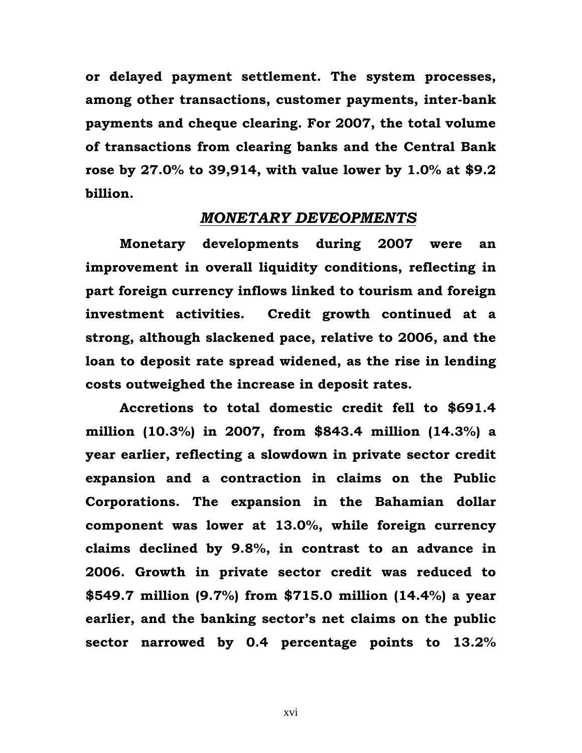**or delayed payment settlement. The system processes, among other transactions, customer payments, inter-bank payments and cheque clearing. For 2007, the total volume of transactions from clearing banks and the Central Bank rose by 27.0% to 39,914, with value lower by 1.0% at $9.2 billion.**

## ***MONETARY DEVEOPMENTS***

**Monetary developments during 2007 were an improvement in overall liquidity conditions, reflecting in part foreign currency inflows linked to tourism and foreign investment activities. Credit growth continued at a strong, although slackened pace, relative to 2006, and the loan to deposit rate spread widened, as the rise in lending costs outweighed the increase in deposit rates.**

**Accretions to total domestic credit fell to $691.4 million (10.3%) in 2007, from $843.4 million (14.3%) a year earlier, reflecting a slowdown in private sector credit expansion and a contraction in claims on the Public Corporations. The expansion in the Bahamian dollar component was lower at 13.0%, while foreign currency claims declined by 9.8%, in contrast to an advance in 2006. Growth in private sector credit was reduced to $549.7 million (9.7%) from $715.0 million (14.4%) a year earlier, and the banking sector's net claims on the public sector narrowed by 0.4 percentage points to 13.2%**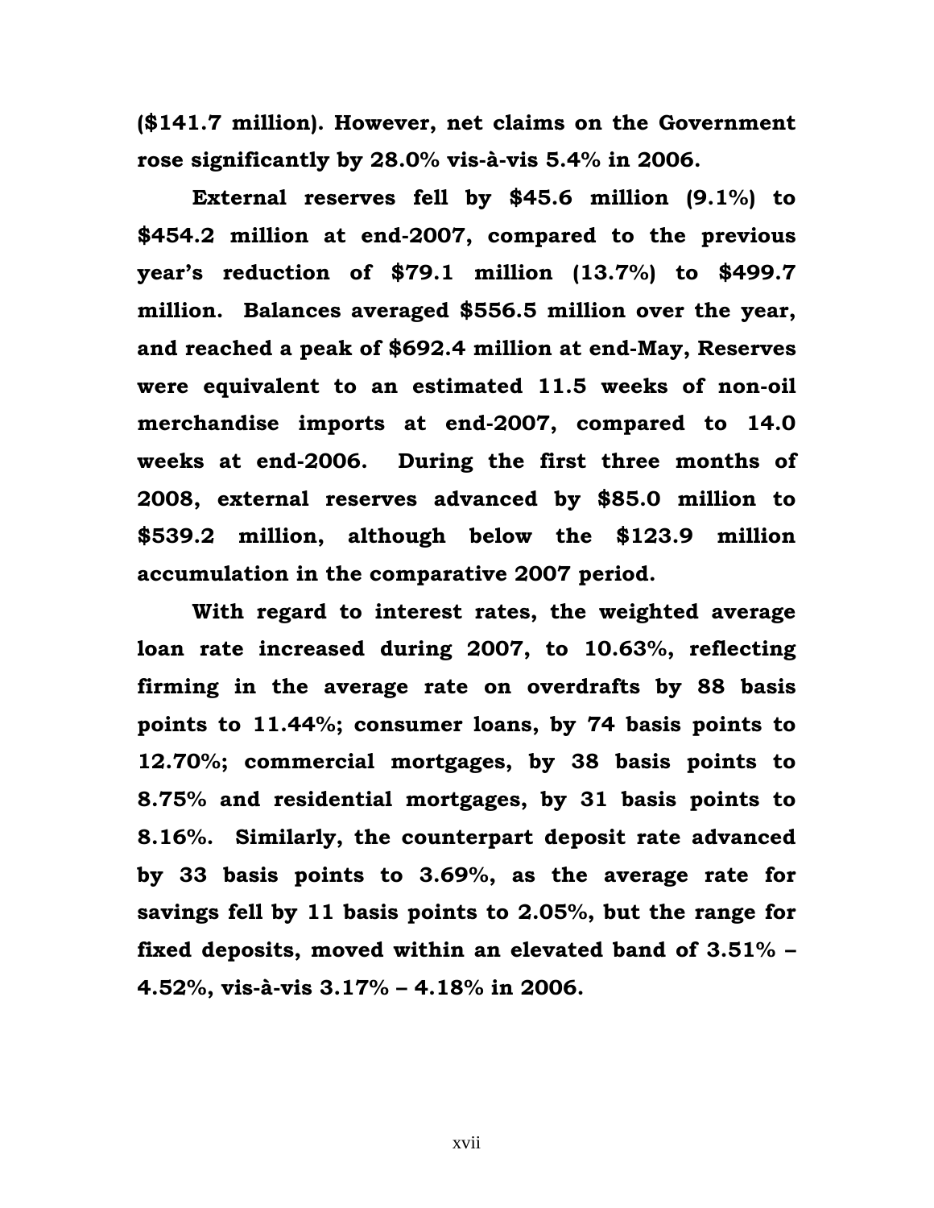**($141.7 million). However, net claims on the Government rose significantly by 28.0% vis-à-vis 5.4% in 2006.**

**External reserves fell by $45.6 million (9.1%) to $454.2 million at end-2007, compared to the previous year's reduction of $79.1 million (13.7%) to $499.7 million. Balances averaged $556.5 million over the year, and reached a peak of $692.4 million at end-May, Reserves were equivalent to an estimated 11.5 weeks of non-oil merchandise imports at end-2007, compared to 14.0 weeks at end-2006. During the first three months of 2008, external reserves advanced by $85.0 million to $539.2 million, although below the $123.9 million accumulation in the comparative 2007 period.**

**With regard to interest rates, the weighted average loan rate increased during 2007, to 10.63%, reflecting firming in the average rate on overdrafts by 88 basis points to 11.44%; consumer loans, by 74 basis points to 12.70%; commercial mortgages, by 38 basis points to 8.75% and residential mortgages, by 31 basis points to 8.16%. Similarly, the counterpart deposit rate advanced by 33 basis points to 3.69%, as the average rate for savings fell by 11 basis points to 2.05%, but the range for fixed deposits, moved within an elevated band of 3.51% – 4.52%, vis-à-vis 3.17% – 4.18% in 2006.**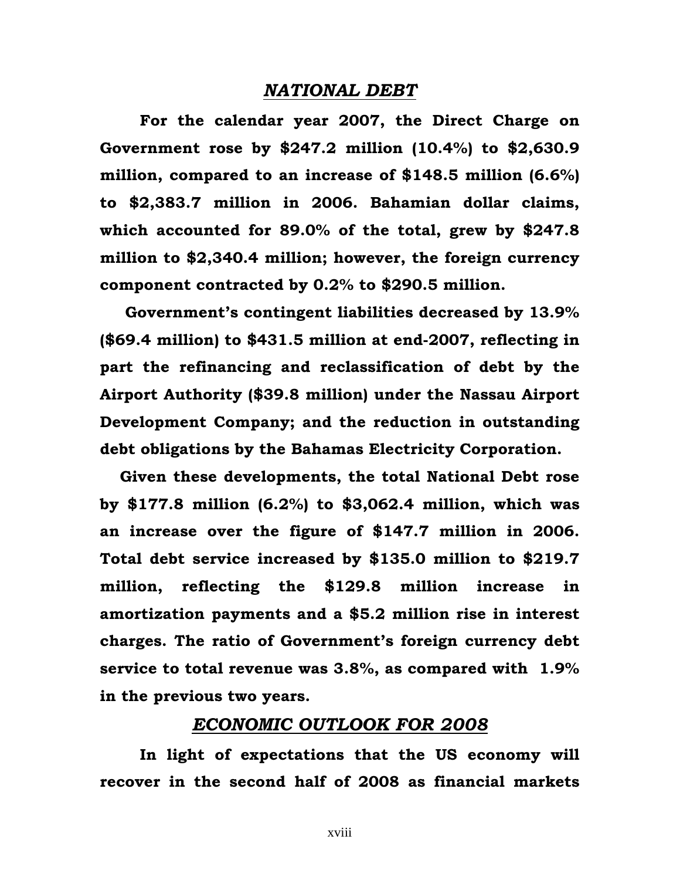## *NATIONAL DEBT*

**For the calendar year 2007, the Direct Charge on Government rose by $247.2 million (10.4%) to $2,630.9 million, compared to an increase of $148.5 million (6.6%) to $2,383.7 million in 2006. Bahamian dollar claims, which accounted for 89.0% of the total, grew by $247.8 million to $2,340.4 million; however, the foreign currency component contracted by 0.2% to $290.5 million.**

**Government's contingent liabilities decreased by 13.9% ($69.4 million) to $431.5 million at end-2007, reflecting in part the refinancing and reclassification of debt by the Airport Authority ($39.8 million) under the Nassau Airport Development Company; and the reduction in outstanding debt obligations by the Bahamas Electricity Corporation.**

**Given these developments, the total National Debt rose by $177.8 million (6.2%) to $3,062.4 million, which was an increase over the figure of $147.7 million in 2006. Total debt service increased by $135.0 million to $219.7 million, reflecting the $129.8 million increase in amortization payments and a $5.2 million rise in interest charges. The ratio of Government's foreign currency debt service to total revenue was 3.8%, as compared with 1.9% in the previous two years.**

## *ECONOMIC OUTLOOK FOR 2008*

**In light of expectations that the US economy will recover in the second half of 2008 as financial markets**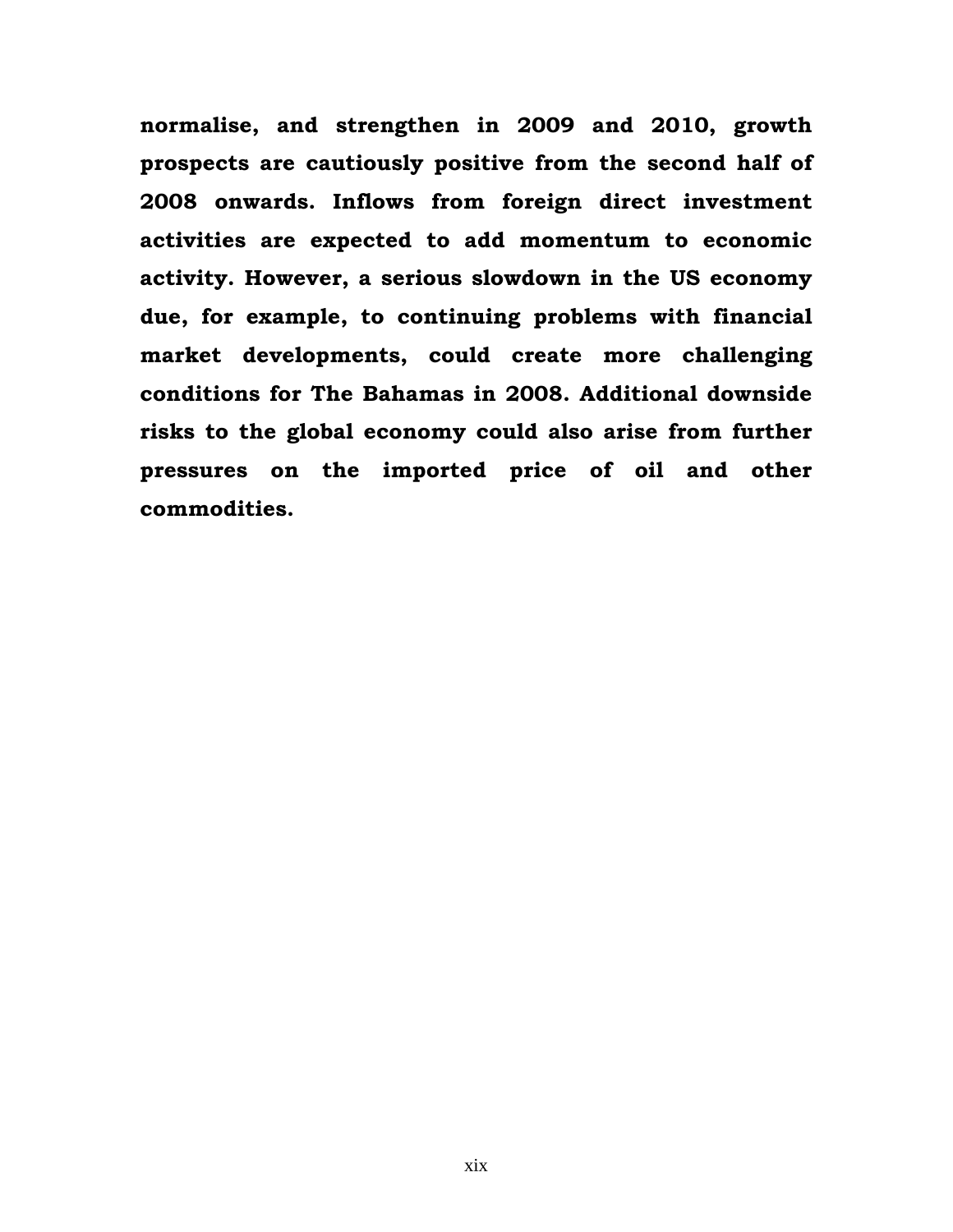**normalise, and strengthen in 2009 and 2010, growth prospects are cautiously positive from the second half of 2008 onwards. Inflows from foreign direct investment activities are expected to add momentum to economic activity. However, a serious slowdown in the US economy due, for example, to continuing problems with financial market developments, could create more challenging conditions for The Bahamas in 2008. Additional downside risks to the global economy could also arise from further pressures on the imported price of oil and other commodities.**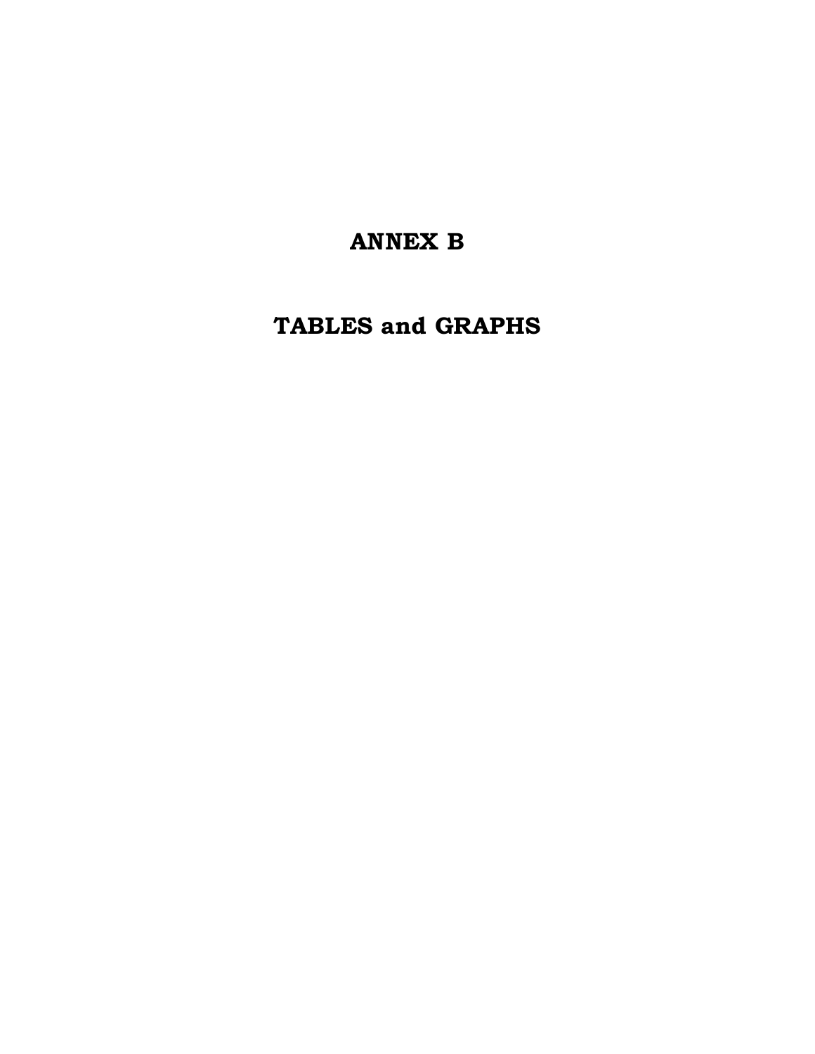# ANNEX B

# TABLES and GRAPHS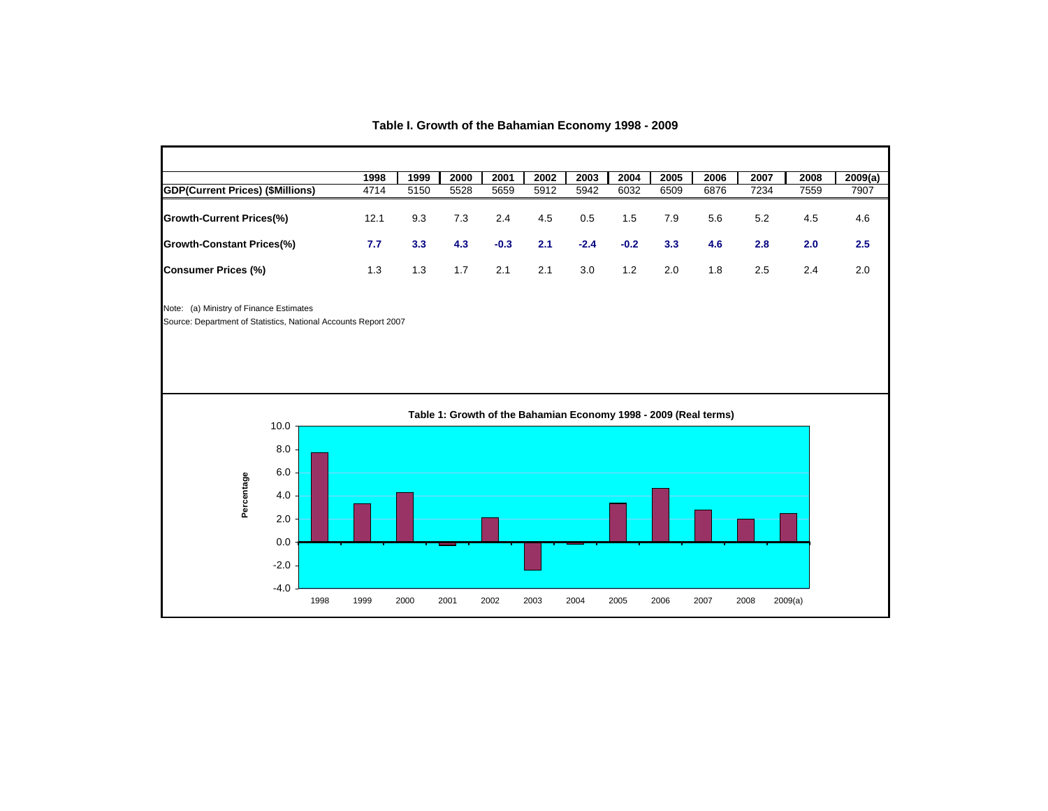**Table I. Growth of the Bahamian Economy 1998 - 2009**

| | 1998 | 1999 | 2000 | 2001 | 2002 | 2003 | 2004 | 2005 | 2006 | 2007 | 2008 | 2009(a) |
|---|---|---|---|---|---|---|---|---|---|---|---|---|
| **GDP(Current Prices) ($Millions)** | 4714 | 5150 | 5528 | 5659 | 5912 | 5942 | 6032 | 6509 | 6876 | 7234 | 7559 | 7907 |
| **Growth-Current Prices(%)** | 12.1 | 9.3 | 7.3 | 2.4 | 4.5 | 0.5 | 1.5 | 7.9 | 5.6 | 5.2 | 4.5 | 4.6 |
| **Growth-Constant Prices(%)** | **7.7** | **3.3** | **4.3** | **-0.3** | **2.1** | **-2.4** | **-0.2** | **3.3** | **4.6** | **2.8** | **2.0** | **2.5** |
| **Consumer Prices (%)** | 1.3 | 1.3 | 1.7 | 2.1 | 2.1 | 3.0 | 1.2 | 2.0 | 1.8 | 2.5 | 2.4 | 2.0 |

Note: (a) Ministry of Finance Estimates

Source: Department of Statistics, National Accounts Report 2007

**Table 1: Growth of the Bahamian Economy 1998 - 2009 (Real terms)**

Percentage

10.0
8.0
6.0
4.0
2.0
0.0
-2.0
-4.0

1998 1999 2000 2001 2002 2003 2004 2005 2006 2007 2008 2009(a)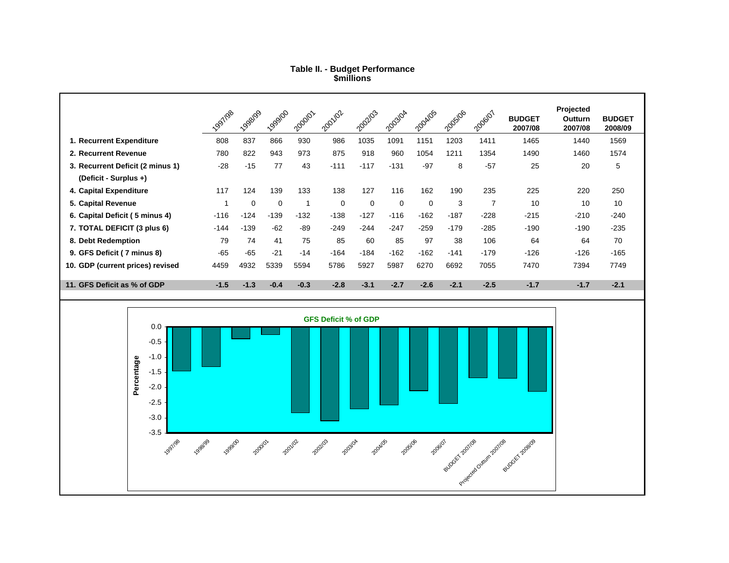**Table II. - Budget Performance**
**$millions**

| | 1997/98 | 1998/99 | 1999/00 | 2000/01 | 2001/02 | 2002/03 | 2003/04 | 2004/05 | 2005/06 | 2006/07 | BUDGET 2007/08 | Projected Outturn 2007/08 | BUDGET 2008/09 |
|---|---|---|---|---|---|---|---|---|---|---|---|---|---|
| **1. Recurrent Expenditure** | 808 | 837 | 866 | 930 | 986 | 1035 | 1091 | 1151 | 1203 | 1411 | 1465 | 1440 | 1569 |
| **2. Recurrent Revenue** | 780 | 822 | 943 | 973 | 875 | 918 | 960 | 1054 | 1211 | 1354 | 1490 | 1460 | 1574 |
| **3. Recurrent Deficit (2 minus 1)** | -28 | -15 | 77 | 43 | -111 | -117 | -131 | -97 | 8 | -57 | 25 | 20 | 5 |
| **(Deficit - Surplus +)** | | | | | | | | | | | | | |
| **4. Capital Expenditure** | 117 | 124 | 139 | 133 | 138 | 127 | 116 | 162 | 190 | 235 | 225 | 220 | 250 |
| **5. Capital Revenue** | 1 | 0 | 0 | 1 | 0 | 0 | 0 | 0 | 3 | 7 | 10 | 10 | 10 |
| **6. Capital Deficit ( 5 minus 4)** | -116 | -124 | -139 | -132 | -138 | -127 | -116 | -162 | -187 | -228 | -215 | -210 | -240 |
| **7. TOTAL DEFICIT (3 plus 6)** | -144 | -139 | -62 | -89 | -249 | -244 | -247 | -259 | -179 | -285 | -190 | -190 | -235 |
| **8. Debt Redemption** | 79 | 74 | 41 | 75 | 85 | 60 | 85 | 97 | 38 | 106 | 64 | 64 | 70 |
| **9. GFS Deficit ( 7 minus 8)** | -65 | -65 | -21 | -14 | -164 | -184 | -162 | -162 | -141 | -179 | -126 | -126 | -165 |
| **10. GDP (current prices) revised** | 4459 | 4932 | 5339 | 5594 | 5786 | 5927 | 5987 | 6270 | 6692 | 7055 | 7470 | 7394 | 7749 |
| **11. GFS Deficit as % of GDP** | **-1.5** | **-1.3** | **-0.4** | **-0.3** | **-2.8** | **-3.1** | **-2.7** | **-2.6** | **-2.1** | **-2.5** | **-1.7** | **-1.7** | **-2.1** |

GFS Deficit % of GDP

Percentage

0.0
-0.5
-1.0
-1.5
-2.0
-2.5
-3.0
-3.5

1997/98
1998/99
1999/00
2000/01
2001/02
2002/03
2003/04
2004/05
2005/06
2006/07
BUDGET 2007/08
Projected Outturn 2007/08
BUDGET 2008/09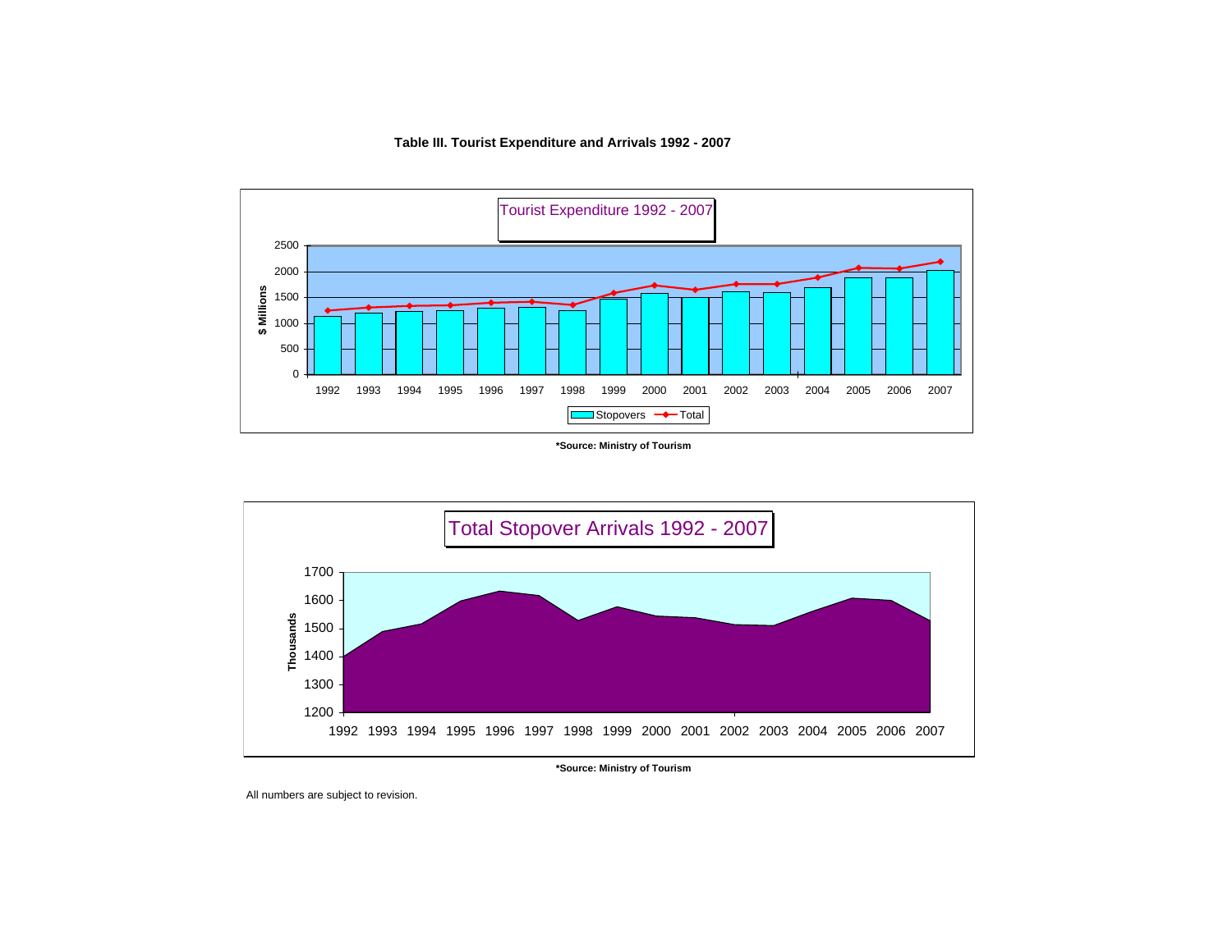**Table III. Tourist Expenditure and Arrivals 1992 - 2007**

Tourist Expenditure 1992 - 2007

$ Millions

2500
2000
1500
1000
500
0

1992 1993 1994 1995 1996 1997 1998 1999 2000 2001 2002 2003 2004 2005 2006 2007

Stopovers  Total

**\*Source: Ministry of Tourism**

Total Stopover Arrivals 1992 - 2007

Thousands

1700
1600
1500
1400
1300
1200

1992 1993 1994 1995 1996 1997 1998 1999 2000 2001 2002 2003 2004 2005 2006 2007

**\*Source: Ministry of Tourism**

All numbers are subject to revision.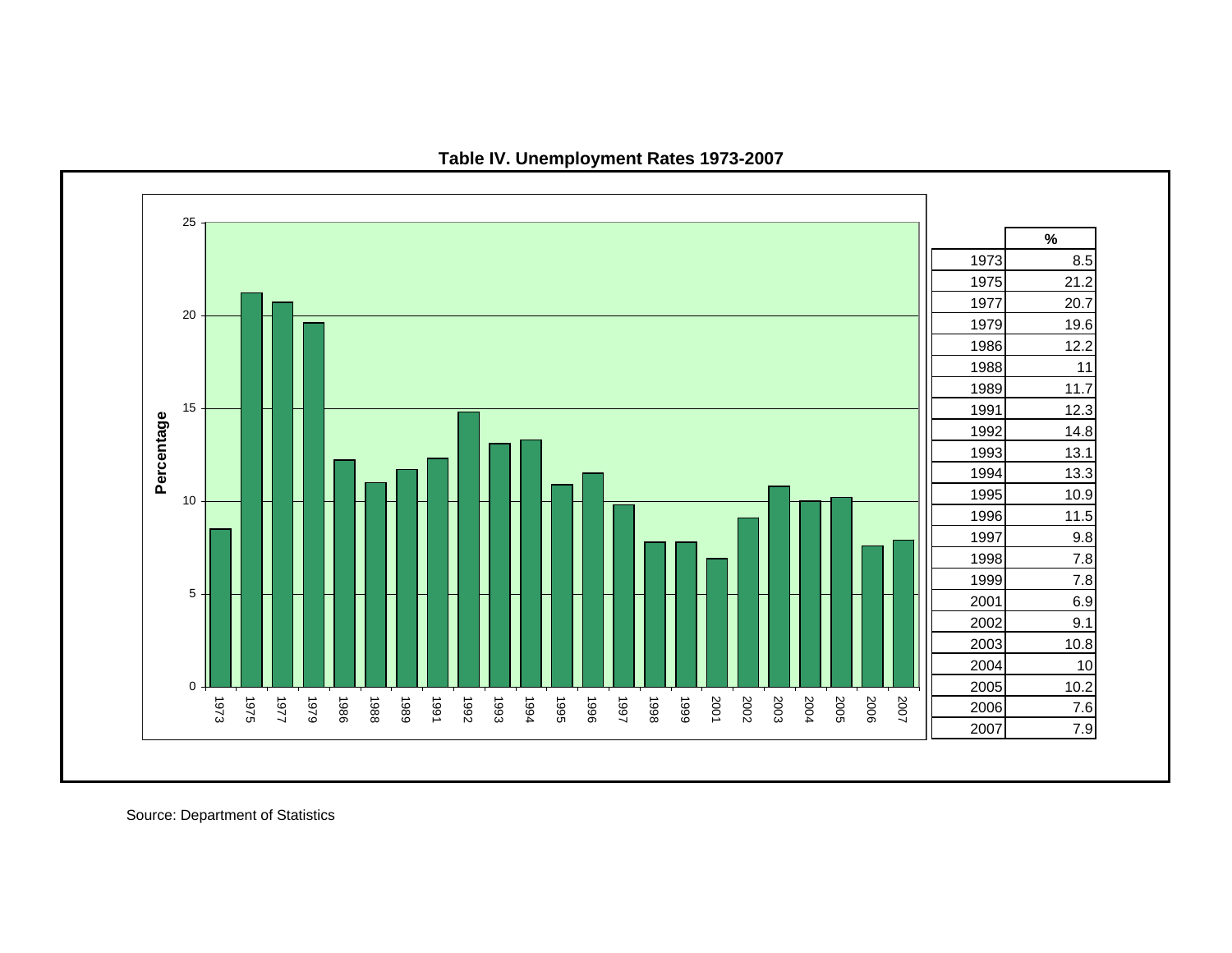**Table IV. Unemployment Rates 1973-2007**

Percentage

25

20

15

10

5

0

1973 1975 1977 1979 1986 1988 1989 1991 1992 1993 1994 1995 1996 1997 1998 1999 2001 2002 2003 2004 2005 2006 2007

| | % |
|---|---|
| 1973 | 8.5 |
| 1975 | 21.2 |
| 1977 | 20.7 |
| 1979 | 19.6 |
| 1986 | 12.2 |
| 1988 | 11 |
| 1989 | 11.7 |
| 1991 | 12.3 |
| 1992 | 14.8 |
| 1993 | 13.1 |
| 1994 | 13.3 |
| 1995 | 10.9 |
| 1996 | 11.5 |
| 1997 | 9.8 |
| 1998 | 7.8 |
| 1999 | 7.8 |
| 2001 | 6.9 |
| 2002 | 9.1 |
| 2003 | 10.8 |
| 2004 | 10 |
| 2005 | 10.2 |
| 2006 | 7.6 |
| 2007 | 7.9 |

Source: Department of Statistics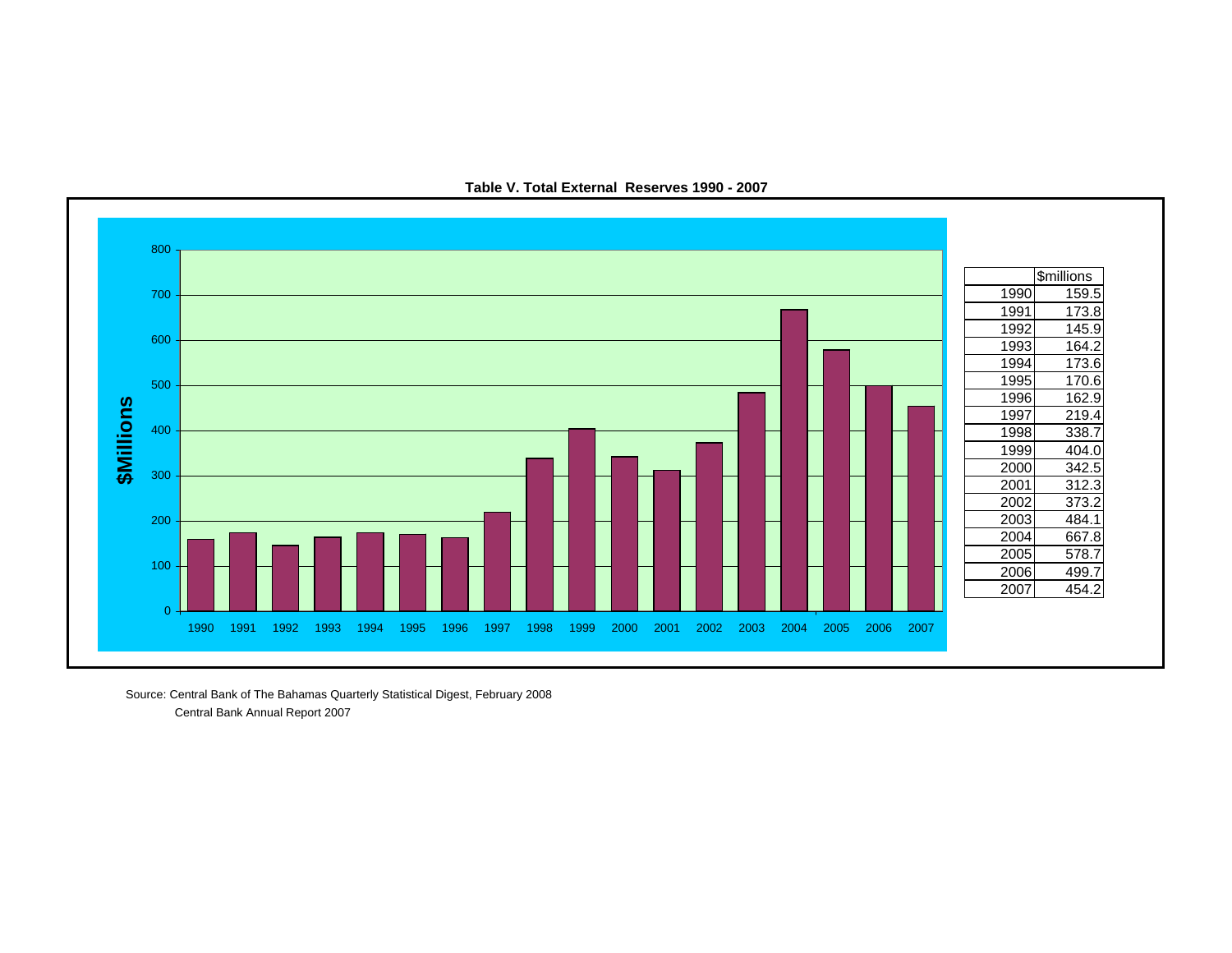**Table V. Total External Reserves 1990 - 2007**

$Millions

800
700
600
500
400
300
200
100
0

1990 1991 1992 1993 1994 1995 1996 1997 1998 1999 2000 2001 2002 2003 2004 2005 2006 2007

| | $millions |
|---|---|
| 1990 | 159.5 |
| 1991 | 173.8 |
| 1992 | 145.9 |
| 1993 | 164.2 |
| 1994 | 173.6 |
| 1995 | 170.6 |
| 1996 | 162.9 |
| 1997 | 219.4 |
| 1998 | 338.7 |
| 1999 | 404.0 |
| 2000 | 342.5 |
| 2001 | 312.3 |
| 2002 | 373.2 |
| 2003 | 484.1 |
| 2004 | 667.8 |
| 2005 | 578.7 |
| 2006 | 499.7 |
| 2007 | 454.2 |

Source: Central Bank of The Bahamas Quarterly Statistical Digest, February 2008
Central Bank Annual Report 2007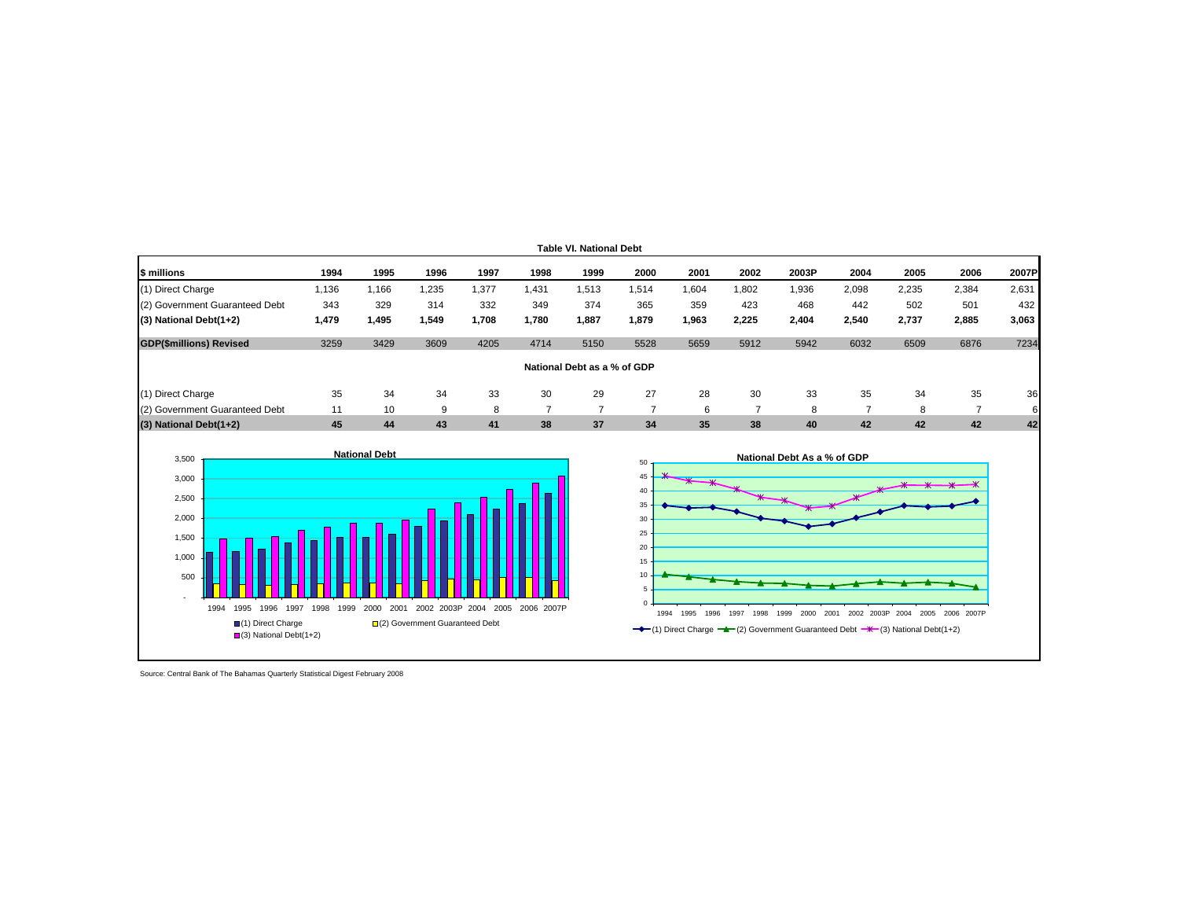**Table VI. National Debt**

| $ millions | 1994 | 1995 | 1996 | 1997 | 1998 | 1999 | 2000 | 2001 | 2002 | 2003P | 2004 | 2005 | 2006 | 2007P |
|---|---|---|---|---|---|---|---|---|---|---|---|---|---|---|
| (1) Direct Charge | 1,136 | 1,166 | 1,235 | 1,377 | 1,431 | 1,513 | 1,514 | 1,604 | 1,802 | 1,936 | 2,098 | 2,235 | 2,384 | 2,631 |
| (2) Government Guaranteed Debt | 343 | 329 | 314 | 332 | 349 | 374 | 365 | 359 | 423 | 468 | 442 | 502 | 501 | 432 |
| **(3) National Debt(1+2)** | **1,479** | **1,495** | **1,549** | **1,708** | **1,780** | **1,887** | **1,879** | **1,963** | **2,225** | **2,404** | **2,540** | **2,737** | **2,885** | **3,063** |
| **GDP($millions) Revised** | 3259 | 3429 | 3609 | 4205 | 4714 | 5150 | 5528 | 5659 | 5912 | 5942 | 6032 | 6509 | 6876 | 7234 |
| **National Debt as a % of GDP** | | | | | | | | | | | | | | |
| (1) Direct Charge | 35 | 34 | 34 | 33 | 30 | 29 | 27 | 28 | 30 | 33 | 35 | 34 | 35 | 36 |
| (2) Government Guaranteed Debt | 11 | 10 | 9 | 8 | 7 | 7 | 7 | 6 | 7 | 8 | 7 | 8 | 7 | 6 |
| **(3) National Debt(1+2)** | **45** | **44** | **43** | **41** | **38** | **37** | **34** | **35** | **38** | **40** | **42** | **42** | **42** | **42** |

**National Debt**

3,500
3,000
2,500
2,000
1,500
1,000
500
-

1994 1995 1996 1997 1998 1999 2000 2001 2002 2003P 2004 2005 2006 2007P

(1) Direct Charge
(2) Government Guaranteed Debt
(3) National Debt(1+2)

**National Debt As a % of GDP**

50
45
40
35
30
25
20
15
10
5
0

1994 1995 1996 1997 1998 1999 2000 2001 2002 2003P 2004 2005 2006 2007P

(1) Direct Charge
(2) Government Guaranteed Debt
(3) National Debt(1+2)

Source: Central Bank of The Bahamas Quarterly Statistical Digest February 2008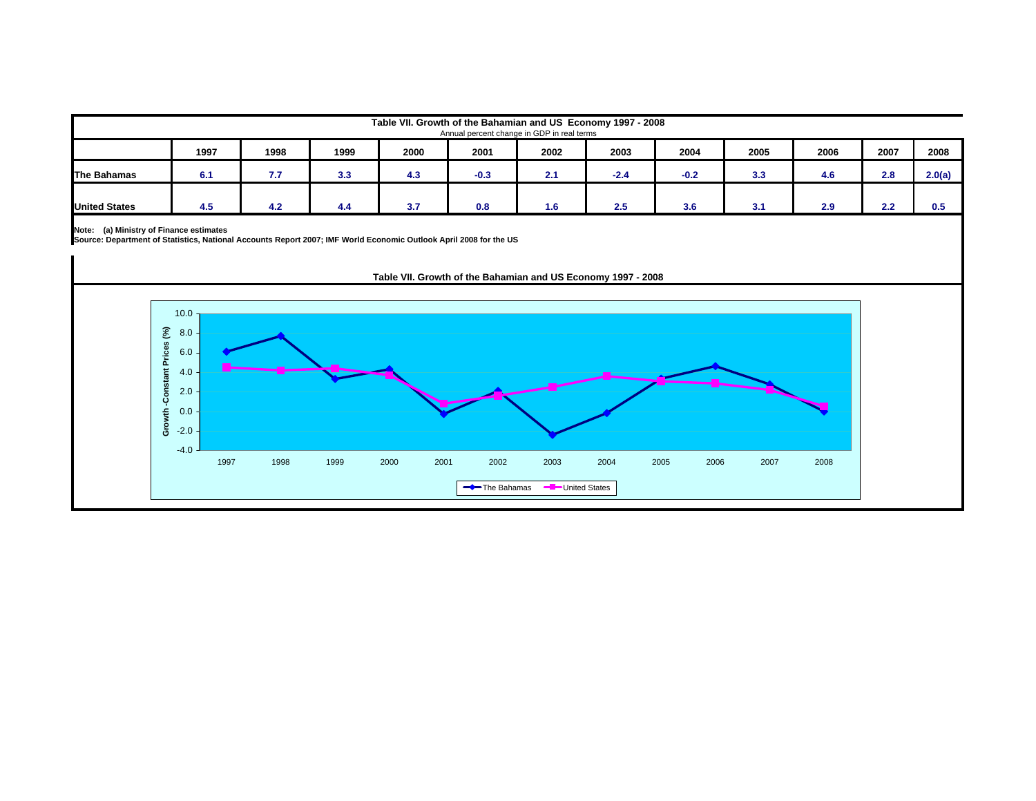**Table VII. Growth of the Bahamian and US Economy 1997 - 2008**

Annual percent change in GDP in real terms

| | 1997 | 1998 | 1999 | 2000 | 2001 | 2002 | 2003 | 2004 | 2005 | 2006 | 2007 | 2008 |
|---|---|---|---|---|---|---|---|---|---|---|---|---|
| The Bahamas | 6.1 | 7.7 | 3.3 | 4.3 | -0.3 | 2.1 | -2.4 | -0.2 | 3.3 | 4.6 | 2.8 | 2.0(a) |
| United States | 4.5 | 4.2 | 4.4 | 3.7 | 0.8 | 1.6 | 2.5 | 3.6 | 3.1 | 2.9 | 2.2 | 0.5 |

Note: (a) Ministry of Finance estimates

Source: Department of Statistics, National Accounts Report 2007; IMF World Economic Outlook April 2008 for the US

**Table VII. Growth of the Bahamian and US Economy 1997 - 2008**

Growth -Constant Prices (%)

10.0
8.0
6.0
4.0
2.0
0.0
-2.0
-4.0

1997 1998 1999 2000 2001 2002 2003 2004 2005 2006 2007 2008

The Bahamas
United States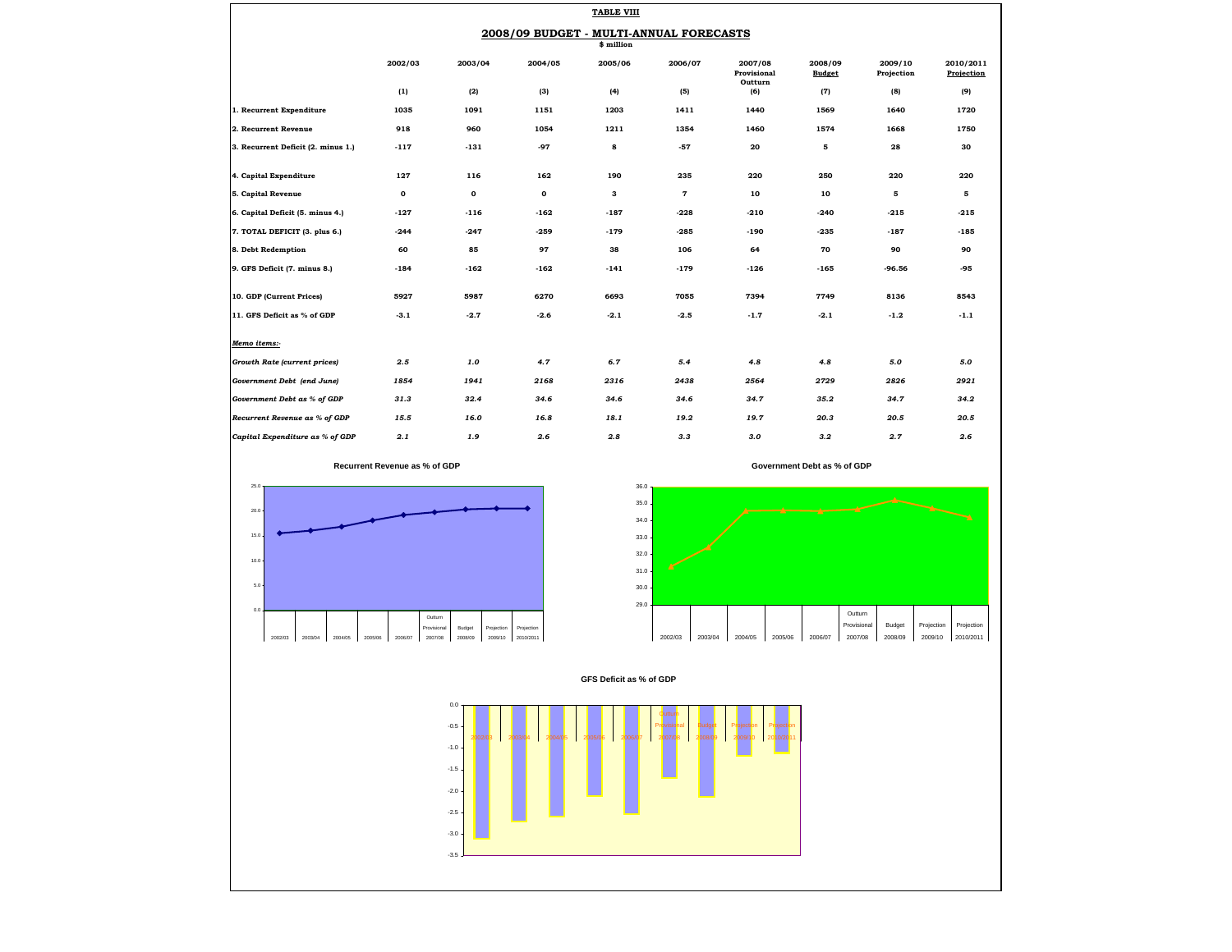**TABLE VIII**

## 2008/09 BUDGET - MULTI-ANNUAL FORECASTS

**$ million**

| | 2002/03 | 2003/04 | 2004/05 | 2005/06 | 2006/07 | 2007/08 Provisional Outturn | 2008/09 Budget | 2009/10 Projection | 2010/2011 Projection |
|---|---|---|---|---|---|---|---|---|---|
| | (1) | (2) | (3) | (4) | (5) | (6) | (7) | (8) | (9) |
| **1. Recurrent Expenditure** | 1035 | 1091 | 1151 | 1203 | 1411 | 1440 | 1569 | 1640 | 1720 |
| **2. Recurrent Revenue** | 918 | 960 | 1054 | 1211 | 1354 | 1460 | 1574 | 1668 | 1750 |
| **3. Recurrent Deficit (2. minus 1.)** | -117 | -131 | -97 | 8 | -57 | 20 | 5 | 28 | 30 |
| **4. Capital Expenditure** | 127 | 116 | 162 | 190 | 235 | 220 | 250 | 220 | 220 |
| **5. Capital Revenue** | 0 | 0 | 0 | 3 | 7 | 10 | 10 | 5 | 5 |
| **6. Capital Deficit (5. minus 4.)** | -127 | -116 | -162 | -187 | -228 | -210 | -240 | -215 | -215 |
| **7. TOTAL DEFICIT (3. plus 6.)** | -244 | -247 | -259 | -179 | -285 | -190 | -235 | -187 | -185 |
| **8. Debt Redemption** | 60 | 85 | 97 | 38 | 106 | 64 | 70 | 90 | 90 |
| **9. GFS Deficit (7. minus 8.)** | -184 | -162 | -162 | -141 | -179 | -126 | -165 | -96.56 | -95 |
| **10. GDP (Current Prices)** | 5927 | 5987 | 6270 | 6693 | 7055 | 7394 | 7749 | 8136 | 8543 |
| **11. GFS Deficit as % of GDP** | -3.1 | -2.7 | -2.6 | -2.1 | -2.5 | -1.7 | -2.1 | -1.2 | -1.1 |
| ***Memo items:-*** | | | | | | | | | |
| ***Growth Rate (current prices)*** | 2.5 | 1.0 | 4.7 | 6.7 | 5.4 | 4.8 | 4.8 | 5.0 | 5.0 |
| ***Government Debt (end June)*** | 1854 | 1941 | 2168 | 2316 | 2438 | 2564 | 2729 | 2826 | 2921 |
| ***Government Debt as % of GDP*** | 31.3 | 32.4 | 34.6 | 34.6 | 34.6 | 34.7 | 35.2 | 34.7 | 34.2 |
| ***Recurrent Revenue as % of GDP*** | 15.5 | 16.0 | 16.8 | 18.1 | 19.2 | 19.7 | 20.3 | 20.5 | 20.5 |
| ***Capital Expenditure as % of GDP*** | 2.1 | 1.9 | 2.6 | 2.8 | 3.3 | 3.0 | 3.2 | 2.7 | 2.6 |

**Recurrent Revenue as % of GDP**

25.0
20.0
15.0
10.0
5.0
0.0

2002/03 | 2003/04 | 2004/05 | 2005/06 | 2006/07 | Outturn Provisional 2007/08 | Budget 2008/09 | Projection 2009/10 | Projection 2010/2011

**Government Debt as % of GDP**

36.0
35.0
34.0
33.0
32.0
31.0
30.0
29.0

2002/03 | 2003/04 | 2004/05 | 2005/06 | 2006/07 | Outturn Provisional 2007/08 | Budget 2008/09 | Projection 2009/10 | Projection 2010/2011

**GFS Deficit as % of GDP**

0.0
-0.5
-1.0
-1.5
-2.0
-2.5
-3.0
-3.5

2002/03 | 2003/04 | 2004/05 | 2005/06 | 2006/07 | Outturn Provisional 2007/08 | Budget 2008/09 | Projection 2009/10 | Projection 2010/2011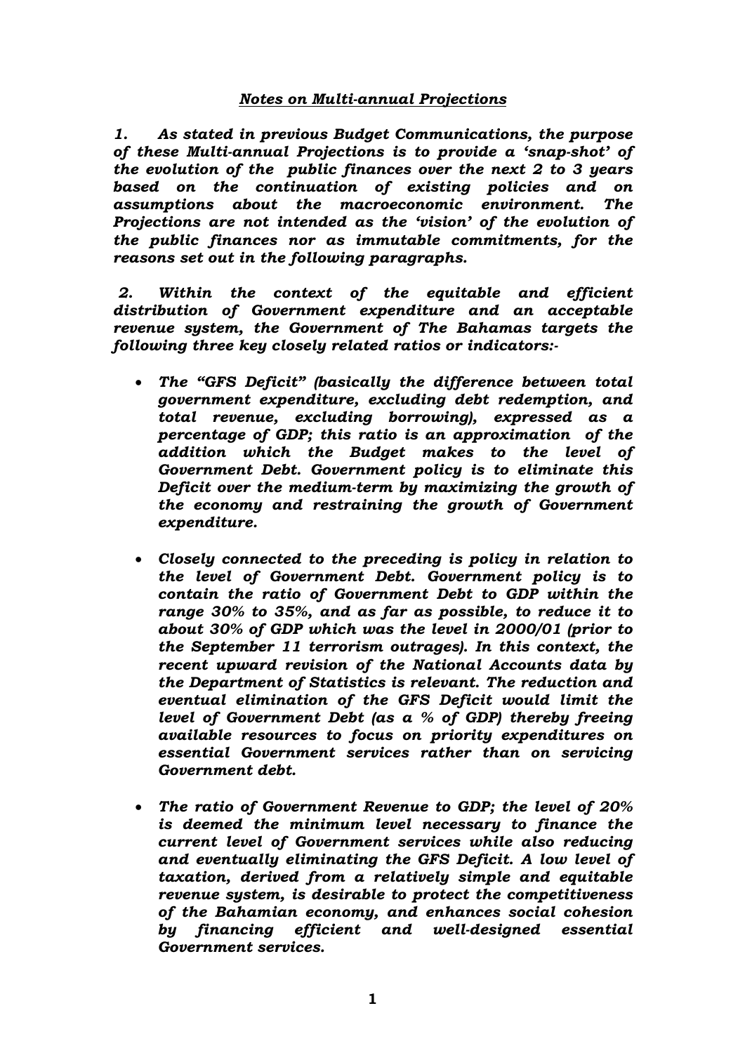## *Notes on Multi-annual Projections*

*1. As stated in previous Budget Communications, the purpose of these Multi-annual Projections is to provide a 'snap-shot' of the evolution of the public finances over the next 2 to 3 years based on the continuation of existing policies and on assumptions about the macroeconomic environment. The Projections are not intended as the 'vision' of the evolution of the public finances nor as immutable commitments, for the reasons set out in the following paragraphs.*

*2. Within the context of the equitable and efficient distribution of Government expenditure and an acceptable revenue system, the Government of The Bahamas targets the following three key closely related ratios or indicators:-*

- *The "GFS Deficit" (basically the difference between total government expenditure, excluding debt redemption, and total revenue, excluding borrowing), expressed as a percentage of GDP; this ratio is an approximation of the addition which the Budget makes to the level of Government Debt. Government policy is to eliminate this Deficit over the medium-term by maximizing the growth of the economy and restraining the growth of Government expenditure.*

- *Closely connected to the preceding is policy in relation to the level of Government Debt. Government policy is to contain the ratio of Government Debt to GDP within the range 30% to 35%, and as far as possible, to reduce it to about 30% of GDP which was the level in 2000/01 (prior to the September 11 terrorism outrages). In this context, the recent upward revision of the National Accounts data by the Department of Statistics is relevant. The reduction and eventual elimination of the GFS Deficit would limit the level of Government Debt (as a % of GDP) thereby freeing available resources to focus on priority expenditures on essential Government services rather than on servicing Government debt.*

- *The ratio of Government Revenue to GDP; the level of 20% is deemed the minimum level necessary to finance the current level of Government services while also reducing and eventually eliminating the GFS Deficit. A low level of taxation, derived from a relatively simple and equitable revenue system, is desirable to protect the competitiveness of the Bahamian economy, and enhances social cohesion by financing efficient and well-designed essential Government services.*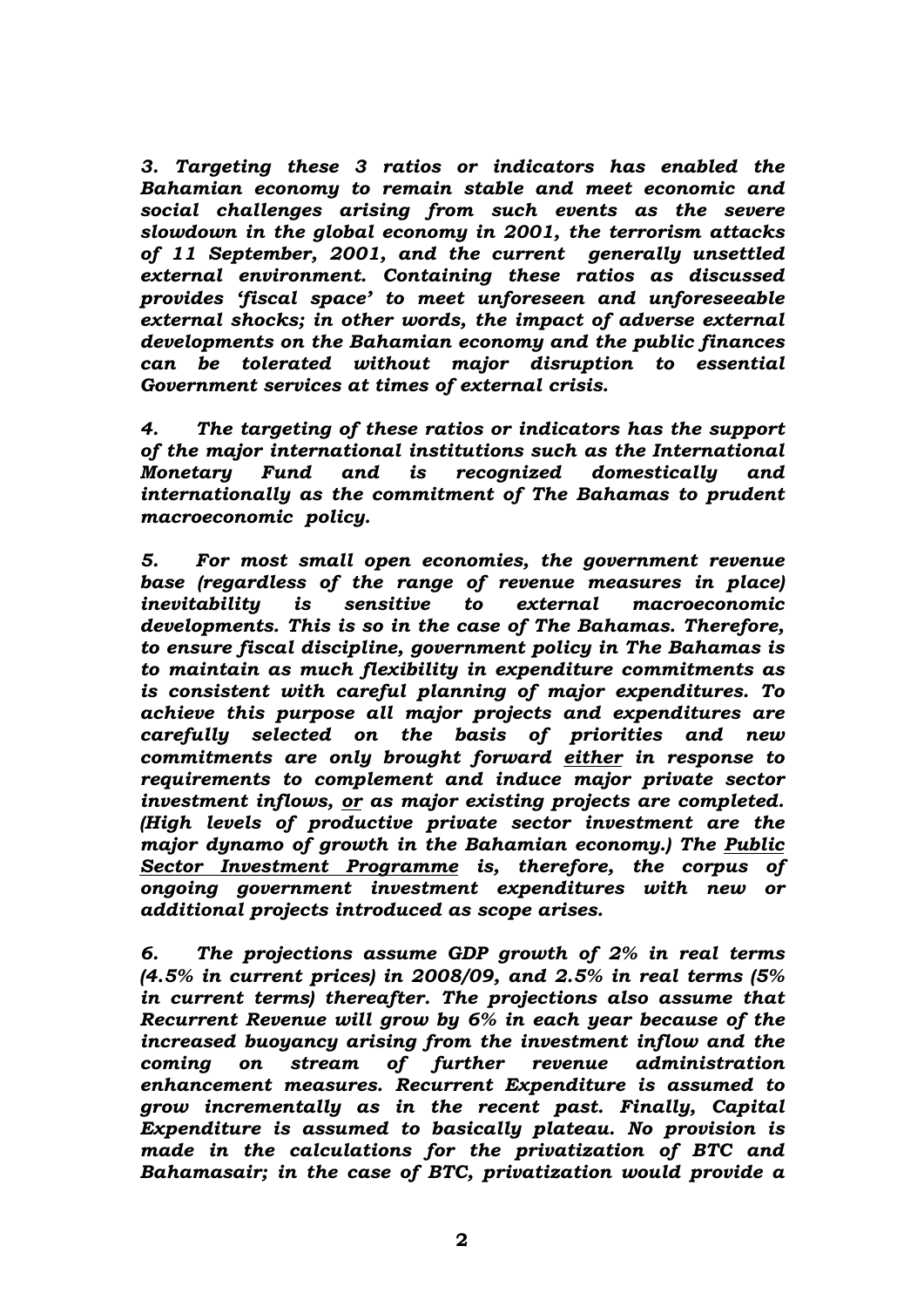*3. Targeting these 3 ratios or indicators has enabled the Bahamian economy to remain stable and meet economic and social challenges arising from such events as the severe slowdown in the global economy in 2001, the terrorism attacks of 11 September, 2001, and the current generally unsettled external environment. Containing these ratios as discussed provides 'fiscal space' to meet unforeseen and unforeseeable external shocks; in other words, the impact of adverse external developments on the Bahamian economy and the public finances can be tolerated without major disruption to essential Government services at times of external crisis.*

*4. The targeting of these ratios or indicators has the support of the major international institutions such as the International Monetary Fund and is recognized domestically and internationally as the commitment of The Bahamas to prudent macroeconomic policy.*

*5. For most small open economies, the government revenue base (regardless of the range of revenue measures in place) inevitability is sensitive to external macroeconomic developments. This is so in the case of The Bahamas. Therefore, to ensure fiscal discipline, government policy in The Bahamas is to maintain as much flexibility in expenditure commitments as is consistent with careful planning of major expenditures. To achieve this purpose all major projects and expenditures are carefully selected on the basis of priorities and new commitments are only brought forward <u>either</u> in response to requirements to complement and induce major private sector investment inflows, <u>or</u> as major existing projects are completed. (High levels of productive private sector investment are the major dynamo of growth in the Bahamian economy.) The <u>Public Sector Investment Programme</u> is, therefore, the corpus of ongoing government investment expenditures with new or additional projects introduced as scope arises.*

*6. The projections assume GDP growth of 2% in real terms (4.5% in current prices) in 2008/09, and 2.5% in real terms (5% in current terms) thereafter. The projections also assume that Recurrent Revenue will grow by 6% in each year because of the increased buoyancy arising from the investment inflow and the coming on stream of further revenue administration enhancement measures. Recurrent Expenditure is assumed to grow incrementally as in the recent past. Finally, Capital Expenditure is assumed to basically plateau. No provision is made in the calculations for the privatization of BTC and Bahamasair; in the case of BTC, privatization would provide a*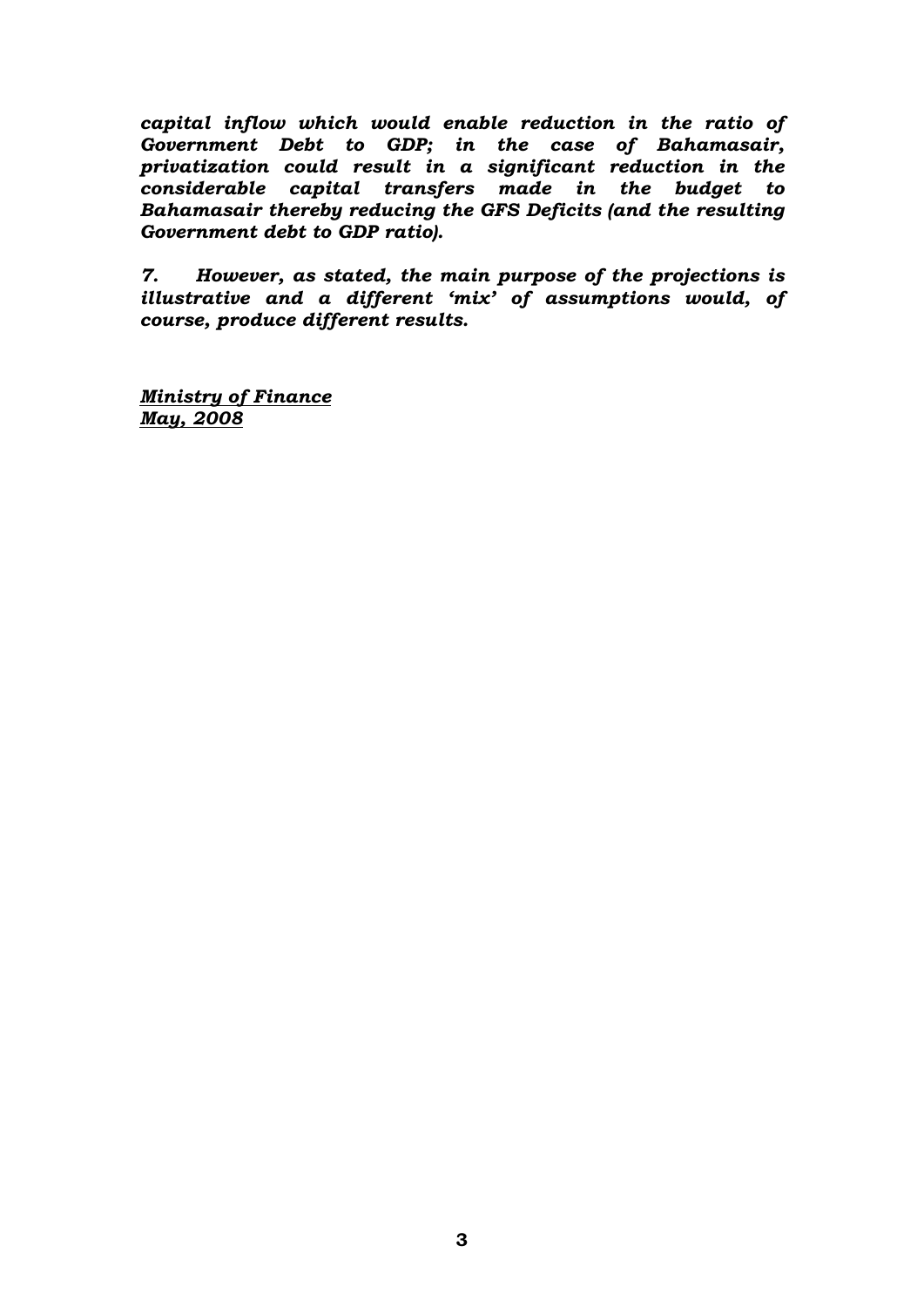***capital inflow which would enable reduction in the ratio of Government Debt to GDP; in the case of Bahamasair, privatization could result in a significant reduction in the considerable capital transfers made in the budget to Bahamasair thereby reducing the GFS Deficits (and the resulting Government debt to GDP ratio).***

***7. However, as stated, the main purpose of the projections is illustrative and a different 'mix' of assumptions would, of course, produce different results.***

***Ministry of Finance***
***May, 2008***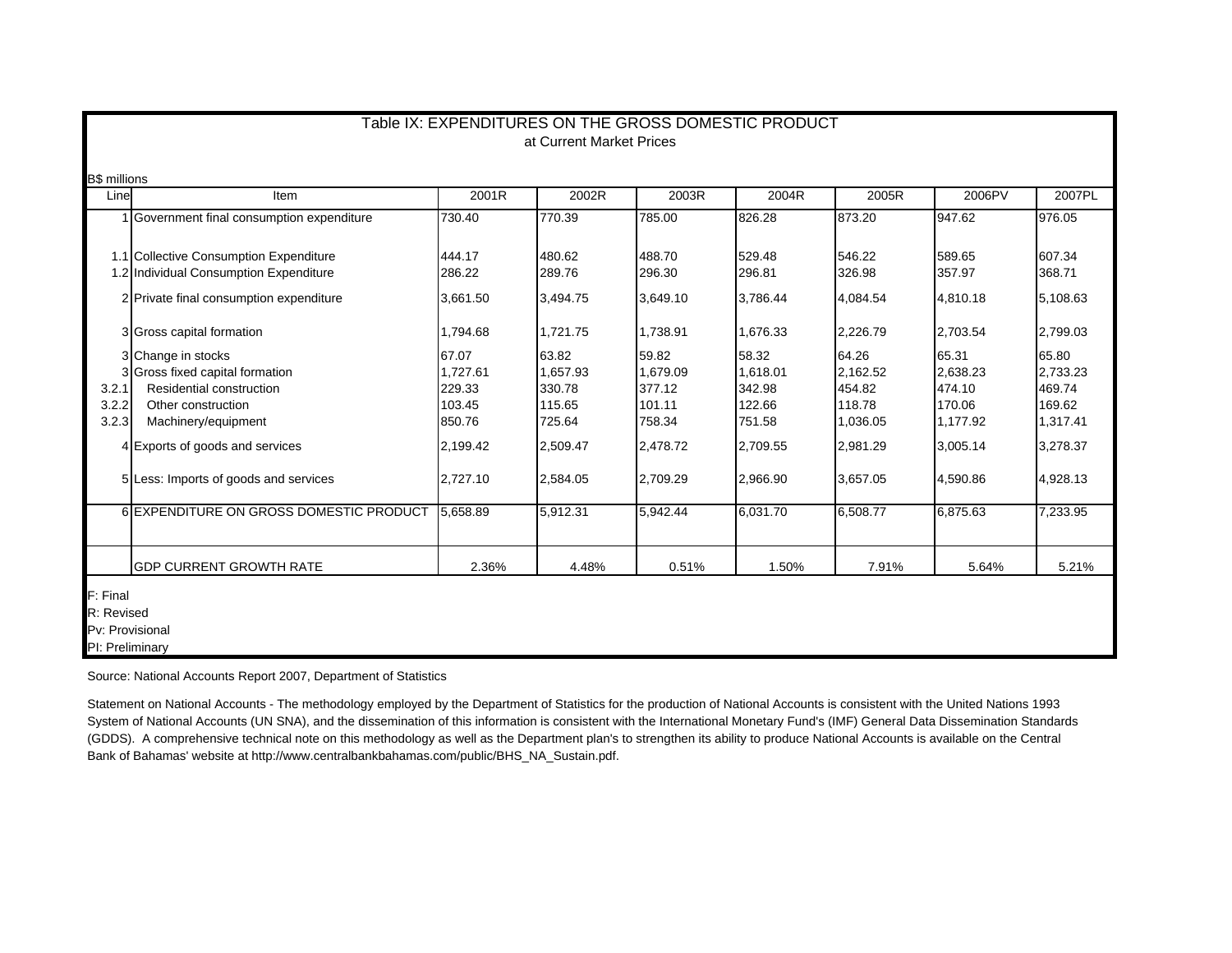# Table IX: EXPENDITURES ON THE GROSS DOMESTIC PRODUCT

at Current Market Prices

B$ millions

| Line | Item | 2001R | 2002R | 2003R | 2004R | 2005R | 2006PV | 2007PL |
|---|---|---|---|---|---|---|---|---|
| 1 | Government final consumption expenditure | 730.40 | 770.39 | 785.00 | 826.28 | 873.20 | 947.62 | 976.05 |
| 1.1 | Collective Consumption Expenditure | 444.17 | 480.62 | 488.70 | 529.48 | 546.22 | 589.65 | 607.34 |
| 1.2 | Individual Consumption Expenditure | 286.22 | 289.76 | 296.30 | 296.81 | 326.98 | 357.97 | 368.71 |
| 2 | Private final consumption expenditure | 3,661.50 | 3,494.75 | 3,649.10 | 3,786.44 | 4,084.54 | 4,810.18 | 5,108.63 |
| 3 | Gross capital formation | 1,794.68 | 1,721.75 | 1,738.91 | 1,676.33 | 2,226.79 | 2,703.54 | 2,799.03 |
| 3 | Change in stocks | 67.07 | 63.82 | 59.82 | 58.32 | 64.26 | 65.31 | 65.80 |
| 3 | Gross fixed capital formation | 1,727.61 | 1,657.93 | 1,679.09 | 1,618.01 | 2,162.52 | 2,638.23 | 2,733.23 |
| 3.2.1 | Residential construction | 229.33 | 330.78 | 377.12 | 342.98 | 454.82 | 474.10 | 469.74 |
| 3.2.2 | Other construction | 103.45 | 115.65 | 101.11 | 122.66 | 118.78 | 170.06 | 169.62 |
| 3.2.3 | Machinery/equipment | 850.76 | 725.64 | 758.34 | 751.58 | 1,036.05 | 1,177.92 | 1,317.41 |
| 4 | Exports of goods and services | 2,199.42 | 2,509.47 | 2,478.72 | 2,709.55 | 2,981.29 | 3,005.14 | 3,278.37 |
| 5 | Less: Imports of goods and services | 2,727.10 | 2,584.05 | 2,709.29 | 2,966.90 | 3,657.05 | 4,590.86 | 4,928.13 |
| 6 | EXPENDITURE ON GROSS DOMESTIC PRODUCT | 5,658.89 | 5,912.31 | 5,942.44 | 6,031.70 | 6,508.77 | 6,875.63 | 7,233.95 |
| | GDP CURRENT GROWTH RATE | 2.36% | 4.48% | 0.51% | 1.50% | 7.91% | 5.64% | 5.21% |

F: Final
R: Revised
Pv: Provisional
Pl: Preliminary

Source: National Accounts Report 2007, Department of Statistics

Statement on National Accounts - The methodology employed by the Department of Statistics for the production of National Accounts is consistent with the United Nations 1993 System of National Accounts (UN SNA), and the dissemination of this information is consistent with the International Monetary Fund's (IMF) General Data Dissemination Standards (GDDS). A comprehensive technical note on this methodology as well as the Department plan's to strengthen its ability to produce National Accounts is available on the Central Bank of Bahamas' website at http://www.centralbankbahamas.com/public/BHS_NA_Sustain.pdf.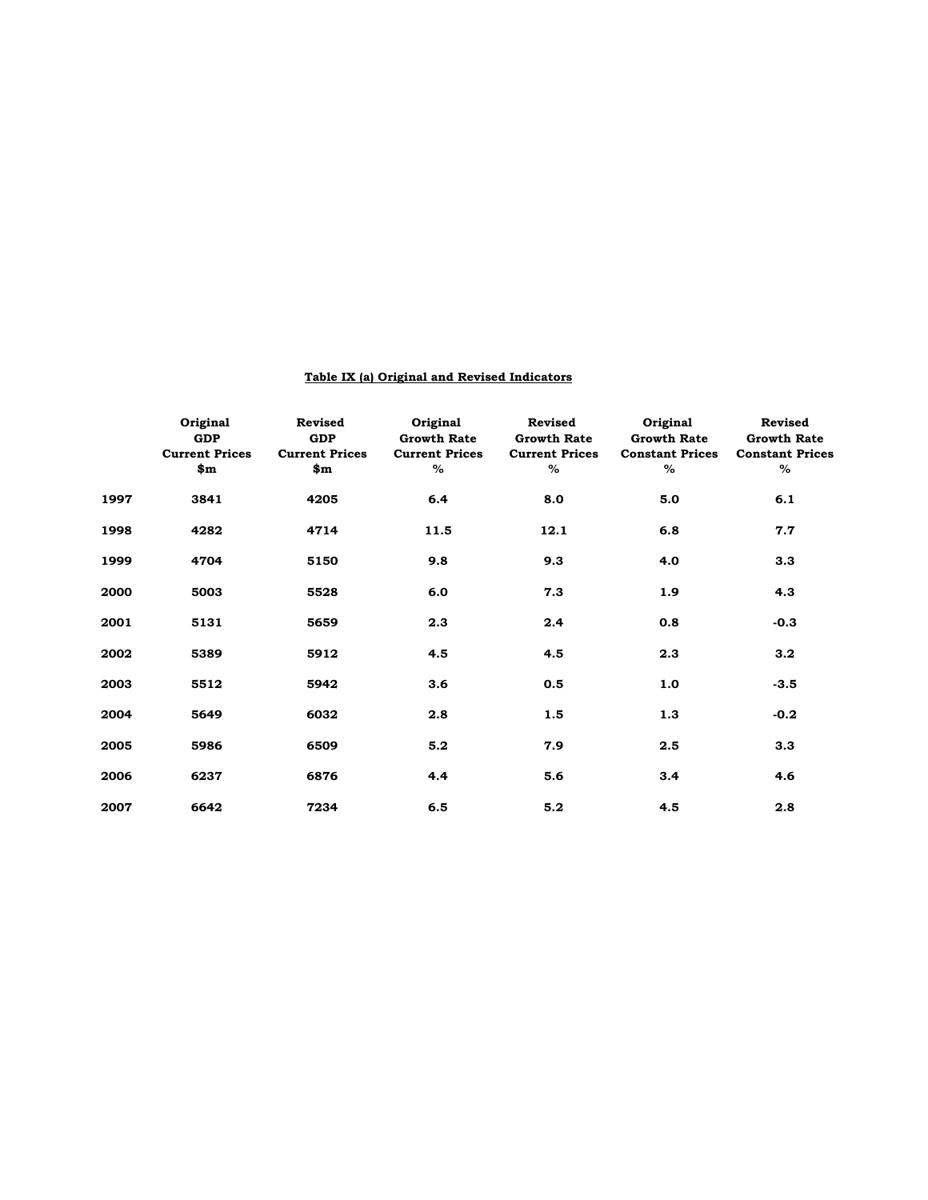**Table IX (a) Original and Revised Indicators**

| | Original GDP Current Prices $m | Revised GDP Current Prices $m | Original Growth Rate Current Prices % | Revised Growth Rate Current Prices % | Original Growth Rate Constant Prices % | Revised Growth Rate Constant Prices % |
|---|---|---|---|---|---|---|
| 1997 | 3841 | 4205 | 6.4 | 8.0 | 5.0 | 6.1 |
| 1998 | 4282 | 4714 | 11.5 | 12.1 | 6.8 | 7.7 |
| 1999 | 4704 | 5150 | 9.8 | 9.3 | 4.0 | 3.3 |
| 2000 | 5003 | 5528 | 6.0 | 7.3 | 1.9 | 4.3 |
| 2001 | 5131 | 5659 | 2.3 | 2.4 | 0.8 | -0.3 |
| 2002 | 5389 | 5912 | 4.5 | 4.5 | 2.3 | 3.2 |
| 2003 | 5512 | 5942 | 3.6 | 0.5 | 1.0 | -3.5 |
| 2004 | 5649 | 6032 | 2.8 | 1.5 | 1.3 | -0.2 |
| 2005 | 5986 | 6509 | 5.2 | 7.9 | 2.5 | 3.3 |
| 2006 | 6237 | 6876 | 4.4 | 5.6 | 3.4 | 4.6 |
| 2007 | 6642 | 7234 | 6.5 | 5.2 | 4.5 | 2.8 |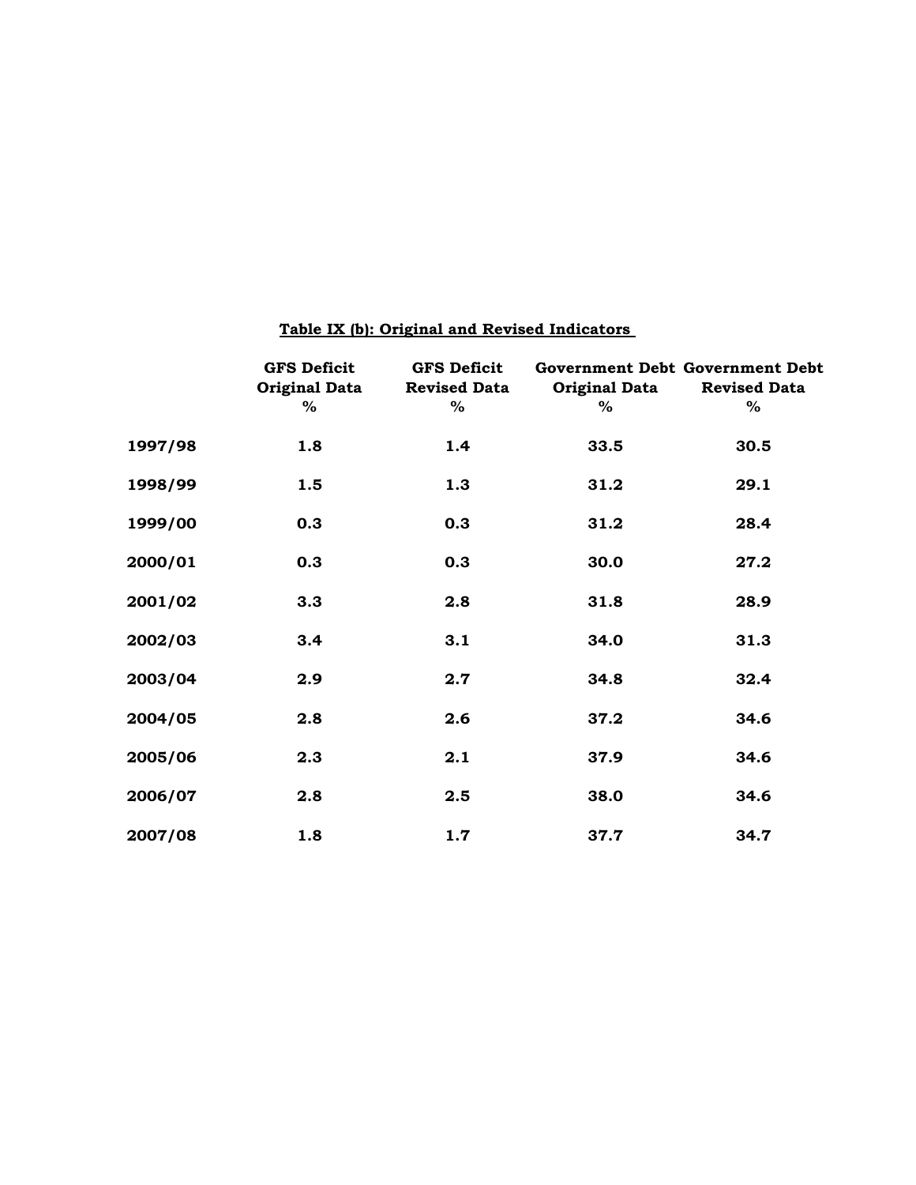**Table IX (b): Original and Revised Indicators**

| | GFS Deficit Original Data % | GFS Deficit Revised Data % | Government Debt Original Data % | Government Debt Revised Data % |
|---|---|---|---|---|
| 1997/98 | 1.8 | 1.4 | 33.5 | 30.5 |
| 1998/99 | 1.5 | 1.3 | 31.2 | 29.1 |
| 1999/00 | 0.3 | 0.3 | 31.2 | 28.4 |
| 2000/01 | 0.3 | 0.3 | 30.0 | 27.2 |
| 2001/02 | 3.3 | 2.8 | 31.8 | 28.9 |
| 2002/03 | 3.4 | 3.1 | 34.0 | 31.3 |
| 2003/04 | 2.9 | 2.7 | 34.8 | 32.4 |
| 2004/05 | 2.8 | 2.6 | 37.2 | 34.6 |
| 2005/06 | 2.3 | 2.1 | 37.9 | 34.6 |
| 2006/07 | 2.8 | 2.5 | 38.0 | 34.6 |
| 2007/08 | 1.8 | 1.7 | 37.7 | 34.7 |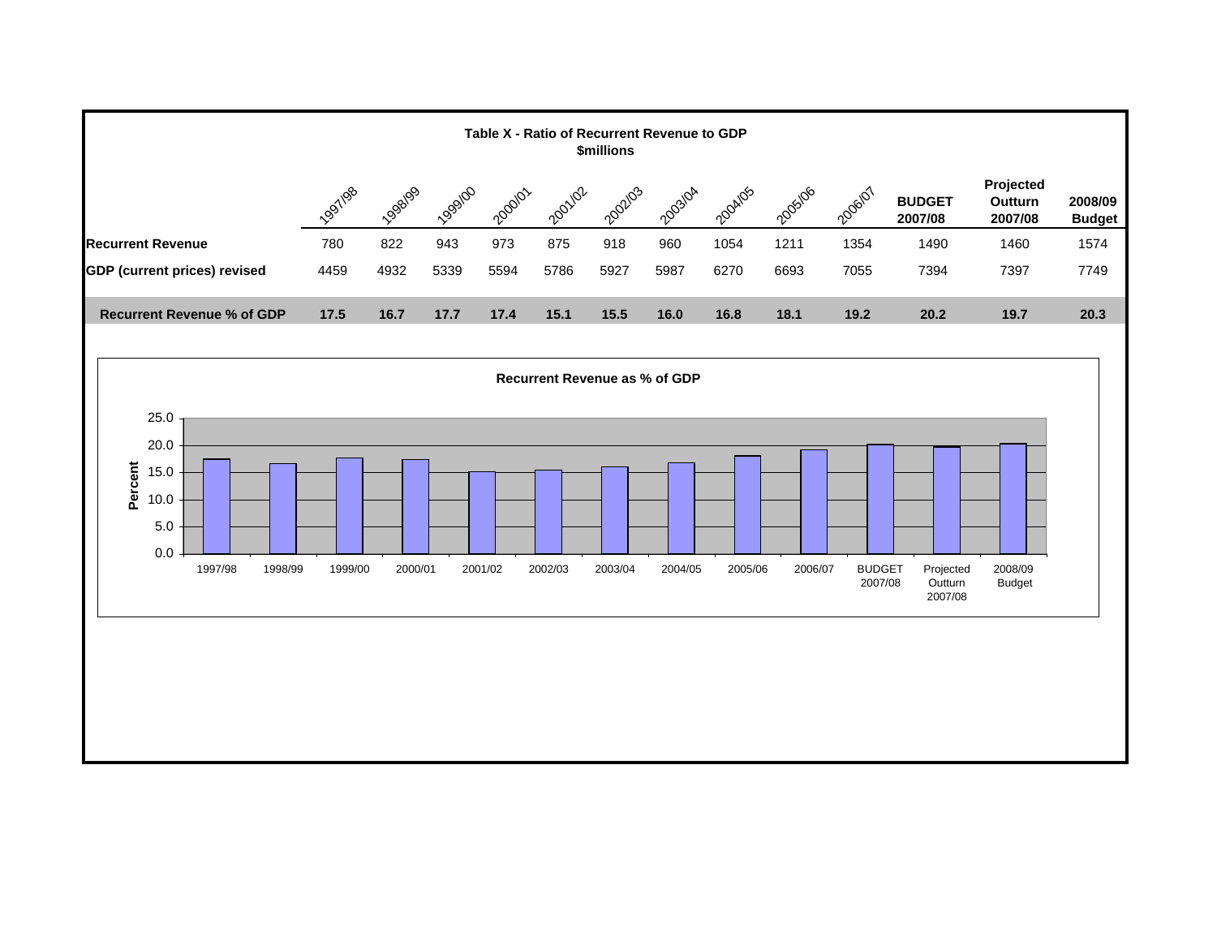**Table X - Ratio of Recurrent Revenue to GDP**
**$millions**

| | 1997/98 | 1998/99 | 1999/00 | 2000/01 | 2001/02 | 2002/03 | 2003/04 | 2004/05 | 2005/06 | 2006/07 | BUDGET 2007/08 | Projected Outturn 2007/08 | 2008/09 Budget |
|---|---|---|---|---|---|---|---|---|---|---|---|---|---|
| **Recurrent Revenue** | 780 | 822 | 943 | 973 | 875 | 918 | 960 | 1054 | 1211 | 1354 | 1490 | 1460 | 1574 |
| **GDP (current prices) revised** | 4459 | 4932 | 5339 | 5594 | 5786 | 5927 | 5987 | 6270 | 6693 | 7055 | 7394 | 7397 | 7749 |
| **Recurrent Revenue % of GDP** | **17.5** | **16.7** | **17.7** | **17.4** | **15.1** | **15.5** | **16.0** | **16.8** | **18.1** | **19.2** | **20.2** | **19.7** | **20.3** |

**Recurrent Revenue as % of GDP**

Percent

25.0
20.0
15.0
10.0
5.0
0.0

1997/98
1998/99
1999/00
2000/01
2001/02
2002/03
2003/04
2004/05
2005/06
2006/07
BUDGET 2007/08
Projected Outturn 2007/08
2008/09 Budget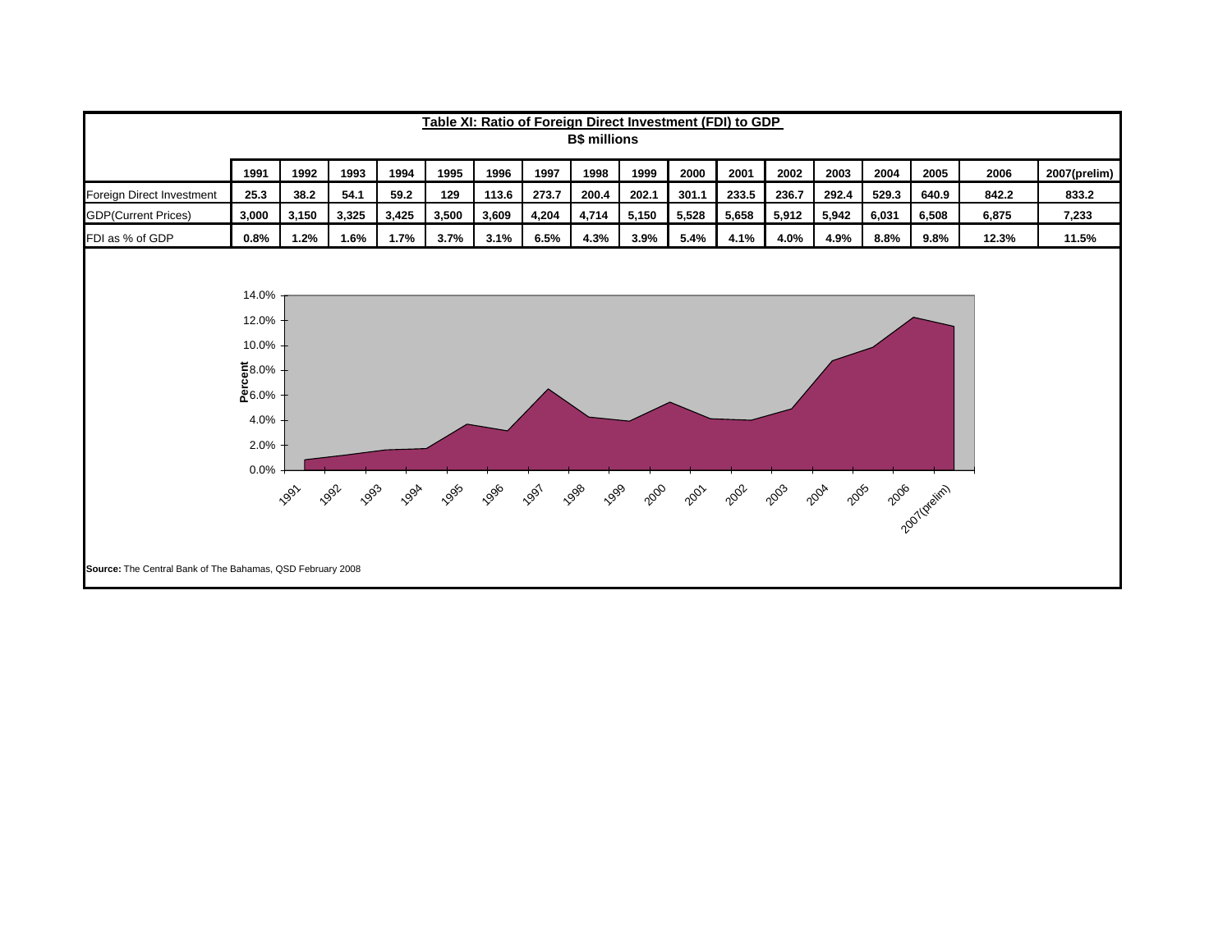**Table XI: Ratio of Foreign Direct Investment (FDI) to GDP**

**B$ millions**

| | 1991 | 1992 | 1993 | 1994 | 1995 | 1996 | 1997 | 1998 | 1999 | 2000 | 2001 | 2002 | 2003 | 2004 | 2005 | 2006 | 2007(prelim) |
|---|---|---|---|---|---|---|---|---|---|---|---|---|---|---|---|---|---|
| Foreign Direct Investment | 25.3 | 38.2 | 54.1 | 59.2 | 129 | 113.6 | 273.7 | 200.4 | 202.1 | 301.1 | 233.5 | 236.7 | 292.4 | 529.3 | 640.9 | 842.2 | 833.2 |
| GDP(Current Prices) | 3,000 | 3,150 | 3,325 | 3,425 | 3,500 | 3,609 | 4,204 | 4,714 | 5,150 | 5,528 | 5,658 | 5,912 | 5,942 | 6,031 | 6,508 | 6,875 | 7,233 |
| FDI as % of GDP | 0.8% | 1.2% | 1.6% | 1.7% | 3.7% | 3.1% | 6.5% | 4.3% | 3.9% | 5.4% | 4.1% | 4.0% | 4.9% | 8.8% | 9.8% | 12.3% | 11.5% |

Percent

14.0%
12.0%
10.0%
8.0%
6.0%
4.0%
2.0%
0.0%

1991 1992 1993 1994 1995 1996 1997 1998 1999 2000 2001 2002 2003 2004 2005 2006 2007(prelim)

**Source:** The Central Bank of The Bahamas, QSD February 2008